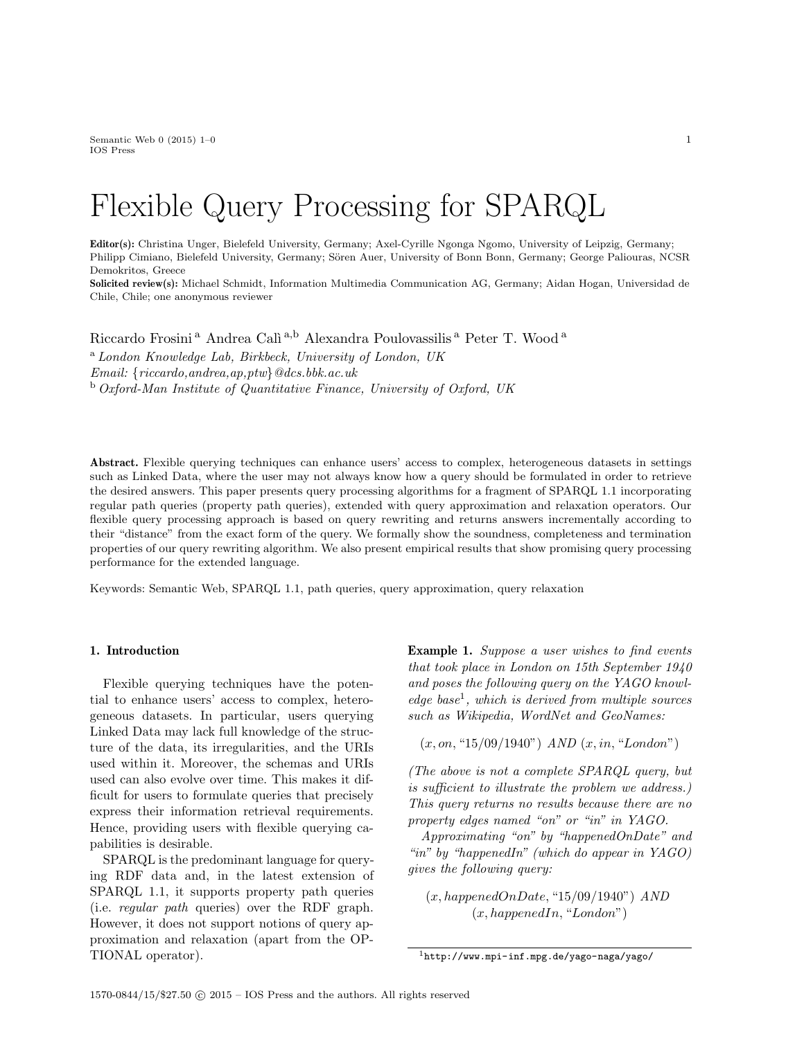# Flexible Query Processing for SPARQL

**Editor(s):** Christina Unger, Bielefeld University, Germany; Axel-Cyrille Ngonga Ngomo, University of Leipzig, Germany; Philipp Cimiano, Bielefeld University, Germany; Sören Auer, University of Bonn Bonn, Germany; George Paliouras, NCSR Demokritos, Greece

**Solicited review(s):** Michael Schmidt, Information Multimedia Communication AG, Germany; Aidan Hogan, Universidad de Chile, Chile; one anonymous reviewer

Riccardo Frosini [a] Andrea Calì [a,b] Alexandra Poulovassilis [a] Peter T. Wood [a]

[a] *London Knowledge Lab, Birkbeck, University of London, UK*
*Email: {riccardo,andrea,ap,ptw}@dcs.bbk.ac.uk*
[b] *Oxford-Man Institute of Quantitative Finance, University of Oxford, UK*

**Abstract.** Flexible querying techniques can enhance users' access to complex, heterogeneous datasets in settings such as Linked Data, where the user may not always know how a query should be formulated in order to retrieve the desired answers. This paper presents query processing algorithms for a fragment of SPARQL 1.1 incorporating regular path queries (property path queries), extended with query approximation and relaxation operators. Our flexible query processing approach is based on query rewriting and returns answers incrementally according to their "distance" from the exact form of the query. We formally show the soundness, completeness and termination properties of our query rewriting algorithm. We also present empirical results that show promising query processing performance for the extended language.

Keywords: Semantic Web, SPARQL 1.1, path queries, query approximation, query relaxation

## 1. Introduction

Flexible querying techniques have the potential to enhance users' access to complex, heterogeneous datasets. In particular, users querying Linked Data may lack full knowledge of the structure of the data, its irregularities, and the URIs used within it. Moreover, the schemas and URIs used can also evolve over time. This makes it difficult for users to formulate queries that precisely express their information retrieval requirements. Hence, providing users with flexible querying capabilities is desirable.

SPARQL is the predominant language for querying RDF data and, in the latest extension of SPARQL 1.1, it supports property path queries (i.e. *regular path* queries) over the RDF graph. However, it does not support notions of query approximation and relaxation (apart from the OPTIONAL operator).

**Example 1.** *Suppose a user wishes to find events that took place in London on 15th September 1940 and poses the following query on the YAGO knowledge base*[1]*, which is derived from multiple sources such as Wikipedia, WordNet and GeoNames:*

$$(x, on, \text{"15/09/1940"}) \text{ } AND \text{ } (x, in, \text{"London"})$$

*(The above is not a complete SPARQL query, but is sufficient to illustrate the problem we address.) This query returns no results because there are no property edges named "on" or "in" in YAGO.*

*Approximating "on" by "happenedOnDate" and "in" by "happenedIn" (which do appear in YAGO) gives the following query:*

$$(x, happenedOnDate, \text{"15/09/1940"}) \text{ } AND$$
$$(x, happenedIn, \text{"London"})$$

[1] http://www.mpi-inf.mpg.de/yago-naga/yago/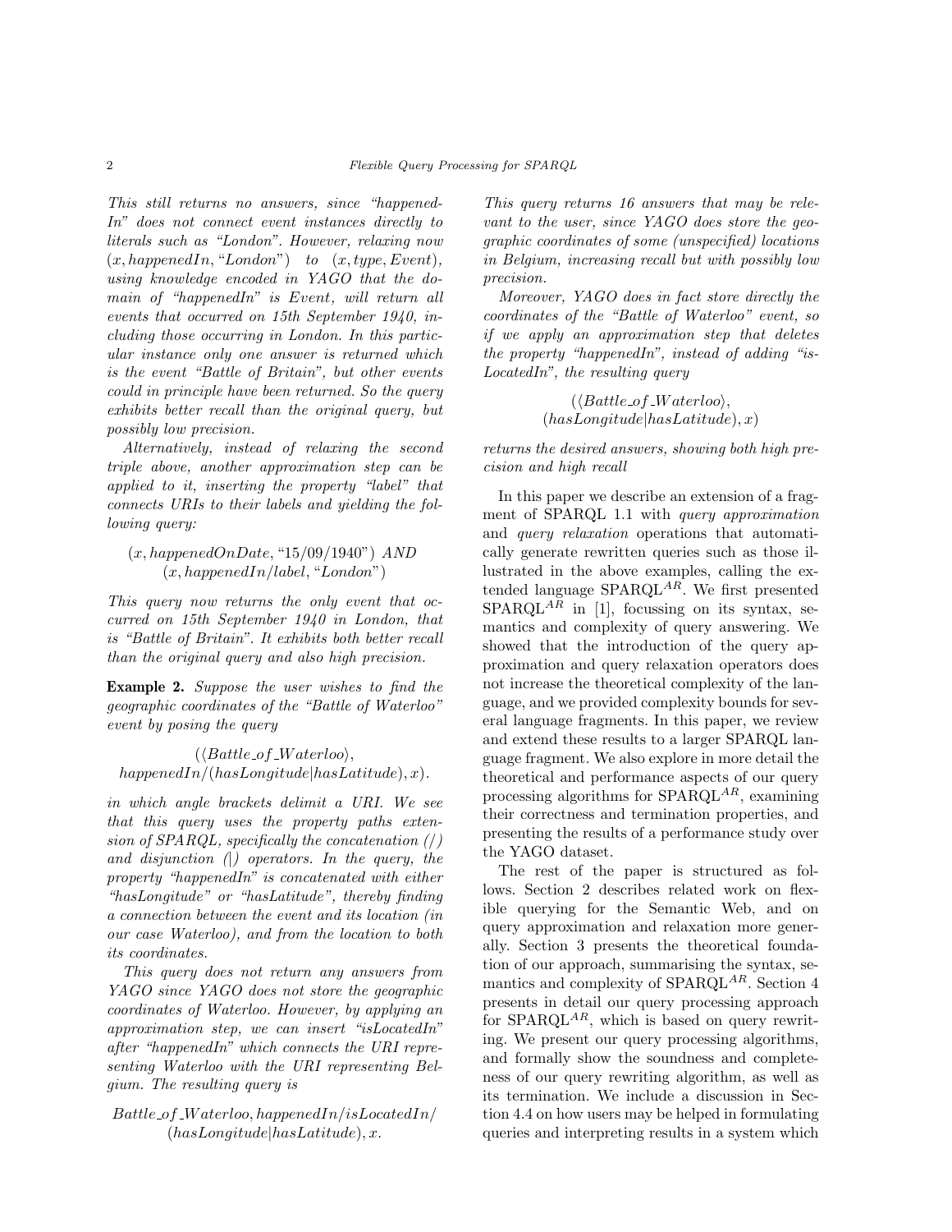*This still returns no answers, since "happenedIn" does not connect event instances directly to literals such as "London". However, relaxing now* $(x, happenedIn, \text{“London”})$ *to* $(x, type, Event)$, *using knowledge encoded in YAGO that the domain of "happenedIn" is Event, will return all events that occurred on 15th September 1940, including those occurring in London. In this particular instance only one answer is returned which is the event "Battle of Britain", but other events could in principle have been returned. So the query exhibits better recall than the original query, but possibly low precision.*

*Alternatively, instead of relaxing the second triple above, another approximation step can be applied to it, inserting the property "label" that connects URIs to their labels and yielding the following query:*

$$(x, happenedOnDate, \text{“15/09/1940”}) \ AND \ (x, happenedIn/label, \text{“London”})$$

*This query now returns the only event that occurred on 15th September 1940 in London, that is "Battle of Britain". It exhibits both better recall than the original query and also high precision.*

**Example 2.** *Suppose the user wishes to find the geographic coordinates of the "Battle of Waterloo" event by posing the query*

$$(\langle Battle\_of\_Waterloo \rangle, happenedIn/(hasLongitude|hasLatitude), x).$$

*in which angle brackets delimit a URI. We see that this query uses the property paths extension of SPARQL, specifically the concatenation (/) and disjunction (|) operators. In the query, the property "happenedIn" is concatenated with either "hasLongitude" or "hasLatitude", thereby finding a connection between the event and its location (in our case Waterloo), and from the location to both its coordinates.*

*This query does not return any answers from YAGO since YAGO does not store the geographic coordinates of Waterloo. However, by applying an approximation step, we can insert "isLocatedIn" after "happenedIn" which connects the URI representing Waterloo with the URI representing Belgium. The resulting query is*

$$Battle\_of\_Waterloo, happenedIn/isLocatedIn/(hasLongitude|hasLatitude), x.$$

*This query returns 16 answers that may be relevant to the user, since YAGO does store the geographic coordinates of some (unspecified) locations in Belgium, increasing recall but with possibly low precision.*

*Moreover, YAGO does in fact store directly the coordinates of the "Battle of Waterloo" event, so if we apply an approximation step that deletes the property "happenedIn", instead of adding "isLocatedIn", the resulting query*

$$(\langle Battle\_of\_Waterloo \rangle, (hasLongitude|hasLatitude), x)$$

*returns the desired answers, showing both high precision and high recall*

In this paper we describe an extension of a fragment of SPARQL 1.1 with *query approximation* and *query relaxation* operations that automatically generate rewritten queries such as those illustrated in the above examples, calling the extended language SPARQL$^{AR}$. We first presented SPARQL$^{AR}$ in [1], focussing on its syntax, semantics and complexity of query answering. We showed that the introduction of the query approximation and query relaxation operators does not increase the theoretical complexity of the language, and we provided complexity bounds for several language fragments. In this paper, we review and extend these results to a larger SPARQL language fragment. We also explore in more detail the theoretical and performance aspects of our query processing algorithms for SPARQL$^{AR}$, examining their correctness and termination properties, and presenting the results of a performance study over the YAGO dataset.

The rest of the paper is structured as follows. Section 2 describes related work on flexible querying for the Semantic Web, and on query approximation and relaxation more generally. Section 3 presents the theoretical foundation of our approach, summarising the syntax, semantics and complexity of SPARQL$^{AR}$. Section 4 presents in detail our query processing approach for SPARQL$^{AR}$, which is based on query rewriting. We present our query processing algorithms, and formally show the soundness and completeness of our query rewriting algorithm, as well as its termination. We include a discussion in Section 4.4 on how users may be helped in formulating queries and interpreting results in a system which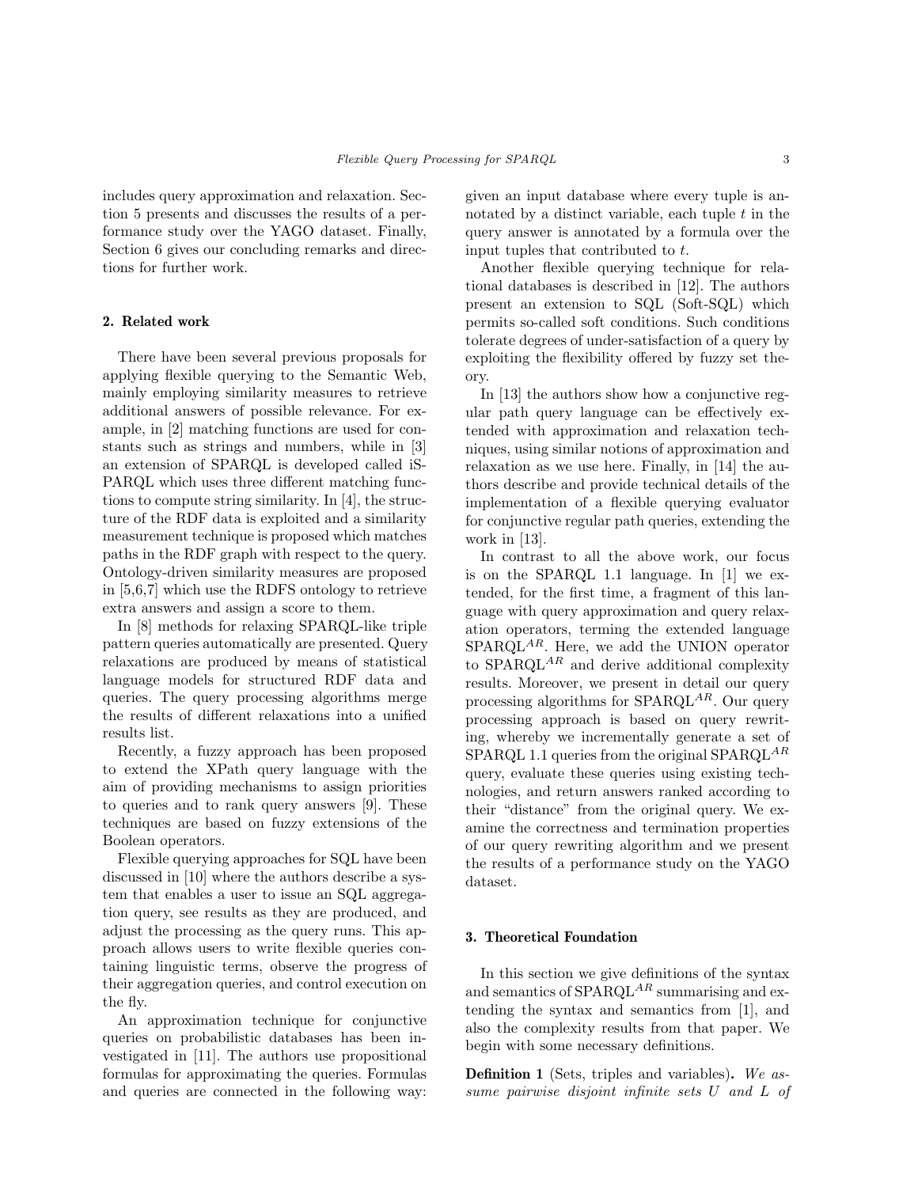includes query approximation and relaxation. Section 5 presents and discusses the results of a performance study over the YAGO dataset. Finally, Section 6 gives our concluding remarks and directions for further work.

## 2. Related work

There have been several previous proposals for applying flexible querying to the Semantic Web, mainly employing similarity measures to retrieve additional answers of possible relevance. For example, in [2] matching functions are used for constants such as strings and numbers, while in [3] an extension of SPARQL is developed called iSPARQL which uses three different matching functions to compute string similarity. In [4], the structure of the RDF data is exploited and a similarity measurement technique is proposed which matches paths in the RDF graph with respect to the query. Ontology-driven similarity measures are proposed in [5,6,7] which use the RDFS ontology to retrieve extra answers and assign a score to them.

In [8] methods for relaxing SPARQL-like triple pattern queries automatically are presented. Query relaxations are produced by means of statistical language models for structured RDF data and queries. The query processing algorithms merge the results of different relaxations into a unified results list.

Recently, a fuzzy approach has been proposed to extend the XPath query language with the aim of providing mechanisms to assign priorities to queries and to rank query answers [9]. These techniques are based on fuzzy extensions of the Boolean operators.

Flexible querying approaches for SQL have been discussed in [10] where the authors describe a system that enables a user to issue an SQL aggregation query, see results as they are produced, and adjust the processing as the query runs. This approach allows users to write flexible queries containing linguistic terms, observe the progress of their aggregation queries, and control execution on the fly.

An approximation technique for conjunctive queries on probabilistic databases has been investigated in [11]. The authors use propositional formulas for approximating the queries. Formulas and queries are connected in the following way: given an input database where every tuple is annotated by a distinct variable, each tuple $t$ in the query answer is annotated by a formula over the input tuples that contributed to $t$.

Another flexible querying technique for relational databases is described in [12]. The authors present an extension to SQL (Soft-SQL) which permits so-called soft conditions. Such conditions tolerate degrees of under-satisfaction of a query by exploiting the flexibility offered by fuzzy set theory.

In [13] the authors show how a conjunctive regular path query language can be effectively extended with approximation and relaxation techniques, using similar notions of approximation and relaxation as we use here. Finally, in [14] the authors describe and provide technical details of the implementation of a flexible querying evaluator for conjunctive regular path queries, extending the work in [13].

In contrast to all the above work, our focus is on the SPARQL 1.1 language. In [1] we extended, for the first time, a fragment of this language with query approximation and query relaxation operators, terming the extended language SPARQL$^{AR}$. Here, we add the UNION operator to SPARQL$^{AR}$ and derive additional complexity results. Moreover, we present in detail our query processing algorithms for SPARQL$^{AR}$. Our query processing approach is based on query rewriting, whereby we incrementally generate a set of SPARQL 1.1 queries from the original SPARQL$^{AR}$ query, evaluate these queries using existing technologies, and return answers ranked according to their "distance" from the original query. We examine the correctness and termination properties of our query rewriting algorithm and we present the results of a performance study on the YAGO dataset.

## 3. Theoretical Foundation

In this section we give definitions of the syntax and semantics of SPARQL$^{AR}$ summarising and extending the syntax and semantics from [1], and also the complexity results from that paper. We begin with some necessary definitions.

**Definition 1** (Sets, triples and variables)**.** *We assume pairwise disjoint infinite sets $U$ and $L$ of*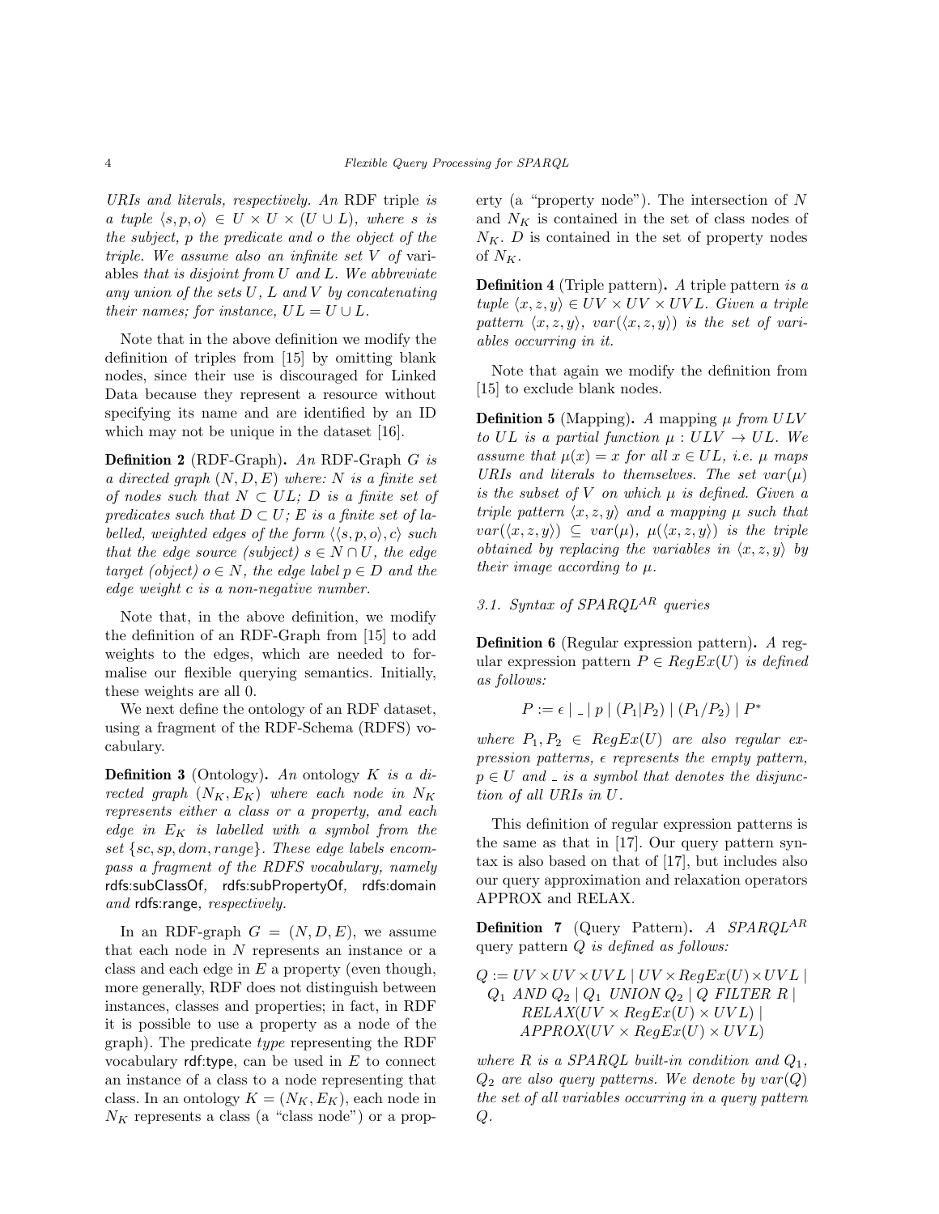*URIs and literals, respectively. An* RDF triple *is a tuple* $\langle s, p, o \rangle \in U \times U \times (U \cup L)$*, where* $s$ *is the subject,* $p$ *the predicate and* $o$ *the object of the triple. We assume also an infinite set* $V$ *of* variables *that is disjoint from* $U$ *and* $L$*. We abbreviate any union of the sets* $U$*,* $L$ *and* $V$ *by concatenating their names; for instance,* $UL = U \cup L$*.*

Note that in the above definition we modify the definition of triples from [15] by omitting blank nodes, since their use is discouraged for Linked Data because they represent a resource without specifying its name and are identified by an ID which may not be unique in the dataset [16].

**Definition 2** (RDF-Graph)**.** *An* RDF-Graph $G$ *is a directed graph* $(N, D, E)$ *where:* $N$ *is a finite set of nodes such that* $N \subset UL$*;* $D$ *is a finite set of predicates such that* $D \subset U$*;* $E$ *is a finite set of labelled, weighted edges of the form* $\langle\langle s, p, o\rangle, c\rangle$ *such that the edge source (subject)* $s \in N \cap U$*, the edge target (object)* $o \in N$*, the edge label* $p \in D$ *and the edge weight* $c$ *is a non-negative number.*

Note that, in the above definition, we modify the definition of an RDF-Graph from [15] to add weights to the edges, which are needed to formalise our flexible querying semantics. Initially, these weights are all 0.

We next define the ontology of an RDF dataset, using a fragment of the RDF-Schema (RDFS) vocabulary.

**Definition 3** (Ontology)**.** *An* ontology $K$ *is a directed graph* $(N_K, E_K)$ *where each node in* $N_K$ *represents either a class or a property, and each edge in* $E_K$ *is labelled with a symbol from the set* $\{sc, sp, dom, range\}$*. These edge labels encompass a fragment of the RDFS vocabulary, namely* rdfs:subClassOf*,* rdfs:subPropertyOf*,* rdfs:domain *and* rdfs:range*, respectively.*

In an RDF-graph $G = (N, D, E)$, we assume that each node in $N$ represents an instance or a class and each edge in $E$ a property (even though, more generally, RDF does not distinguish between instances, classes and properties; in fact, in RDF it is possible to use a property as a node of the graph). The predicate *type* representing the RDF vocabulary rdf:type, can be used in $E$ to connect an instance of a class to a node representing that class. In an ontology $K = (N_K, E_K)$, each node in $N_K$ represents a class (a "class node") or a property (a "property node"). The intersection of $N$ and $N_K$ is contained in the set of class nodes of $N_K$. $D$ is contained in the set of property nodes of $N_K$.

**Definition 4** (Triple pattern)**.** *A* triple pattern *is a tuple* $\langle x, z, y\rangle \in UV \times UV \times UVL$*. Given a triple pattern* $\langle x, z, y\rangle$*,* $var(\langle x, z, y\rangle)$ *is the set of variables occurring in it.*

Note that again we modify the definition from [15] to exclude blank nodes.

**Definition 5** (Mapping)**.** *A mapping* $\mu$ *from* $ULV$ *to* $UL$ *is a partial function* $\mu : ULV \to UL$*. We assume that* $\mu(x) = x$ *for all* $x \in UL$*, i.e.* $\mu$ *maps URIs and literals to themselves. The set* $var(\mu)$ *is the subset of* $V$ *on which* $\mu$ *is defined. Given a triple pattern* $\langle x, z, y\rangle$ *and a mapping* $\mu$ *such that* $var(\langle x, z, y\rangle) \subseteq var(\mu)$*,* $\mu(\langle x, z, y\rangle)$ *is the triple obtained by replacing the variables in* $\langle x, z, y\rangle$ *by their image according to* $\mu$*.*

### 3.1. Syntax of SPARQL$^{AR}$ queries

**Definition 6** (Regular expression pattern)**.** *A regular expression pattern* $P \in RegEx(U)$ *is defined as follows:*

$$P := \epsilon \mid \_ \mid p \mid (P_1|P_2) \mid (P_1/P_2) \mid P^*$$

*where* $P_1, P_2 \in RegEx(U)$ *are also regular expression patterns,* $\epsilon$ *represents the empty pattern,* $p \in U$ *and* $\_$ *is a symbol that denotes the disjunction of all URIs in* $U$*.*

This definition of regular expression patterns is the same as that in [17]. Our query pattern syntax is also based on that of [17], but includes also our query approximation and relaxation operators APPROX and RELAX.

**Definition 7** (Query Pattern)**.** *A SPARQL*$^{AR}$ query pattern $Q$ *is defined as follows:*

$$\begin{aligned} Q := &\; UV \times UV \times UVL \mid UV \times RegEx(U) \times UVL \mid \\ &\; Q_1 \textit{ AND } Q_2 \mid Q_1 \textit{ UNION } Q_2 \mid Q \textit{ FILTER } R \mid \\ &\; RELAX(UV \times RegEx(U) \times UVL) \mid \\ &\; APPROX(UV \times RegEx(U) \times UVL) \end{aligned}$$

*where* $R$ *is a SPARQL built-in condition and* $Q_1$*,* $Q_2$ *are also query patterns. We denote by* $var(Q)$ *the set of all variables occurring in a query pattern* $Q$*.*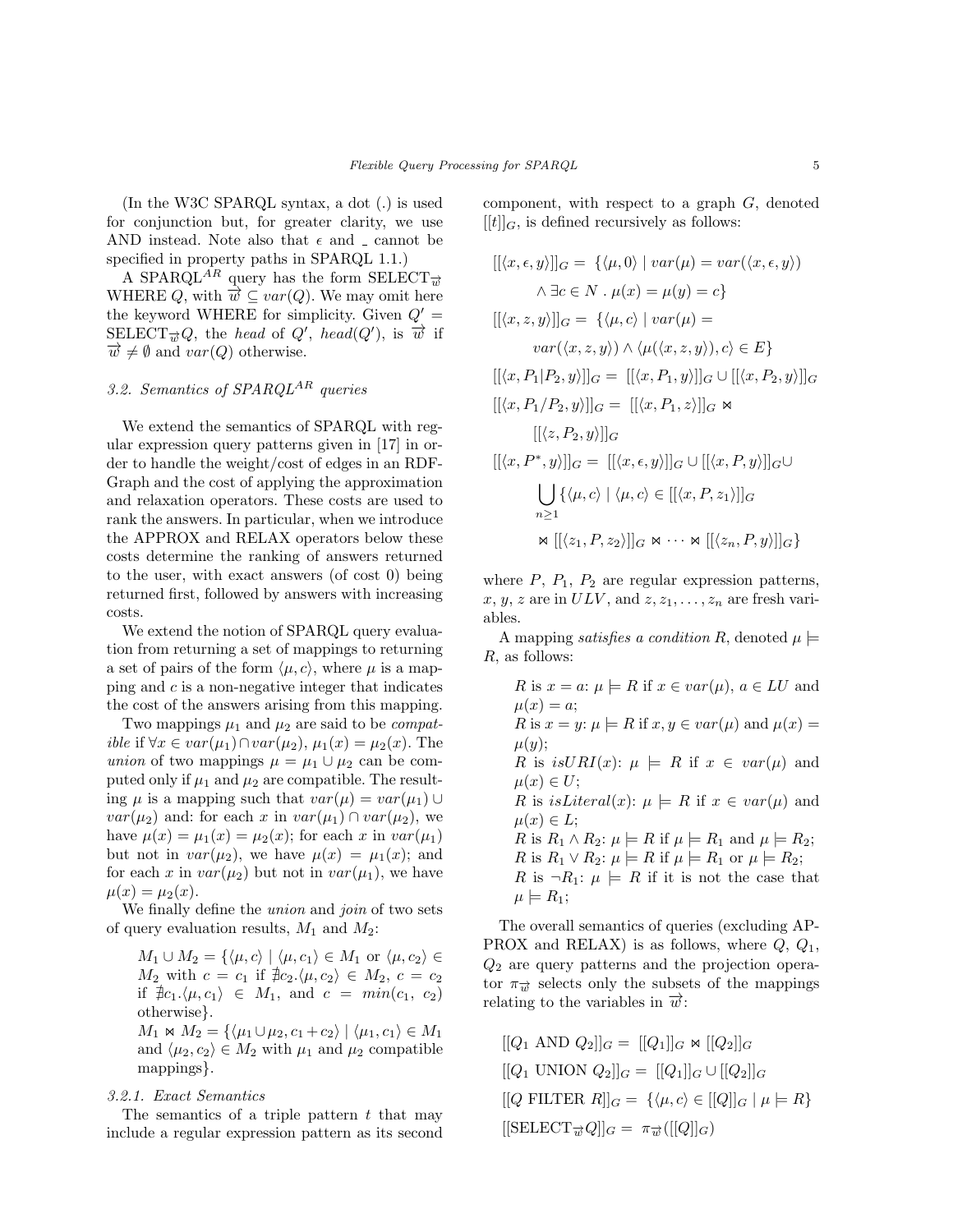(In the W3C SPARQL syntax, a dot (.) is used for conjunction but, for greater clarity, we use AND instead. Note also that $\epsilon$ and _ cannot be specified in property paths in SPARQL 1.1.)

A SPARQL$^{AR}$ query has the form SELECT$_{\overrightarrow{w}}$ WHERE $Q$, with $\overrightarrow{w} \subseteq var(Q)$. We may omit here the keyword WHERE for simplicity. Given $Q' =$ SELECT$_{\overrightarrow{w}}Q$, the *head* of $Q'$, $head(Q')$, is $\overrightarrow{w}$ if $\overrightarrow{w} \neq \emptyset$ and $var(Q)$ otherwise.

### 3.2. Semantics of SPARQL$^{AR}$ queries

We extend the semantics of SPARQL with regular expression query patterns given in [17] in order to handle the weight/cost of edges in an RDF-Graph and the cost of applying the approximation and relaxation operators. These costs are used to rank the answers. In particular, when we introduce the APPROX and RELAX operators below these costs determine the ranking of answers returned to the user, with exact answers (of cost 0) being returned first, followed by answers with increasing costs.

We extend the notion of SPARQL query evaluation from returning a set of mappings to returning a set of pairs of the form $\langle \mu, c \rangle$, where $\mu$ is a mapping and $c$ is a non-negative integer that indicates the cost of the answers arising from this mapping.

Two mappings $\mu_1$ and $\mu_2$ are said to be *compatible* if $\forall x \in var(\mu_1) \cap var(\mu_2)$, $\mu_1(x) = \mu_2(x)$. The *union* of two mappings $\mu = \mu_1 \cup \mu_2$ can be computed only if $\mu_1$ and $\mu_2$ are compatible. The resulting $\mu$ is a mapping such that $var(\mu) = var(\mu_1) \cup var(\mu_2)$ and: for each $x$ in $var(\mu_1) \cap var(\mu_2)$, we have $\mu(x) = \mu_1(x) = \mu_2(x)$; for each $x$ in $var(\mu_1)$ but not in $var(\mu_2)$, we have $\mu(x) = \mu_1(x)$; and for each $x$ in $var(\mu_2)$ but not in $var(\mu_1)$, we have $\mu(x) = \mu_2(x)$.

We finally define the *union* and *join* of two sets of query evaluation results, $M_1$ and $M_2$:

> $M_1 \cup M_2 = \{\langle \mu, c \rangle \mid \langle \mu, c_1 \rangle \in M_1$ or $\langle \mu, c_2 \rangle \in M_2$ with $c = c_1$ if $\nexists c_2 . \langle \mu, c_2 \rangle \in M_2$, $c = c_2$ if $\nexists c_1 . \langle \mu, c_1 \rangle \in M_1$, and $c = min(c_1, c_2)$ otherwise$\}$.
>
> $M_1 \bowtie M_2 = \{\langle \mu_1 \cup \mu_2, c_1 + c_2 \rangle \mid \langle \mu_1, c_1 \rangle \in M_1$ and $\langle \mu_2, c_2 \rangle \in M_2$ with $\mu_1$ and $\mu_2$ compatible mappings$\}$.

#### 3.2.1. Exact Semantics

The semantics of a triple pattern $t$ that may include a regular expression pattern as its second component, with respect to a graph $G$, denoted $[[t]]_G$, is defined recursively as follows:

$$
\begin{aligned}
[[\langle x, \epsilon, y \rangle]]_G =\ & \{\langle \mu, 0 \rangle \mid var(\mu) = var(\langle x, \epsilon, y \rangle) \\
& \wedge \exists c \in N \,.\, \mu(x) = \mu(y) = c\} \\
[[\langle x, z, y \rangle]]_G =\ & \{\langle \mu, c \rangle \mid var(\mu) = \\
& var(\langle x, z, y \rangle) \wedge \langle \mu(\langle x, z, y \rangle), c \rangle \in E\} \\
[[\langle x, P_1 | P_2, y \rangle]]_G =\ & [[\langle x, P_1, y \rangle]]_G \cup [[\langle x, P_2, y \rangle]]_G \\
[[\langle x, P_1 / P_2, y \rangle]]_G =\ & [[\langle x, P_1, z \rangle]]_G \bowtie \\
& [[\langle z, P_2, y \rangle]]_G \\
[[\langle x, P^*, y \rangle]]_G =\ & [[\langle x, \epsilon, y \rangle]]_G \cup [[\langle x, P, y \rangle]]_G \cup \\
& \bigcup_{n \geq 1} \{\langle \mu, c \rangle \mid \langle \mu, c \rangle \in [[\langle x, P, z_1 \rangle]]_G \\
& \bowtie [[\langle z_1, P, z_2 \rangle]]_G \bowtie \cdots \bowtie [[\langle z_n, P, y \rangle]]_G\}
\end{aligned}
$$

where $P$, $P_1$, $P_2$ are regular expression patterns, $x$, $y$, $z$ are in $ULV$, and $z, z_1, \ldots, z_n$ are fresh variables.

A mapping *satisfies a condition* $R$, denoted $\mu \models R$, as follows:

> $R$ is $x = a$: $\mu \models R$ if $x \in var(\mu)$, $a \in LU$ and $\mu(x) = a$;
> $R$ is $x = y$: $\mu \models R$ if $x, y \in var(\mu)$ and $\mu(x) = \mu(y)$;
> $R$ is $isURI(x)$: $\mu \models R$ if $x \in var(\mu)$ and $\mu(x) \in U$;
> $R$ is $isLiteral(x)$: $\mu \models R$ if $x \in var(\mu)$ and $\mu(x) \in L$;
> $R$ is $R_1 \wedge R_2$: $\mu \models R$ if $\mu \models R_1$ and $\mu \models R_2$;
> $R$ is $R_1 \vee R_2$: $\mu \models R$ if $\mu \models R_1$ or $\mu \models R_2$;
> $R$ is $\neg R_1$: $\mu \models R$ if it is not the case that $\mu \models R_1$;

The overall semantics of queries (excluding APPROX and RELAX) is as follows, where $Q$, $Q_1$, $Q_2$ are query patterns and the projection operator $\pi_{\overrightarrow{w}}$ selects only the subsets of the mappings relating to the variables in $\overrightarrow{w}$:

$$
\begin{aligned}
[[Q_1 \text{ AND } Q_2]]_G =\ & [[Q_1]]_G \bowtie [[Q_2]]_G \\
[[Q_1 \text{ UNION } Q_2]]_G =\ & [[Q_1]]_G \cup [[Q_2]]_G \\
[[Q \text{ FILTER } R]]_G =\ & \{\langle \mu, c \rangle \in [[Q]]_G \mid \mu \models R\} \\
[[\text{SELECT}_{\overrightarrow{w}} Q]]_G =\ & \pi_{\overrightarrow{w}}([[Q]]_G)
\end{aligned}
$$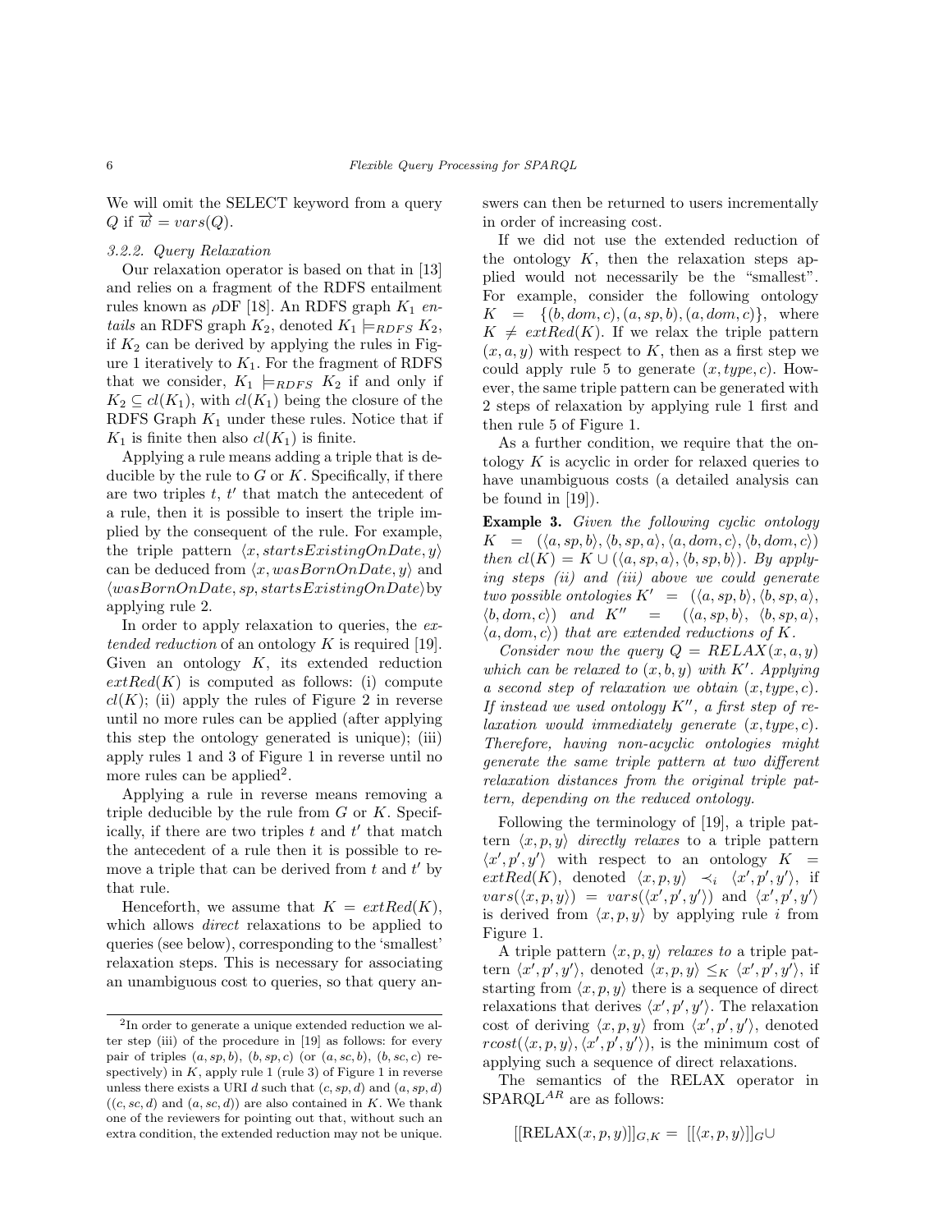We will omit the SELECT keyword from a query $Q$ if $\overrightarrow{w} = vars(Q)$.

### 3.2.2. Query Relaxation

Our relaxation operator is based on that in [13] and relies on a fragment of the RDFS entailment rules known as $\rho$DF [18]. An RDFS graph $K_1$ *entails* an RDFS graph $K_2$, denoted $K_1 \models_{RDFS} K_2$, if $K_2$ can be derived by applying the rules in Figure 1 iteratively to $K_1$. For the fragment of RDFS that we consider, $K_1 \models_{RDFS} K_2$ if and only if $K_2 \subseteq cl(K_1)$, with $cl(K_1)$ being the closure of the RDFS Graph $K_1$ under these rules. Notice that if $K_1$ is finite then also $cl(K_1)$ is finite.

Applying a rule means adding a triple that is deducible by the rule to $G$ or $K$. Specifically, if there are two triples $t$, $t'$ that match the antecedent of a rule, then it is possible to insert the triple implied by the consequent of the rule. For example, the triple pattern $\langle x, startsExistingOnDate, y\rangle$ can be deduced from $\langle x, wasBornOnDate, y\rangle$ and $\langle wasBornOnDate, sp, startsExistingOnDate\rangle$by applying rule 2.

In order to apply relaxation to queries, the *extended reduction* of an ontology $K$ is required [19]. Given an ontology $K$, its extended reduction $extRed(K)$ is computed as follows: (i) compute $cl(K)$; (ii) apply the rules of Figure 2 in reverse until no more rules can be applied (after applying this step the ontology generated is unique); (iii) apply rules 1 and 3 of Figure 1 in reverse until no more rules can be applied[2].

Applying a rule in reverse means removing a triple deducible by the rule from $G$ or $K$. Specifically, if there are two triples $t$ and $t'$ that match the antecedent of a rule then it is possible to remove a triple that can be derived from $t$ and $t'$ by that rule.

Henceforth, we assume that $K = extRed(K)$, which allows *direct* relaxations to be applied to queries (see below), corresponding to the 'smallest' relaxation steps. This is necessary for associating an unambiguous cost to queries, so that query answers can then be returned to users incrementally in order of increasing cost.

If we did not use the extended reduction of the ontology $K$, then the relaxation steps applied would not necessarily be the "smallest". For example, consider the following ontology $K = \{(b, dom, c), (a, sp, b), (a, dom, c)\}$, where $K \neq extRed(K)$. If we relax the triple pattern $(x, a, y)$ with respect to $K$, then as a first step we could apply rule 5 to generate $(x, type, c)$. However, the same triple pattern can be generated with 2 steps of relaxation by applying rule 1 first and then rule 5 of Figure 1.

As a further condition, we require that the ontology $K$ is acyclic in order for relaxed queries to have unambiguous costs (a detailed analysis can be found in [19]).

**Example 3.** *Given the following cyclic ontology* $K = (\langle a, sp, b\rangle, \langle b, sp, a\rangle, \langle a, dom, c\rangle, \langle b, dom, c\rangle)$ *then* $cl(K) = K \cup (\langle a, sp, a\rangle, \langle b, sp, b\rangle)$. *By applying steps (ii) and (iii) above we could generate two possible ontologies* $K' = (\langle a, sp, b\rangle, \langle b, sp, a\rangle, \langle b, dom, c\rangle)$ *and* $K'' = (\langle a, sp, b\rangle, \langle b, sp, a\rangle, \langle a, dom, c\rangle)$ *that are extended reductions of* $K$.

*Consider now the query* $Q = RELAX(x, a, y)$ *which can be relaxed to* $(x, b, y)$ *with* $K'$. *Applying a second step of relaxation we obtain* $(x, type, c)$. *If instead we used ontology* $K''$, *a first step of relaxation would immediately generate* $(x, type, c)$. *Therefore, having non-acyclic ontologies might generate the same triple pattern at two different relaxation distances from the original triple pattern, depending on the reduced ontology.*

Following the terminology of [19], a triple pattern $\langle x, p, y\rangle$ *directly relaxes* to a triple pattern $\langle x', p', y'\rangle$ with respect to an ontology $K = extRed(K)$, denoted $\langle x, p, y\rangle \prec_i \langle x', p', y'\rangle$, if $vars(\langle x, p, y\rangle) = vars(\langle x', p', y'\rangle)$ and $\langle x', p', y'\rangle$ is derived from $\langle x, p, y\rangle$ by applying rule $i$ from Figure 1.

A triple pattern $\langle x, p, y\rangle$ *relaxes to* a triple pattern $\langle x', p', y'\rangle$, denoted $\langle x, p, y\rangle \leq_K \langle x', p', y'\rangle$, if starting from $\langle x, p, y\rangle$ there is a sequence of direct relaxations that derives $\langle x', p', y'\rangle$. The relaxation cost of deriving $\langle x, p, y\rangle$ from $\langle x', p', y'\rangle$, denoted $rcost(\langle x, p, y\rangle, \langle x', p', y'\rangle)$, is the minimum cost of applying such a sequence of direct relaxations.

The semantics of the RELAX operator in SPARQL$^{AR}$ are as follows:

$$[[\text{RELAX}(x, p, y)]]_{G,K} = [[\langle x, p, y\rangle]]_G \cup$$

[2] In order to generate a unique extended reduction we alter step (iii) of the procedure in [19] as follows: for every pair of triples $(a, sp, b)$, $(b, sp, c)$ (or $(a, sc, b)$, $(b, sc, c)$ respectively) in $K$, apply rule 1 (rule 3) of Figure 1 in reverse unless there exists a URI $d$ such that $(c, sp, d)$ and $(a, sp, d)$ ($(c, sc, d)$ and $(a, sc, d)$) are also contained in $K$. We thank one of the reviewers for pointing out that, without such an extra condition, the extended reduction may not be unique.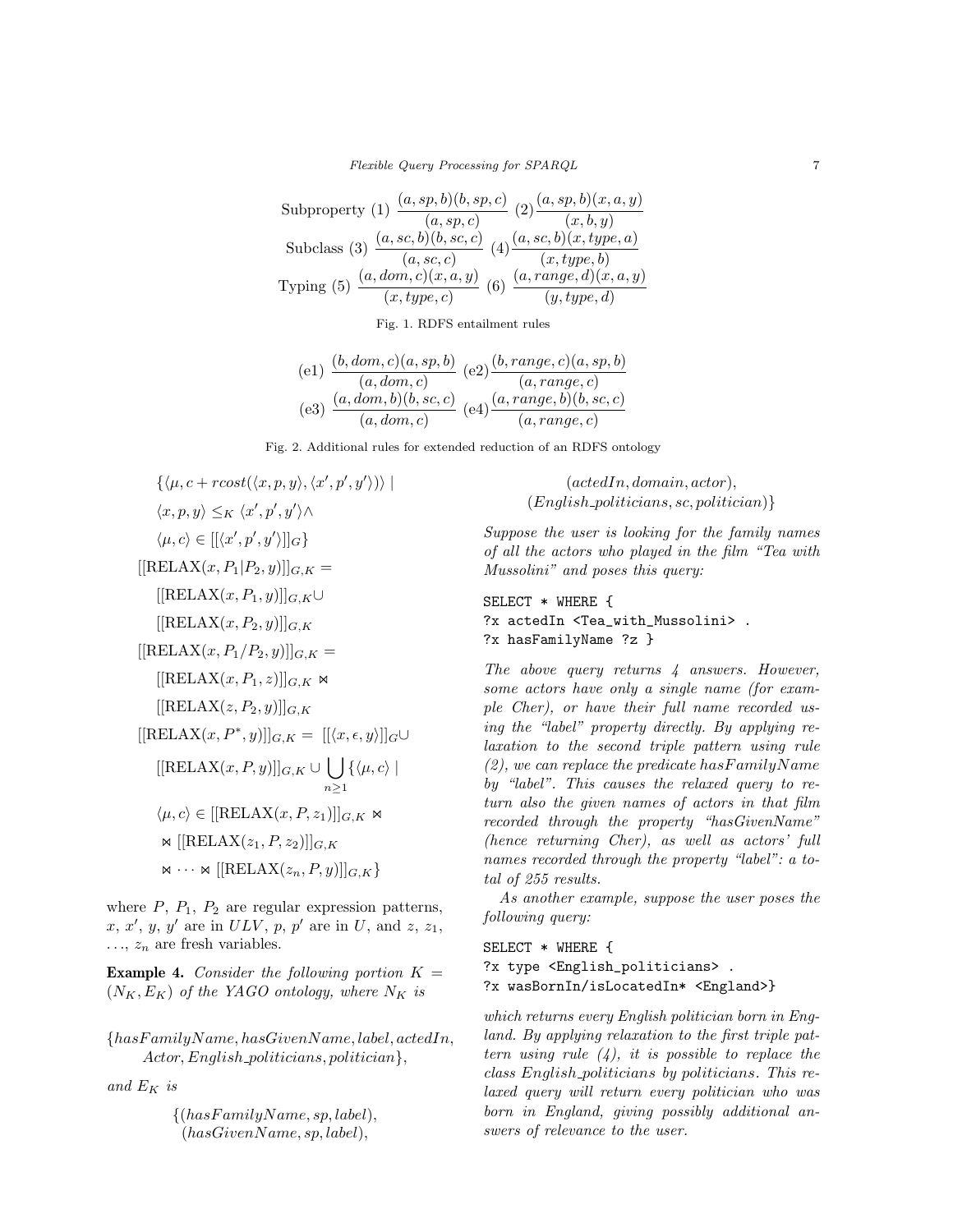$$\text{Subproperty (1)}\ \frac{(a,sp,b)(b,sp,c)}{(a,sp,c)}\ (2)\frac{(a,sp,b)(x,a,y)}{(x,b,y)}$$
$$\text{Subclass (3)}\ \frac{(a,sc,b)(b,sc,c)}{(a,sc,c)}\ (4)\frac{(a,sc,b)(x,type,a)}{(x,type,b)}$$
$$\text{Typing (5)}\ \frac{(a,dom,c)(x,a,y)}{(x,type,c)}\ (6)\ \frac{(a,range,d)(x,a,y)}{(y,type,d)}$$

Fig. 1. RDFS entailment rules

$$\text{(e1)}\ \frac{(b,dom,c)(a,sp,b)}{(a,dom,c)}\ \text{(e2)}\frac{(b,range,c)(a,sp,b)}{(a,range,c)}$$
$$\text{(e3)}\ \frac{(a,dom,b)(b,sc,c)}{(a,dom,c)}\ \text{(e4)}\frac{(a,range,b)(b,sc,c)}{(a,range,c)}$$

Fig. 2. Additional rules for extended reduction of an RDFS ontology

$$\{\langle \mu, c + rcost(\langle x,p,y\rangle, \langle x',p',y'\rangle)\rangle \mid$$
$$\langle x,p,y\rangle \leq_K \langle x',p',y'\rangle \wedge$$
$$\langle \mu, c\rangle \in [[\langle x',p',y'\rangle]]_G\}$$
$$[[\text{RELAX}(x, P_1|P_2, y)]]_{G,K} =$$
$$[[\text{RELAX}(x, P_1, y)]]_{G,K} \cup$$
$$[[\text{RELAX}(x, P_2, y)]]_{G,K}$$
$$[[\text{RELAX}(x, P_1/P_2, y)]]_{G,K} =$$
$$[[\text{RELAX}(x, P_1, z)]]_{G,K} \bowtie$$
$$[[\text{RELAX}(z, P_2, y)]]_{G,K}$$
$$[[\text{RELAX}(x, P^*, y)]]_{G,K} = [[\langle x, \epsilon, y\rangle]]_G \cup$$
$$[[\text{RELAX}(x, P, y)]]_{G,K} \cup \bigcup_{n\geq 1}\{\langle \mu, c\rangle \mid$$
$$\langle \mu, c\rangle \in [[\text{RELAX}(x, P, z_1)]]_{G,K} \bowtie$$
$$\bowtie [[\text{RELAX}(z_1, P, z_2)]]_{G,K}$$
$$\bowtie \cdots \bowtie [[\text{RELAX}(z_n, P, y)]]_{G,K}\}$$

where $P$, $P_1$, $P_2$ are regular expression patterns, $x$, $x'$, $y$, $y'$ are in $ULV$, $p$, $p'$ are in $U$, and $z$, $z_1$, $\ldots$, $z_n$ are fresh variables.

**Example 4.** *Consider the following portion $K = (N_K, E_K)$ of the YAGO ontology, where $N_K$ is*

$$\{hasFamilyName, hasGivenName, label, actedIn, Actor, English\_politicians, politician\},$$

*and $E_K$ is*

$$\{(hasFamilyName, sp, label), (hasGivenName, sp, label), (actedIn, domain, actor), (English\_politicians, sc, politician)\}$$

*Suppose the user is looking for the family names of all the actors who played in the film "Tea with Mussolini" and poses this query:*

```
SELECT * WHERE {
?x actedIn <Tea_with_Mussolini> .
?x hasFamilyName ?z }
```

*The above query returns 4 answers. However, some actors have only a single name (for example Cher), or have their full name recorded using the "label" property directly. By applying relaxation to the second triple pattern using rule (2), we can replace the predicate $hasFamilyName$ by "label". This causes the relaxed query to return also the given names of actors in that film recorded through the property "hasGivenName" (hence returning Cher), as well as actors' full names recorded through the property "label": a total of 255 results.*

*As another example, suppose the user poses the following query:*

```
SELECT * WHERE {
?x type <English_politicians> .
?x wasBornIn/isLocatedIn* <England>}
```

*which returns every English politician born in England. By applying relaxation to the first triple pattern using rule (4), it is possible to replace the class English_politicians by politicians. This relaxed query will return every politician who was born in England, giving possibly additional answers of relevance to the user.*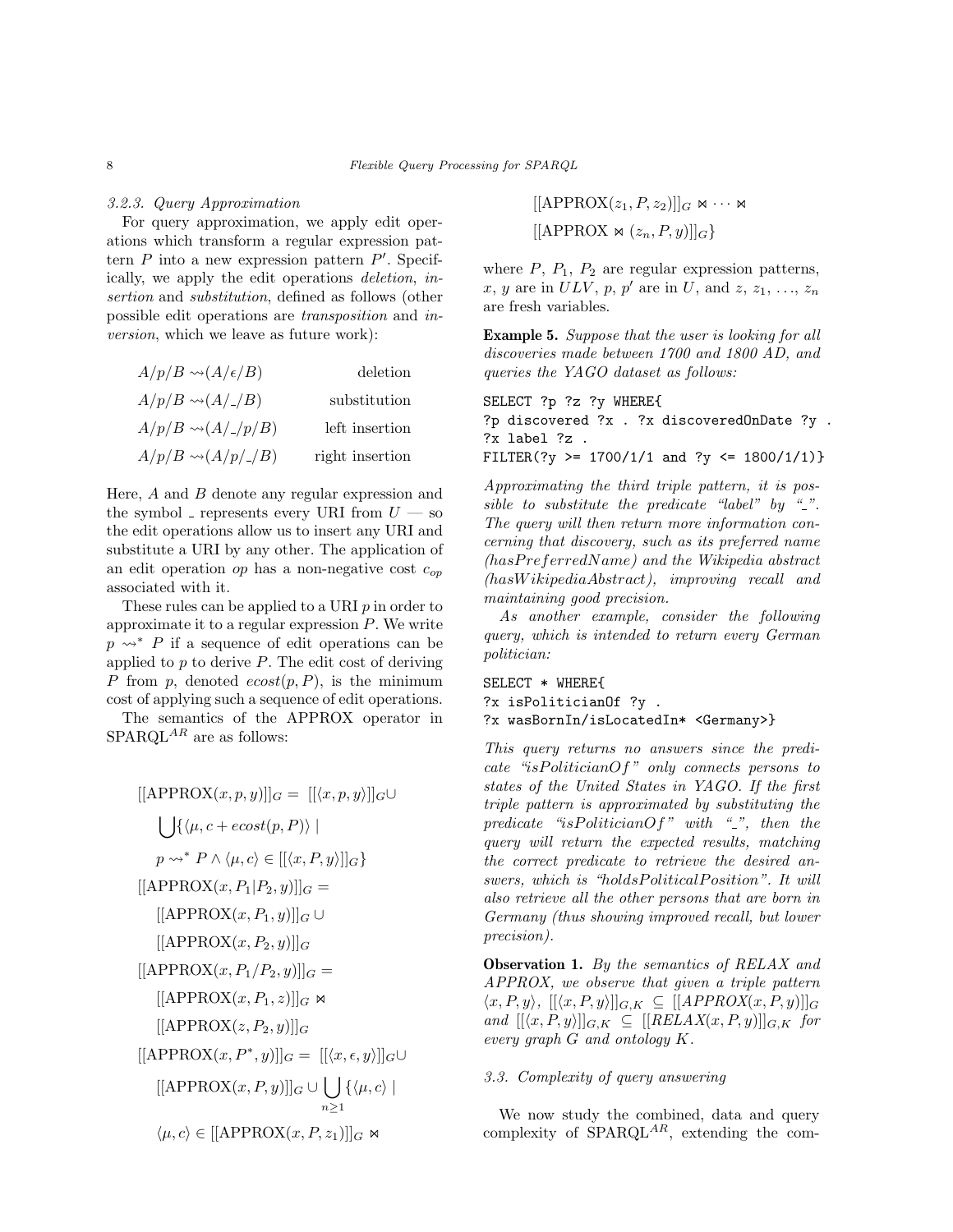### 3.2.3. Query Approximation

For query approximation, we apply edit operations which transform a regular expression pattern $P$ into a new expression pattern $P'$. Specifically, we apply the edit operations *deletion*, *insertion* and *substitution*, defined as follows (other possible edit operations are *transposition* and *inversion*, which we leave as future work):

$$A/p/B \rightsquigarrow (A/\epsilon/B) \qquad \text{deletion}$$

$$A/p/B \rightsquigarrow (A/\_/B) \qquad \text{substitution}$$

$$A/p/B \rightsquigarrow (A/\_/p/B) \qquad \text{left insertion}$$

$$A/p/B \rightsquigarrow (A/p/\_/B) \qquad \text{right insertion}$$

Here, $A$ and $B$ denote any regular expression and the symbol $\_$ represents every URI from $U$ — so the edit operations allow us to insert any URI and substitute a URI by any other. The application of an edit operation $op$ has a non-negative cost $c_{op}$ associated with it.

These rules can be applied to a URI $p$ in order to approximate it to a regular expression $P$. We write $p \rightsquigarrow^* P$ if a sequence of edit operations can be applied to $p$ to derive $P$. The edit cost of deriving $P$ from $p$, denoted $ecost(p, P)$, is the minimum cost of applying such a sequence of edit operations.

The semantics of the APPROX operator in SPARQL$^{AR}$ are as follows:

$$
\begin{aligned}
&[[\text{APPROX}(x, p, y)]]_G = [[\langle x, p, y\rangle]]_G \cup \\
&\quad \bigcup \{\langle \mu, c + ecost(p, P)\rangle \mid \\
&\quad p \rightsquigarrow^* P \wedge \langle \mu, c\rangle \in [[\langle x, P, y\rangle]]_G\} \\
&[[\text{APPROX}(x, P_1|P_2, y)]]_G = \\
&\quad [[\text{APPROX}(x, P_1, y)]]_G \cup \\
&\quad [[\text{APPROX}(x, P_2, y)]]_G \\
&[[\text{APPROX}(x, P_1/P_2, y)]]_G = \\
&\quad [[\text{APPROX}(x, P_1, z)]]_G \bowtie \\
&\quad [[\text{APPROX}(z, P_2, y)]]_G \\
&[[\text{APPROX}(x, P^*, y)]]_G = [[\langle x, \epsilon, y\rangle]]_G \cup \\
&\quad [[\text{APPROX}(x, P, y)]]_G \cup \bigcup_{n \geq 1} \{\langle \mu, c\rangle \mid \\
&\quad \langle \mu, c\rangle \in [[\text{APPROX}(x, P, z_1)]]_G \bowtie \\
&\quad [[\text{APPROX}(z_1, P, z_2)]]_G \bowtie \cdots \bowtie \\
&\quad [[\text{APPROX} \bowtie (z_n, P, y)]]_G\}
\end{aligned}
$$

where $P$, $P_1$, $P_2$ are regular expression patterns, $x$, $y$ are in $ULV$, $p$, $p'$ are in $U$, and $z$, $z_1$, ..., $z_n$ are fresh variables.

**Example 5.** *Suppose that the user is looking for all discoveries made between 1700 and 1800 AD, and queries the YAGO dataset as follows:*

```
SELECT ?p ?z ?y WHERE{
?p discovered ?x . ?x discoveredOnDate ?y .
?x label ?z .
FILTER(?y >= 1700/1/1 and ?y <= 1800/1/1)}
```

*Approximating the third triple pattern, it is possible to substitute the predicate "label" by "\_". The query will then return more information concerning that discovery, such as its preferred name (hasPreferredName) and the Wikipedia abstract (hasWikipediaAbstract), improving recall and maintaining good precision.*

*As another example, consider the following query, which is intended to return every German politician:*

```
SELECT * WHERE{
?x isPoliticianOf ?y .
?x wasBornIn/isLocatedIn* <Germany>}
```

*This query returns no answers since the predicate "isPoliticianOf" only connects persons to states of the United States in YAGO. If the first triple pattern is approximated by substituting the predicate "isPoliticianOf" with "\_", then the query will return the expected results, matching the correct predicate to retrieve the desired answers, which is "holdsPoliticalPosition". It will also retrieve all the other persons that are born in Germany (thus showing improved recall, but lower precision).*

**Observation 1.** *By the semantics of RELAX and APPROX, we observe that given a triple pattern* $\langle x, P, y\rangle$, $[[\langle x, P, y\rangle]]_{G,K} \subseteq [[APPROX(x, P, y)]]_G$ *and* $[[\langle x, P, y\rangle]]_{G,K} \subseteq [[RELAX(x, P, y)]]_{G,K}$ *for every graph* $G$ *and ontology* $K$.

### 3.3. Complexity of query answering

We now study the combined, data and query complexity of SPARQL$^{AR}$, extending the com-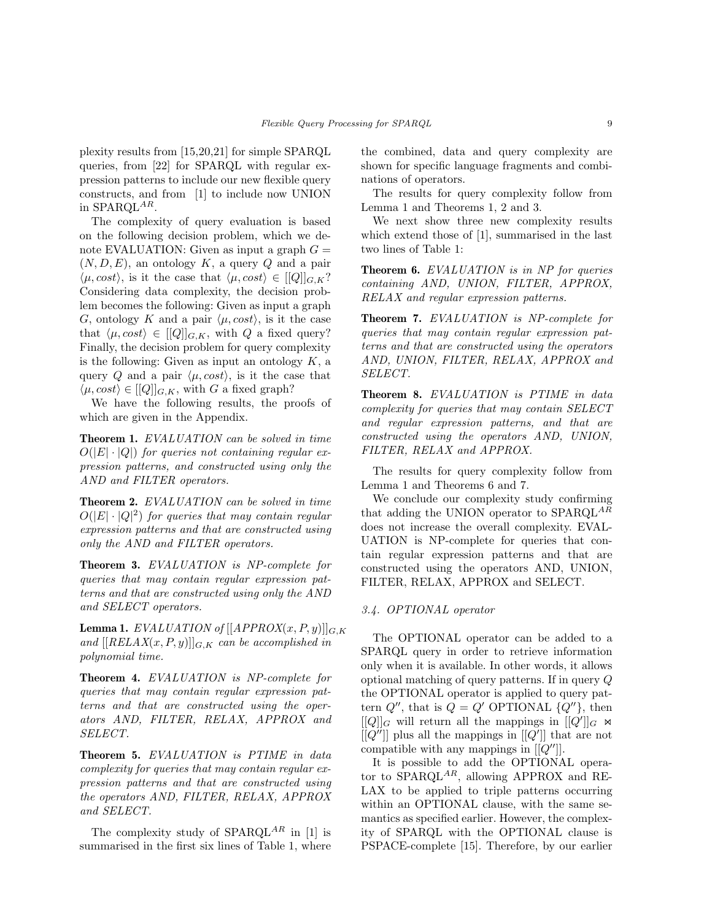plexity results from [15,20,21] for simple SPARQL queries, from [22] for SPARQL with regular expression patterns to include our new flexible query constructs, and from [1] to include now UNION in SPARQL$^{AR}$.

The complexity of query evaluation is based on the following decision problem, which we denote EVALUATION: Given as input a graph $G = (N, D, E)$, an ontology $K$, a query $Q$ and a pair $\langle \mu, cost \rangle$, is it the case that $\langle \mu, cost \rangle \in [[Q]]_{G,K}$? Considering data complexity, the decision problem becomes the following: Given as input a graph $G$, ontology $K$ and a pair $\langle \mu, cost \rangle$, is it the case that $\langle \mu, cost \rangle \in [[Q]]_{G,K}$, with $Q$ a fixed query? Finally, the decision problem for query complexity is the following: Given as input an ontology $K$, a query $Q$ and a pair $\langle \mu, cost \rangle$, is it the case that $\langle \mu, cost \rangle \in [[Q]]_{G,K}$, with $G$ a fixed graph?

We have the following results, the proofs of which are given in the Appendix.

**Theorem 1.** *EVALUATION can be solved in time $O(|E| \cdot |Q|)$ for queries not containing regular expression patterns, and constructed using only the AND and FILTER operators.*

**Theorem 2.** *EVALUATION can be solved in time $O(|E| \cdot |Q|^2)$ for queries that may contain regular expression patterns and that are constructed using only the AND and FILTER operators.*

**Theorem 3.** *EVALUATION is NP-complete for queries that may contain regular expression patterns and that are constructed using only the AND and SELECT operators.*

**Lemma 1.** *EVALUATION of $[[APPROX(x, P, y)]]_{G,K}$ and $[[RELAX(x, P, y)]]_{G,K}$ can be accomplished in polynomial time.*

**Theorem 4.** *EVALUATION is NP-complete for queries that may contain regular expression patterns and that are constructed using the operators AND, FILTER, RELAX, APPROX and SELECT.*

**Theorem 5.** *EVALUATION is PTIME in data complexity for queries that may contain regular expression patterns and that are constructed using the operators AND, FILTER, RELAX, APPROX and SELECT.*

The complexity study of SPARQL$^{AR}$ in [1] is summarised in the first six lines of Table 1, where the combined, data and query complexity are shown for specific language fragments and combinations of operators.

The results for query complexity follow from Lemma 1 and Theorems 1, 2 and 3.

We next show three new complexity results which extend those of [1], summarised in the last two lines of Table 1:

**Theorem 6.** *EVALUATION is in NP for queries containing AND, UNION, FILTER, APPROX, RELAX and regular expression patterns.*

**Theorem 7.** *EVALUATION is NP-complete for queries that may contain regular expression patterns and that are constructed using the operators AND, UNION, FILTER, RELAX, APPROX and SELECT.*

**Theorem 8.** *EVALUATION is PTIME in data complexity for queries that may contain SELECT and regular expression patterns, and that are constructed using the operators AND, UNION, FILTER, RELAX and APPROX.*

The results for query complexity follow from Lemma 1 and Theorems 6 and 7.

We conclude our complexity study confirming that adding the UNION operator to SPARQL$^{AR}$ does not increase the overall complexity. EVALUATION is NP-complete for queries that contain regular expression patterns and that are constructed using the operators AND, UNION, FILTER, RELAX, APPROX and SELECT.

### *3.4. OPTIONAL operator*

The OPTIONAL operator can be added to a SPARQL query in order to retrieve information only when it is available. In other words, it allows optional matching of query patterns. If in query $Q$ the OPTIONAL operator is applied to query pattern $Q''$, that is $Q = Q'$ OPTIONAL $\{Q''\}$, then $[[Q]]_G$ will return all the mappings in $[[Q']]_G \bowtie [[Q'']]$ plus all the mappings in $[[Q']]$ that are not compatible with any mappings in $[[Q'']]$.

It is possible to add the OPTIONAL operator to SPARQL$^{AR}$, allowing APPROX and RELAX to be applied to triple patterns occurring within an OPTIONAL clause, with the same semantics as specified earlier. However, the complexity of SPARQL with the OPTIONAL clause is PSPACE-complete [15]. Therefore, by our earlier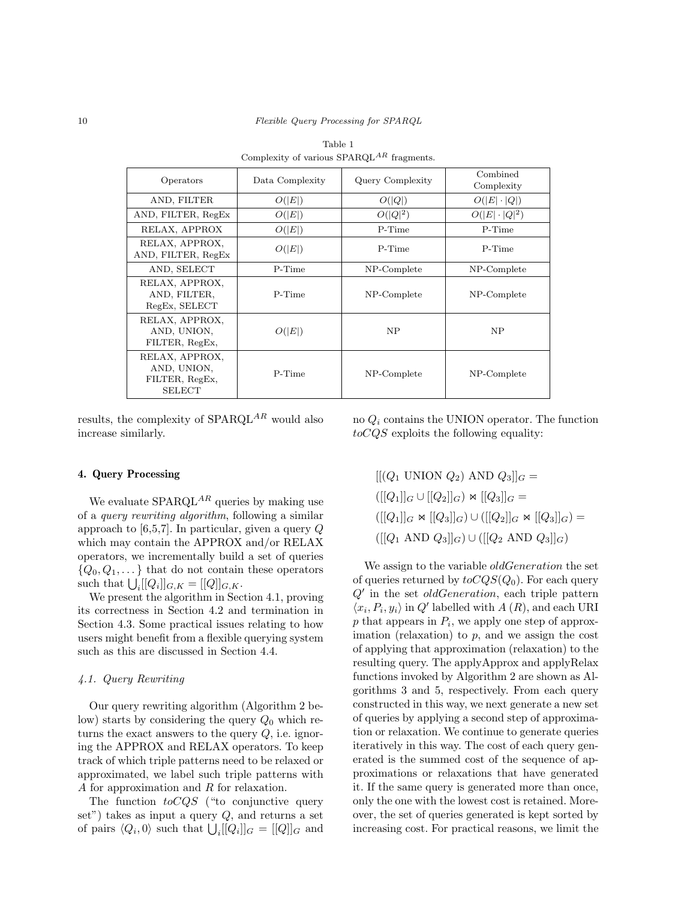Table 1
Complexity of various SPARQL$^{AR}$ fragments.

| Operators | Data Complexity | Query Complexity | Combined Complexity |
|---|---|---|---|
| AND, FILTER | $O(\|E\|)$ | $O(\|Q\|)$ | $O(\|E\| \cdot \|Q\|)$ |
| AND, FILTER, RegEx | $O(\|E\|)$ | $O(\|Q\|^2)$ | $O(\|E\| \cdot \|Q\|^2)$ |
| RELAX, APPROX | $O(\|E\|)$ | P-Time | P-Time |
| RELAX, APPROX, AND, FILTER, RegEx | $O(\|E\|)$ | P-Time | P-Time |
| AND, SELECT | P-Time | NP-Complete | NP-Complete |
| RELAX, APPROX, AND, FILTER, RegEx, SELECT | P-Time | NP-Complete | NP-Complete |
| RELAX, APPROX, AND, UNION, FILTER, RegEx, | $O(\|E\|)$ | NP | NP |
| RELAX, APPROX, AND, UNION, FILTER, RegEx, SELECT | P-Time | NP-Complete | NP-Complete |

results, the complexity of SPARQL$^{AR}$ would also increase similarly.

## 4. Query Processing

We evaluate SPARQL$^{AR}$ queries by making use of a *query rewriting algorithm*, following a similar approach to [6,5,7]. In particular, given a query $Q$ which may contain the APPROX and/or RELAX operators, we incrementally build a set of queries $\{Q_0, Q_1, \dots\}$ that do not contain these operators such that $\bigcup_i [[Q_i]]_{G,K} = [[Q]]_{G,K}$.

We present the algorithm in Section 4.1, proving its correctness in Section 4.2 and termination in Section 4.3. Some practical issues relating to how users might benefit from a flexible querying system such as this are discussed in Section 4.4.

### *4.1. Query Rewriting*

Our query rewriting algorithm (Algorithm 2 below) starts by considering the query $Q_0$ which returns the exact answers to the query $Q$, i.e. ignoring the APPROX and RELAX operators. To keep track of which triple patterns need to be relaxed or approximated, we label such triple patterns with $A$ for approximation and $R$ for relaxation.

The function *toCQS* ("to conjunctive query set") takes as input a query $Q$, and returns a set of pairs $\langle Q_i, 0\rangle$ such that $\bigcup_i [[Q_i]]_G = [[Q]]_G$ and no $Q_i$ contains the UNION operator. The function *toCQS* exploits the following equality:

$$
\begin{aligned}
&[[(Q_1 \text{ UNION } Q_2) \text{ AND } Q_3]]_G = \\
&([[Q_1]]_G \cup [[Q_2]]_G) \bowtie [[Q_3]]_G = \\
&([[Q_1]]_G \bowtie [[Q_3]]_G) \cup ([[Q_2]]_G \bowtie [[Q_3]]_G) = \\
&([[Q_1 \text{ AND } Q_3]]_G) \cup ([[Q_2 \text{ AND } Q_3]]_G)
\end{aligned}
$$

We assign to the variable *oldGeneration* the set of queries returned by $toCQS(Q_0)$. For each query $Q'$ in the set *oldGeneration*, each triple pattern $\langle x_i, P_i, y_i\rangle$ in $Q'$ labelled with $A$ ($R$), and each URI $p$ that appears in $P_i$, we apply one step of approximation (relaxation) to $p$, and we assign the cost of applying that approximation (relaxation) to the resulting query. The applyApprox and applyRelax functions invoked by Algorithm 2 are shown as Algorithms 3 and 5, respectively. From each query constructed in this way, we next generate a new set of queries by applying a second step of approximation or relaxation. We continue to generate queries iteratively in this way. The cost of each query generated is the summed cost of the sequence of approximations or relaxations that have generated it. If the same query is generated more than once, only the one with the lowest cost is retained. Moreover, the set of queries generated is kept sorted by increasing cost. For practical reasons, we limit the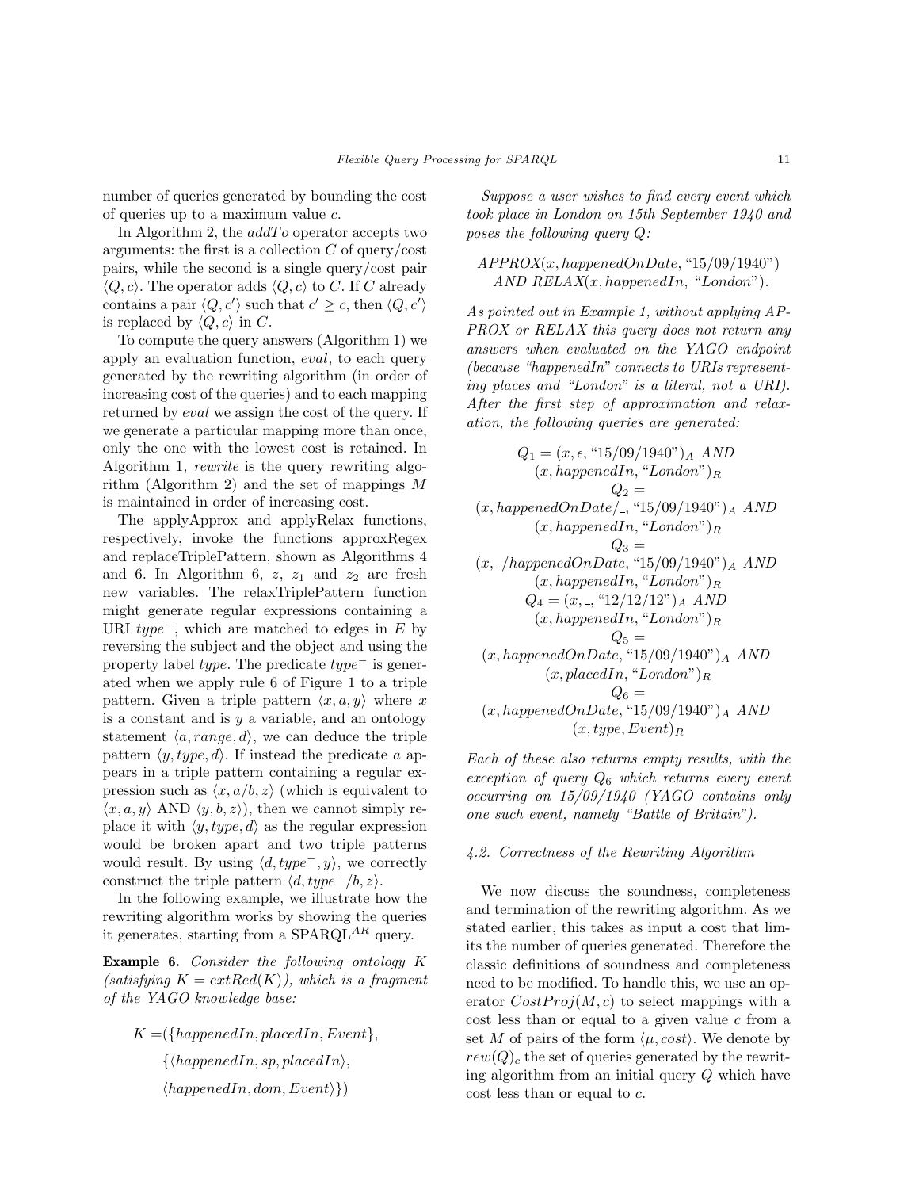number of queries generated by bounding the cost of queries up to a maximum value $c$.

In Algorithm 2, the $addTo$ operator accepts two arguments: the first is a collection $C$ of query/cost pairs, while the second is a single query/cost pair $\langle Q, c\rangle$. The operator adds $\langle Q, c\rangle$ to $C$. If $C$ already contains a pair $\langle Q, c'\rangle$ such that $c' \geq c$, then $\langle Q, c'\rangle$ is replaced by $\langle Q, c\rangle$ in $C$.

To compute the query answers (Algorithm 1) we apply an evaluation function, $eval$, to each query generated by the rewriting algorithm (in order of increasing cost of the queries) and to each mapping returned by $eval$ we assign the cost of the query. If we generate a particular mapping more than once, only the one with the lowest cost is retained. In Algorithm 1, $rewrite$ is the query rewriting algorithm (Algorithm 2) and the set of mappings $M$ is maintained in order of increasing cost.

The applyApprox and applyRelax functions, respectively, invoke the functions approxRegex and replaceTriplePattern, shown as Algorithms 4 and 6. In Algorithm 6, $z$, $z_1$ and $z_2$ are fresh new variables. The relaxTriplePattern function might generate regular expressions containing a URI $type^-$, which are matched to edges in $E$ by reversing the subject and the object and using the property label $type$. The predicate $type^-$ is generated when we apply rule 6 of Figure 1 to a triple pattern. Given a triple pattern $\langle x, a, y\rangle$ where $x$ is a constant and is $y$ a variable, and an ontology statement $\langle a, range, d\rangle$, we can deduce the triple pattern $\langle y, type, d\rangle$. If instead the predicate $a$ appears in a triple pattern containing a regular expression such as $\langle x, a/b, z\rangle$ (which is equivalent to $\langle x, a, y\rangle$ AND $\langle y, b, z\rangle$), then we cannot simply replace it with $\langle y, type, d\rangle$ as the regular expression would be broken apart and two triple patterns would result. By using $\langle d, type^-, y\rangle$, we correctly construct the triple pattern $\langle d, type^-/b, z\rangle$.

In the following example, we illustrate how the rewriting algorithm works by showing the queries it generates, starting from a SPARQL$^{AR}$ query.

**Example 6.** *Consider the following ontology $K$ (satisfying $K = extRed(K)$), which is a fragment of the YAGO knowledge base:*

$$
\begin{aligned}
K =& (\{happenedIn, placedIn, Event\},\\
& \{\langle happenedIn, sp, placedIn\rangle,\\
& \langle happenedIn, dom, Event\rangle\})
\end{aligned}
$$

*Suppose a user wishes to find every event which took place in London on 15th September 1940 and poses the following query $Q$:*

$$
\begin{gathered}
APPROX(x, happenedOnDate, \text{"15/09/1940"})\\
AND\ RELAX(x, happenedIn, \text{"London"}).
\end{gathered}
$$

*As pointed out in Example 1, without applying APPROX or RELAX this query does not return any answers when evaluated on the YAGO endpoint (because "happenedIn" connects to URIs representing places and "London" is a literal, not a URI). After the first step of approximation and relaxation, the following queries are generated:*

$$
\begin{gathered}
Q_1 = (x, \epsilon, \text{"15/09/1940"})_A\ AND\\
(x, happenedIn, \text{"London"})_R\\
Q_2 =\\
(x, happenedOnDate/\_, \text{"15/09/1940"})_A\ AND\\
(x, happenedIn, \text{"London"})_R\\
Q_3 =\\
(x, \_/happenedOnDate, \text{"15/09/1940"})_A\ AND\\
(x, happenedIn, \text{"London"})_R\\
Q_4 = (x, \_, \text{"12/12/12"})_A\ AND\\
(x, happenedIn, \text{"London"})_R\\
Q_5 =\\
(x, happenedOnDate, \text{"15/09/1940"})_A\ AND\\
(x, placedIn, \text{"London"})_R\\
Q_6 =\\
(x, happenedOnDate, \text{"15/09/1940"})_A\ AND\\
(x, type, Event)_R
\end{gathered}
$$

*Each of these also returns empty results, with the exception of query $Q_6$ which returns every event occurring on 15/09/1940 (YAGO contains only one such event, namely "Battle of Britain").*

### 4.2. Correctness of the Rewriting Algorithm

We now discuss the soundness, completeness and termination of the rewriting algorithm. As we stated earlier, this takes as input a cost that limits the number of queries generated. Therefore the classic definitions of soundness and completeness need to be modified. To handle this, we use an operator $CostProj(M, c)$ to select mappings with a cost less than or equal to a given value $c$ from a set $M$ of pairs of the form $\langle \mu, cost\rangle$. We denote by $rew(Q)_c$ the set of queries generated by the rewriting algorithm from an initial query $Q$ which have cost less than or equal to $c$.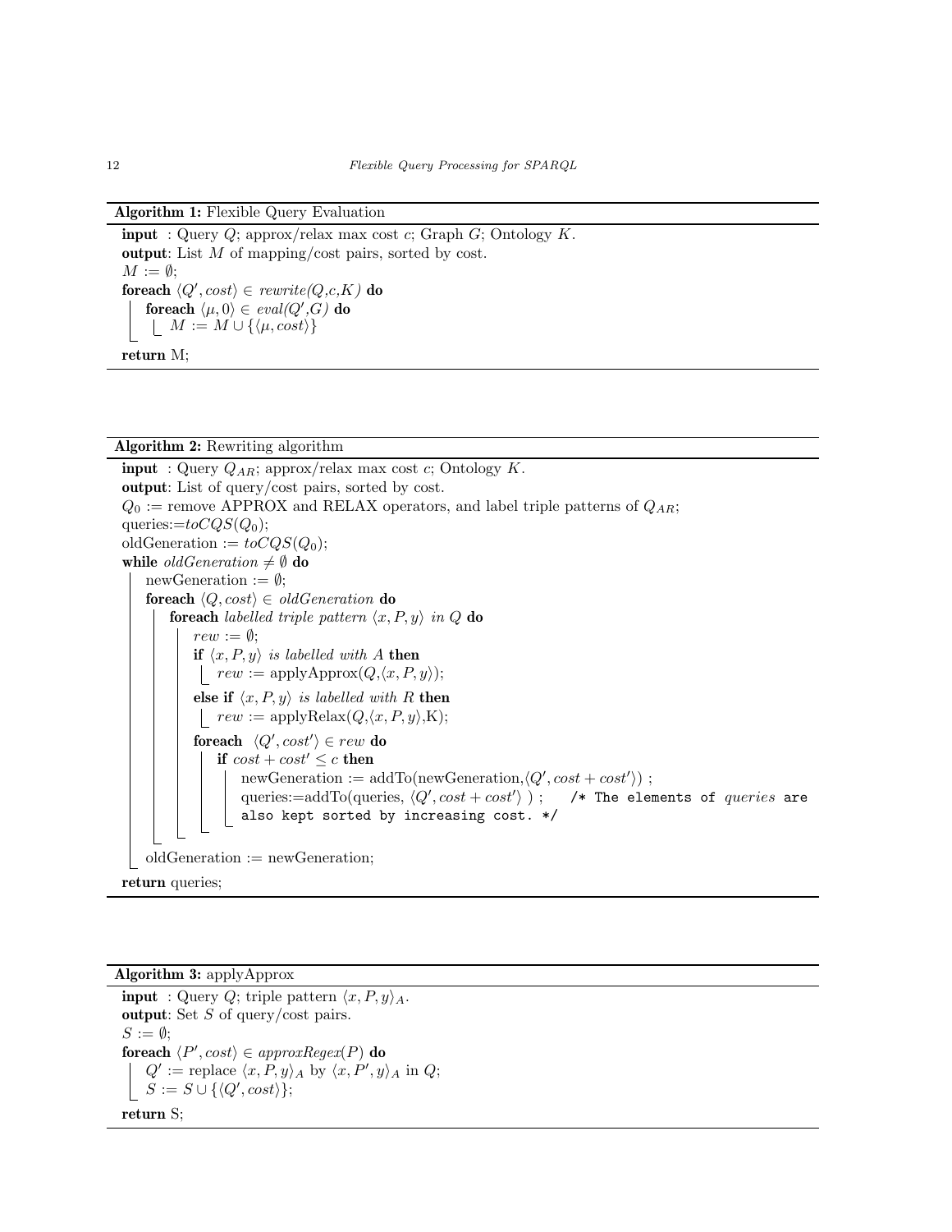**Algorithm 1:** Flexible Query Evaluation

```
input  : Query Q; approx/relax max cost c; Graph G; Ontology K.
output: List M of mapping/cost pairs, sorted by cost.
M := ∅;
foreach ⟨Q′, cost⟩ ∈ rewrite(Q,c,K) do
    foreach ⟨μ, 0⟩ ∈ eval(Q′,G) do
        M := M ∪ {⟨μ, cost⟩}
return M;
```

**Algorithm 2:** Rewriting algorithm

```
input  : Query Q_AR; approx/relax max cost c; Ontology K.
output: List of query/cost pairs, sorted by cost.
Q_0 := remove APPROX and RELAX operators, and label triple patterns of Q_AR;
queries:=toCQS(Q_0);
oldGeneration := toCQS(Q_0);
while oldGeneration ≠ ∅ do
    newGeneration := ∅;
    foreach ⟨Q, cost⟩ ∈ oldGeneration do
        foreach labelled triple pattern ⟨x, P, y⟩ in Q do
            rew := ∅;
            if ⟨x, P, y⟩ is labelled with A then
                rew := applyApprox(Q,⟨x, P, y⟩);
            else if ⟨x, P, y⟩ is labelled with R then
                rew := applyRelax(Q,⟨x, P, y⟩,K);
            foreach ⟨Q′, cost′⟩ ∈ rew do
                if cost + cost′ ≤ c then
                    newGeneration := addTo(newGeneration,⟨Q′, cost + cost′⟩) ;
                    queries:=addTo(queries, ⟨Q′, cost + cost′⟩ ) ;    /* The elements of queries are
                    also kept sorted by increasing cost. */
    oldGeneration := newGeneration;
return queries;
```

**Algorithm 3:** applyApprox

```
input  : Query Q; triple pattern ⟨x, P, y⟩_A.
output: Set S of query/cost pairs.
S := ∅;
foreach ⟨P′, cost⟩ ∈ approxRegex(P) do
    Q′ := replace ⟨x, P, y⟩_A by ⟨x, P′, y⟩_A in Q;
    S := S ∪ {⟨Q′, cost⟩};
return S;
```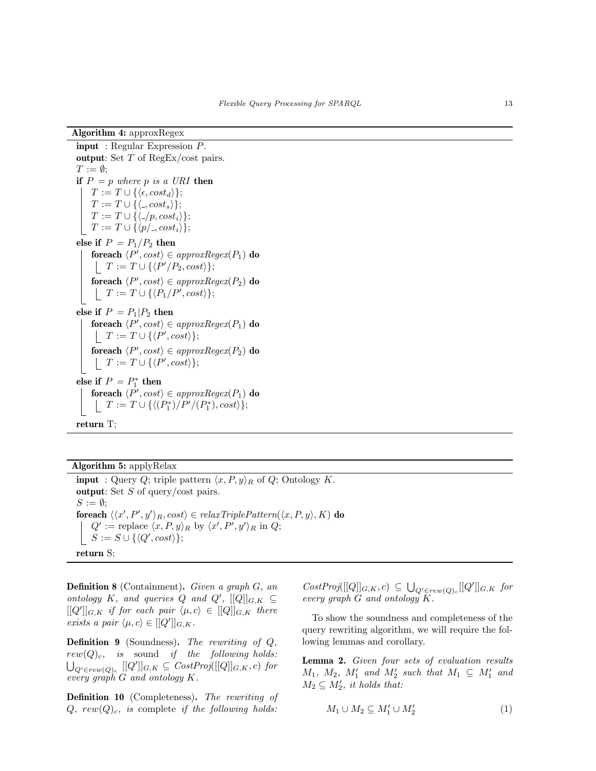**Algorithm 4:** approxRegex

```
input : Regular Expression P.
output: Set T of RegEx/cost pairs.
T := ∅;
if P = p where p is a URI then
    T := T ∪ {⟨ε, cost_d⟩};
    T := T ∪ {⟨_, cost_s⟩};
    T := T ∪ {⟨_/p, cost_i⟩};
    T := T ∪ {⟨p/_, cost_i⟩};
else if P = P1/P2 then
    foreach ⟨P', cost⟩ ∈ approxRegex(P1) do
        T := T ∪ {⟨P'/P2, cost⟩};
    foreach ⟨P', cost⟩ ∈ approxRegex(P2) do
        T := T ∪ {⟨P1/P', cost⟩};
else if P = P1|P2 then
    foreach ⟨P', cost⟩ ∈ approxRegex(P1) do
        T := T ∪ {⟨P', cost⟩};
    foreach ⟨P', cost⟩ ∈ approxRegex(P2) do
        T := T ∪ {⟨P', cost⟩};
else if P = P1* then
    foreach ⟨P', cost⟩ ∈ approxRegex(P1) do
        T := T ∪ {⟨(P1*)/P'/(P1*), cost⟩};
return T;
```

**Algorithm 5:** applyRelax

```
input : Query Q; triple pattern ⟨x, P, y⟩_R of Q; Ontology K.
output: Set S of query/cost pairs.
S := ∅;
foreach ⟨⟨x', P', y'⟩_R, cost⟩ ∈ relaxTriplePattern(⟨x, P, y⟩, K) do
    Q' := replace ⟨x, P, y⟩_R by ⟨x', P', y'⟩_R in Q;
    S := S ∪ {⟨Q', cost⟩};
return S;
```

**Definition 8** (Containment). *Given a graph $G$, an ontology $K$, and queries $Q$ and $Q'$, $[[Q]]_{G,K} \subseteq [[Q']]_{G,K}$ if for each pair $\langle \mu, c\rangle \in [[Q]]_{G,K}$ there exists a pair $\langle \mu, c\rangle \in [[Q']]_{G,K}$.*

**Definition 9** (Soundness). *The rewriting of $Q$, $rew(Q)_c$, is* sound *if the following holds: $\bigcup_{Q' \in rew(Q)_c} [[Q']]_{G,K} \subseteq CostProj([[Q]]_{G,K}, c)$ for every graph $G$ and ontology $K$.*

**Definition 10** (Completeness). *The rewriting of $Q$, $rew(Q)_c$, is* complete *if the following holds: $CostProj([[Q]]_{G,K}, c) \subseteq \bigcup_{Q' \in rew(Q)_c} [[Q']]_{G,K}$ for every graph $G$ and ontology $K$.*

To show the soundness and completeness of the query rewriting algorithm, we will require the following lemmas and corollary.

**Lemma 2.** *Given four sets of evaluation results $M_1$, $M_2$, $M'_1$ and $M'_2$ such that $M_1 \subseteq M'_1$ and $M_2 \subseteq M'_2$, it holds that:*

$$M_1 \cup M_2 \subseteq M'_1 \cup M'_2 \tag{1}$$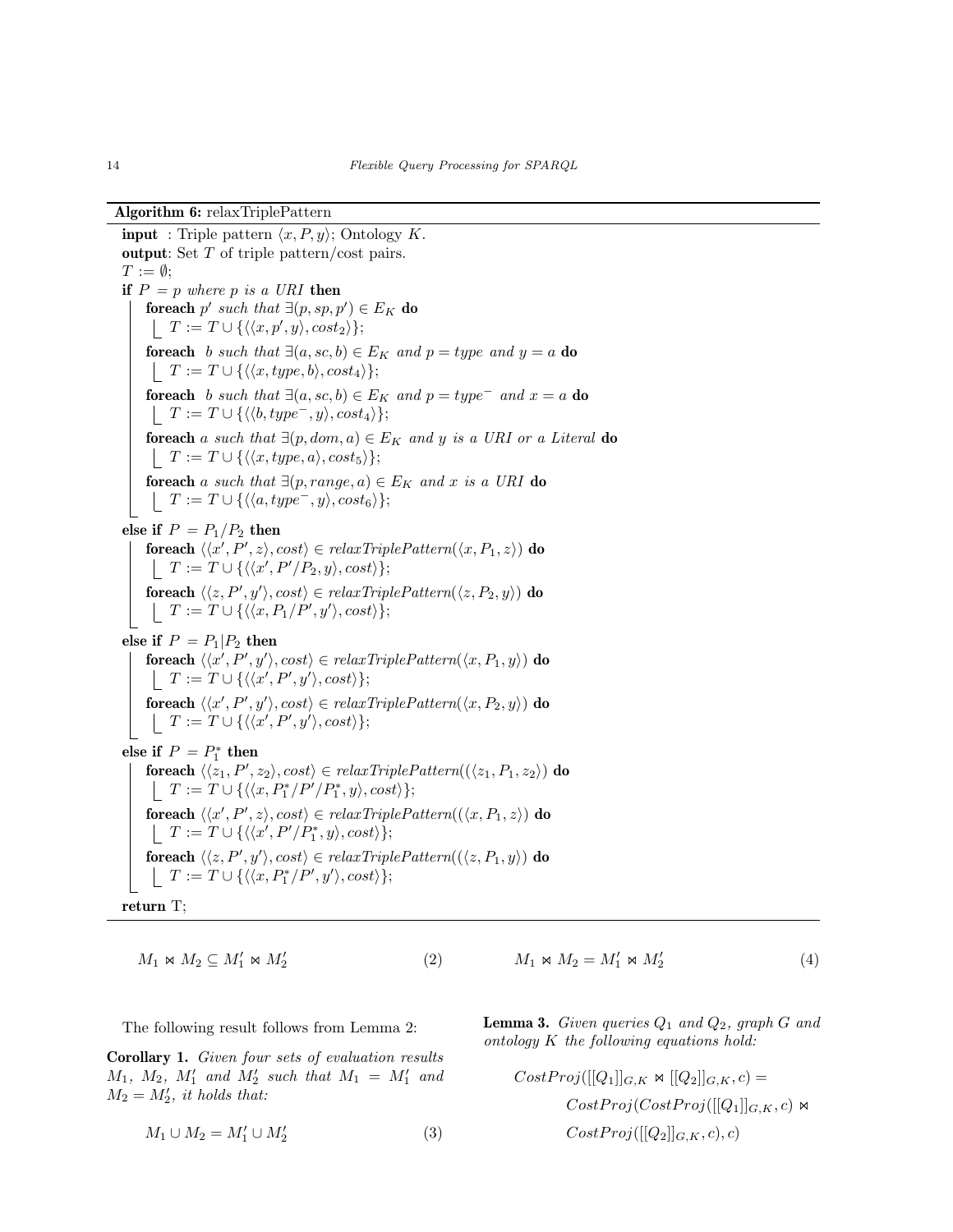**Algorithm 6:** relaxTriplePattern

```
input : Triple pattern ⟨x, P, y⟩; Ontology K.
output: Set T of triple pattern/cost pairs.
T := ∅;
if P = p where p is a URI then
    foreach p' such that ∃(p, sp, p') ∈ E_K do
        T := T ∪ {⟨⟨x, p', y⟩, cost_2⟩};
    foreach b such that ∃(a, sc, b) ∈ E_K and p = type and y = a do
        T := T ∪ {⟨⟨x, type, b⟩, cost_4⟩};
    foreach b such that ∃(a, sc, b) ∈ E_K and p = type⁻ and x = a do
        T := T ∪ {⟨⟨b, type⁻, y⟩, cost_4⟩};
    foreach a such that ∃(p, dom, a) ∈ E_K and y is a URI or a Literal do
        T := T ∪ {⟨⟨x, type, a⟩, cost_5⟩};
    foreach a such that ∃(p, range, a) ∈ E_K and x is a URI do
        T := T ∪ {⟨⟨a, type⁻, y⟩, cost_6⟩};
else if P = P1/P2 then
    foreach ⟨⟨x', P', z⟩, cost⟩ ∈ relaxTriplePattern(⟨x, P1, z⟩) do
        T := T ∪ {⟨⟨x', P'/P2, y⟩, cost⟩};
    foreach ⟨⟨z, P', y'⟩, cost⟩ ∈ relaxTriplePattern(⟨z, P2, y⟩) do
        T := T ∪ {⟨⟨x, P1/P', y'⟩, cost⟩};
else if P = P1|P2 then
    foreach ⟨⟨x', P', y'⟩, cost⟩ ∈ relaxTriplePattern(⟨x, P1, y⟩) do
        T := T ∪ {⟨⟨x', P', y'⟩, cost⟩};
    foreach ⟨⟨x', P', y'⟩, cost⟩ ∈ relaxTriplePattern(⟨x, P2, y⟩) do
        T := T ∪ {⟨⟨x', P', y'⟩, cost⟩};
else if P = P1* then
    foreach ⟨⟨z1, P', z2⟩, cost⟩ ∈ relaxTriplePattern((⟨z1, P1, z2⟩) do
        T := T ∪ {⟨⟨x, P1*/P'/P1*, y⟩, cost⟩};
    foreach ⟨⟨x', P', z⟩, cost⟩ ∈ relaxTriplePattern((⟨x, P1, z⟩) do
        T := T ∪ {⟨⟨x', P'/P1*, y⟩, cost⟩};
    foreach ⟨⟨z, P', y'⟩, cost⟩ ∈ relaxTriplePattern((⟨z, P1, y⟩) do
        T := T ∪ {⟨⟨x, P1*/P', y'⟩, cost⟩};
return T;
```

$$M_1 \bowtie M_2 \subseteq M'_1 \bowtie M'_2 \qquad (2)$$

The following result follows from Lemma 2:

**Corollary 1.** *Given four sets of evaluation results $M_1$, $M_2$, $M'_1$ and $M'_2$ such that $M_1 = M'_1$ and $M_2 = M'_2$, it holds that:*

$$M_1 \cup M_2 = M'_1 \cup M'_2 \qquad (3)$$

$$M_1 \bowtie M_2 = M'_1 \bowtie M'_2 \qquad (4)$$

**Lemma 3.** *Given queries $Q_1$ and $Q_2$, graph $G$ and ontology $K$ the following equations hold:*

$$CostProj([[Q_1]]_{G,K} \bowtie [[Q_2]]_{G,K}, c) = CostProj(CostProj([[Q_1]]_{G,K}, c) \bowtie CostProj([[Q_2]]_{G,K}, c), c)$$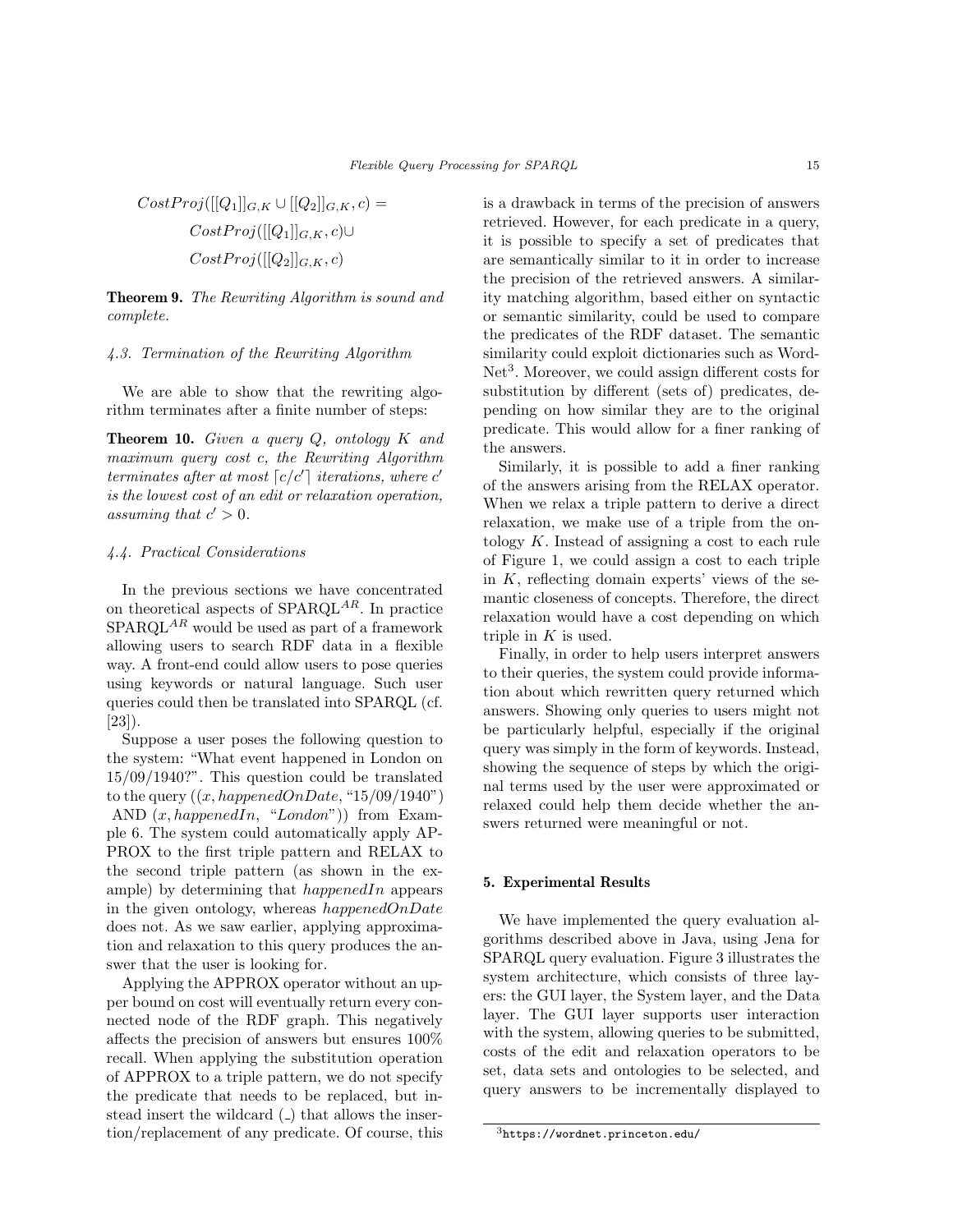$$CostProj([[Q_1]]_{G,K} \cup [[Q_2]]_{G,K}, c) = \\ CostProj([[Q_1]]_{G,K}, c) \cup \\ CostProj([[Q_2]]_{G,K}, c)$$

**Theorem 9.** *The Rewriting Algorithm is sound and complete.*

### 4.3. Termination of the Rewriting Algorithm

We are able to show that the rewriting algorithm terminates after a finite number of steps:

**Theorem 10.** *Given a query Q, ontology K and maximum query cost c, the Rewriting Algorithm terminates after at most $\lceil c/c' \rceil$ iterations, where $c'$ is the lowest cost of an edit or relaxation operation, assuming that $c' > 0$.*

### 4.4. Practical Considerations

In the previous sections we have concentrated on theoretical aspects of SPARQL$^{AR}$. In practice SPARQL$^{AR}$ would be used as part of a framework allowing users to search RDF data in a flexible way. A front-end could allow users to pose queries using keywords or natural language. Such user queries could then be translated into SPARQL (cf. [23]).

Suppose a user poses the following question to the system: "What event happened in London on 15/09/1940?". This question could be translated to the query $((x, happenedOnDate, \text{"15/09/1940"})$ AND $(x, happenedIn, \text{"}London\text{"}))$ from Example 6. The system could automatically apply APPROX to the first triple pattern and RELAX to the second triple pattern (as shown in the example) by determining that *happenedIn* appears in the given ontology, whereas *happenedOnDate* does not. As we saw earlier, applying approximation and relaxation to this query produces the answer that the user is looking for.

Applying the APPROX operator without an upper bound on cost will eventually return every connected node of the RDF graph. This negatively affects the precision of answers but ensures 100% recall. When applying the substitution operation of APPROX to a triple pattern, we do not specify the predicate that needs to be replaced, but instead insert the wildcard (_) that allows the insertion/replacement of any predicate. Of course, this is a drawback in terms of the precision of answers retrieved. However, for each predicate in a query, it is possible to specify a set of predicates that are semantically similar to it in order to increase the precision of the retrieved answers. A similarity matching algorithm, based either on syntactic or semantic similarity, could be used to compare the predicates of the RDF dataset. The semantic similarity could exploit dictionaries such as WordNet[3]. Moreover, we could assign different costs for substitution by different (sets of) predicates, depending on how similar they are to the original predicate. This would allow for a finer ranking of the answers.

Similarly, it is possible to add a finer ranking of the answers arising from the RELAX operator. When we relax a triple pattern to derive a direct relaxation, we make use of a triple from the ontology $K$. Instead of assigning a cost to each rule of Figure 1, we could assign a cost to each triple in $K$, reflecting domain experts' views of the semantic closeness of concepts. Therefore, the direct relaxation would have a cost depending on which triple in $K$ is used.

Finally, in order to help users interpret answers to their queries, the system could provide information about which rewritten query returned which answers. Showing only queries to users might not be particularly helpful, especially if the original query was simply in the form of keywords. Instead, showing the sequence of steps by which the original terms used by the user were approximated or relaxed could help them decide whether the answers returned were meaningful or not.

## 5. Experimental Results

We have implemented the query evaluation algorithms described above in Java, using Jena for SPARQL query evaluation. Figure 3 illustrates the system architecture, which consists of three layers: the GUI layer, the System layer, and the Data layer. The GUI layer supports user interaction with the system, allowing queries to be submitted, costs of the edit and relaxation operators to be set, data sets and ontologies to be selected, and query answers to be incrementally displayed to

[3] https://wordnet.princeton.edu/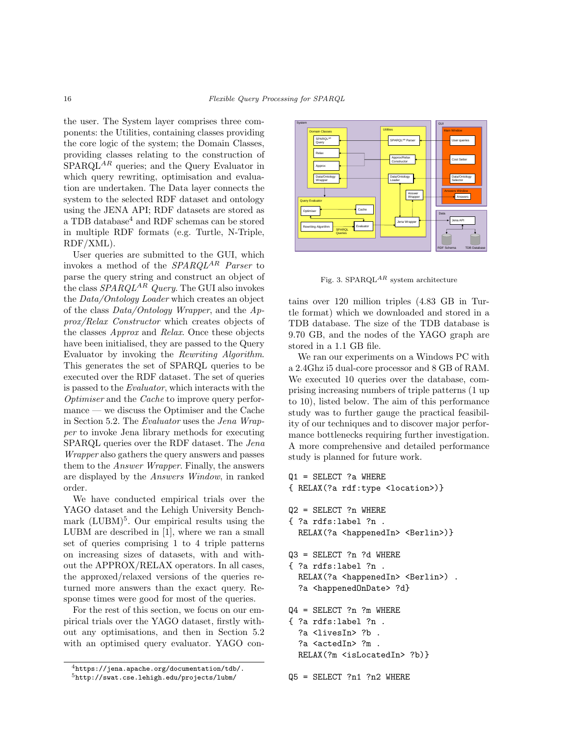the user. The System layer comprises three components: the Utilities, containing classes providing the core logic of the system; the Domain Classes, providing classes relating to the construction of SPARQL$^{AR}$ queries; and the Query Evaluator in which query rewriting, optimisation and evaluation are undertaken. The Data layer connects the system to the selected RDF dataset and ontology using the JENA API; RDF datasets are stored as a TDB database[4] and RDF schemas can be stored in multiple RDF formats (e.g. Turtle, N-Triple, RDF/XML).

User queries are submitted to the GUI, which invokes a method of the *SPARQL$^{AR}$ Parser* to parse the query string and construct an object of the class *SPARQL$^{AR}$ Query*. The GUI also invokes the *Data/Ontology Loader* which creates an object of the class *Data/Ontology Wrapper*, and the *Approx/Relax Constructor* which creates objects of the classes *Approx* and *Relax*. Once these objects have been initialised, they are passed to the Query Evaluator by invoking the *Rewriting Algorithm*. This generates the set of SPARQL queries to be executed over the RDF dataset. The set of queries is passed to the *Evaluator*, which interacts with the *Optimiser* and the *Cache* to improve query performance — we discuss the Optimiser and the Cache in Section 5.2. The *Evaluator* uses the *Jena Wrapper* to invoke Jena library methods for executing SPARQL queries over the RDF dataset. The *Jena Wrapper* also gathers the query answers and passes them to the *Answer Wrapper*. Finally, the answers are displayed by the *Answers Window*, in ranked order.

We have conducted empirical trials over the YAGO dataset and the Lehigh University Benchmark (LUBM)[5]. Our empirical results using the LUBM are described in [1], where we ran a small set of queries comprising 1 to 4 triple patterns on increasing sizes of datasets, with and without the APPROX/RELAX operators. In all cases, the approxed/relaxed versions of the queries returned more answers than the exact query. Response times were good for most of the queries.

For the rest of this section, we focus on our empirical trials over the YAGO dataset, firstly without any optimisations, and then in Section 5.2 with an optimised query evaluator. YAGO contains over 120 million triples (4.83 GB in Turtle format) which we downloaded and stored in a TDB database. The size of the TDB database is 9.70 GB, and the nodes of the YAGO graph are stored in a 1.1 GB file.

Fig. 3. SPARQL$^{AR}$ system architecture

We ran our experiments on a Windows PC with a 2.4Ghz i5 dual-core processor and 8 GB of RAM. We executed 10 queries over the database, comprising increasing numbers of triple patterns (1 up to 10), listed below. The aim of this performance study was to further gauge the practical feasibility of our techniques and to discover major performance bottlenecks requiring further investigation. A more comprehensive and detailed performance study is planned for future work.

```
Q1 = SELECT ?a WHERE
{ RELAX(?a rdf:type <location>)}

Q2 = SELECT ?n WHERE
{ ?a rdfs:label ?n .
  RELAX(?a <happenedIn> <Berlin>)}

Q3 = SELECT ?n ?d WHERE
{ ?a rdfs:label ?n .
  RELAX(?a <happenedIn> <Berlin>) .
  ?a <happenedOnDate> ?d}

Q4 = SELECT ?n ?m WHERE
{ ?a rdfs:label ?n .
  ?a <livesIn> ?b .
  ?a <actedIn> ?m .
  RELAX(?m <isLocatedIn> ?b)}

Q5 = SELECT ?n1 ?n2 WHERE
```

[4] https://jena.apache.org/documentation/tdb/.

[5] http://swat.cse.lehigh.edu/projects/lubm/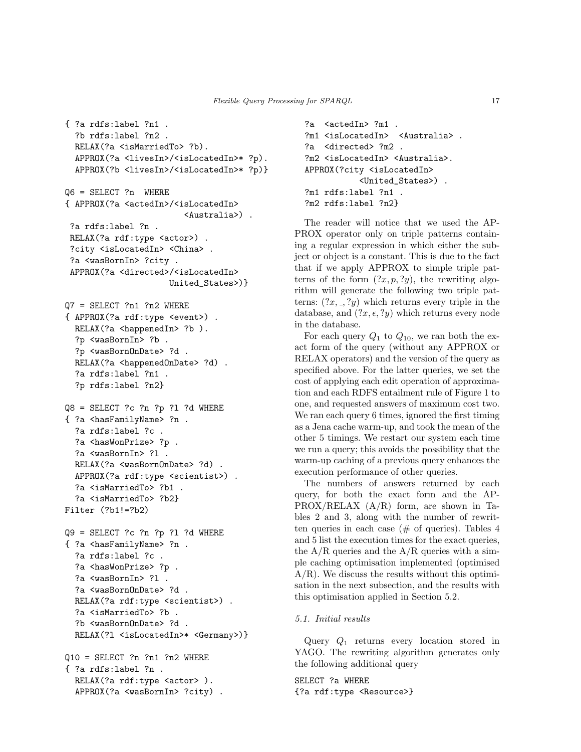```
{ ?a rdfs:label ?n1 .
  ?b rdfs:label ?n2 .
  RELAX(?a <isMarriedTo> ?b).
  APPROX(?a <livesIn>/<isLocatedIn>* ?p).
  APPROX(?b <livesIn>/<isLocatedIn>* ?p)}

Q6 = SELECT ?n  WHERE
{ APPROX(?a <actedIn>/<isLocatedIn>
                        <Australia>) .
 ?a rdfs:label ?n .
 RELAX(?a rdf:type <actor>) .
 ?city <isLocatedIn> <China> .
 ?a <wasBornIn> ?city .
 APPROX(?a <directed>/<isLocatedIn>
                     United_States>)}

Q7 = SELECT ?n1 ?n2 WHERE
{ APPROX(?a rdf:type <event>) .
  RELAX(?a <happenedIn> ?b ).
  ?p <wasBornIn> ?b .
  ?p <wasBornOnDate> ?d .
  RELAX(?a <happenedOnDate> ?d) .
  ?a rdfs:label ?n1 .
  ?p rdfs:label ?n2}

Q8 = SELECT ?c ?n ?p ?l ?d WHERE
{ ?a <hasFamilyName> ?n .
  ?a rdfs:label ?c .
  ?a <hasWonPrize> ?p .
  ?a <wasBornIn> ?l .
  RELAX(?a <wasBornOnDate> ?d) .
  APPROX(?a rdf:type <scientist>) .
  ?a <isMarriedTo> ?b1 .
  ?a <isMarriedTo> ?b2}
Filter (?b1!=?b2)

Q9 = SELECT ?c ?n ?p ?l ?d WHERE
{ ?a <hasFamilyName> ?n .
  ?a rdfs:label ?c .
  ?a <hasWonPrize> ?p .
  ?a <wasBornIn> ?l .
  ?a <wasBornOnDate> ?d .
  RELAX(?a rdf:type <scientist>) .
  ?a <isMarriedTo> ?b .
  ?b <wasBornOnDate> ?d .
  RELAX(?l <isLocatedIn>* <Germany>)}

Q10 = SELECT ?n ?n1 ?n2 WHERE
{ ?a rdfs:label ?n .
  RELAX(?a rdf:type <actor> ).
  APPROX(?a <wasBornIn> ?city) .
  ?a  <actedIn> ?m1 .
  ?m1 <isLocatedIn>  <Australia> .
  ?a  <directed> ?m2 .
  ?m2 <isLocatedIn> <Australia>.
  APPROX(?city <isLocatedIn>
            <United_States>) .
  ?m1 rdfs:label ?n1 .
  ?m2 rdfs:label ?n2}
```

The reader will notice that we used the APPROX operator only on triple patterns containing a regular expression in which either the subject or object is a constant. This is due to the fact that if we apply APPROX to simple triple patterns of the form $(?x, p, ?y)$, the rewriting algorithm will generate the following two triple patterns: $(?x, \_, ?y)$ which returns every triple in the database, and $(?x, \epsilon, ?y)$ which returns every node in the database.

For each query $Q_1$ to $Q_{10}$, we ran both the exact form of the query (without any APPROX or RELAX operators) and the version of the query as specified above. For the latter queries, we set the cost of applying each edit operation of approximation and each RDFS entailment rule of Figure 1 to one, and requested answers of maximum cost two. We ran each query 6 times, ignored the first timing as a Jena cache warm-up, and took the mean of the other 5 timings. We restart our system each time we run a query; this avoids the possibility that the warm-up caching of a previous query enhances the execution performance of other queries.

The numbers of answers returned by each query, for both the exact form and the APPROX/RELAX (A/R) form, are shown in Tables 2 and 3, along with the number of rewritten queries in each case (# of queries). Tables 4 and 5 list the execution times for the exact queries, the A/R queries and the A/R queries with a simple caching optimisation implemented (optimised A/R). We discuss the results without this optimisation in the next subsection, and the results with this optimisation applied in Section 5.2.

### 5.1. Initial results

Query $Q_1$ returns every location stored in YAGO. The rewriting algorithm generates only the following additional query

```
SELECT ?a WHERE
{?a rdf:type <Resource>}
```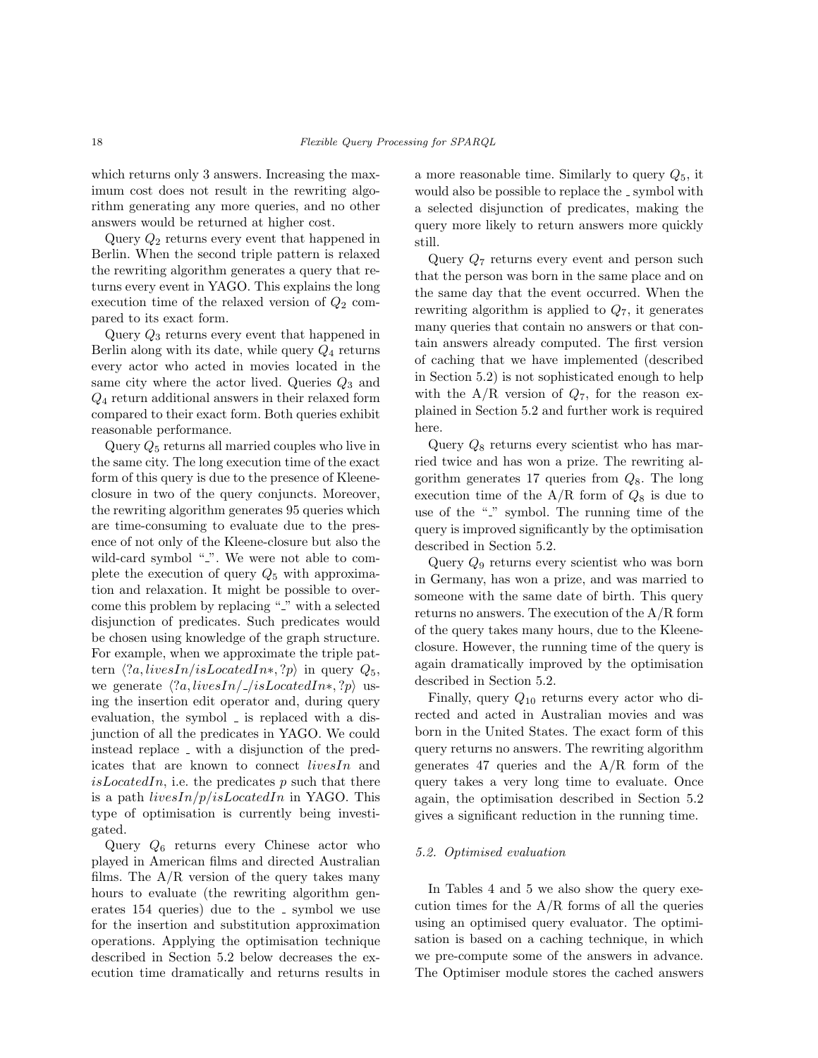which returns only 3 answers. Increasing the maximum cost does not result in the rewriting algorithm generating any more queries, and no other answers would be returned at higher cost.

Query $Q_2$ returns every event that happened in Berlin. When the second triple pattern is relaxed the rewriting algorithm generates a query that returns every event in YAGO. This explains the long execution time of the relaxed version of $Q_2$ compared to its exact form.

Query $Q_3$ returns every event that happened in Berlin along with its date, while query $Q_4$ returns every actor who acted in movies located in the same city where the actor lived. Queries $Q_3$ and $Q_4$ return additional answers in their relaxed form compared to their exact form. Both queries exhibit reasonable performance.

Query $Q_5$ returns all married couples who live in the same city. The long execution time of the exact form of this query is due to the presence of Kleene-closure in two of the query conjuncts. Moreover, the rewriting algorithm generates 95 queries which are time-consuming to evaluate due to the presence of not only of the Kleene-closure but also the wild-card symbol "_". We were not able to complete the execution of query $Q_5$ with approximation and relaxation. It might be possible to overcome this problem by replacing "_" with a selected disjunction of predicates. Such predicates would be chosen using knowledge of the graph structure. For example, when we approximate the triple pattern $\langle ?a, livesIn/isLocatedIn*, ?p\rangle$ in query $Q_5$, we generate $\langle ?a, livesIn/\_/isLocatedIn*, ?p\rangle$ using the insertion edit operator and, during query evaluation, the symbol _ is replaced with a disjunction of all the predicates in YAGO. We could instead replace _ with a disjunction of the predicates that are known to connect *livesIn* and *isLocatedIn*, i.e. the predicates $p$ such that there is a path $livesIn/p/isLocatedIn$ in YAGO. This type of optimisation is currently being investigated.

Query $Q_6$ returns every Chinese actor who played in American films and directed Australian films. The A/R version of the query takes many hours to evaluate (the rewriting algorithm generates 154 queries) due to the _ symbol we use for the insertion and substitution approximation operations. Applying the optimisation technique described in Section 5.2 below decreases the execution time dramatically and returns results in a more reasonable time. Similarly to query $Q_5$, it would also be possible to replace the _ symbol with a selected disjunction of predicates, making the query more likely to return answers more quickly still.

Query $Q_7$ returns every event and person such that the person was born in the same place and on the same day that the event occurred. When the rewriting algorithm is applied to $Q_7$, it generates many queries that contain no answers or that contain answers already computed. The first version of caching that we have implemented (described in Section 5.2) is not sophisticated enough to help with the A/R version of $Q_7$, for the reason explained in Section 5.2 and further work is required here.

Query $Q_8$ returns every scientist who has married twice and has won a prize. The rewriting algorithm generates 17 queries from $Q_8$. The long execution time of the A/R form of $Q_8$ is due to use of the "_" symbol. The running time of the query is improved significantly by the optimisation described in Section 5.2.

Query $Q_9$ returns every scientist who was born in Germany, has won a prize, and was married to someone with the same date of birth. This query returns no answers. The execution of the A/R form of the query takes many hours, due to the Kleene-closure. However, the running time of the query is again dramatically improved by the optimisation described in Section 5.2.

Finally, query $Q_{10}$ returns every actor who directed and acted in Australian movies and was born in the United States. The exact form of this query returns no answers. The rewriting algorithm generates 47 queries and the A/R form of the query takes a very long time to evaluate. Once again, the optimisation described in Section 5.2 gives a significant reduction in the running time.

### 5.2. Optimised evaluation

In Tables 4 and 5 we also show the query execution times for the A/R forms of all the queries using an optimised query evaluator. The optimisation is based on a caching technique, in which we pre-compute some of the answers in advance. The Optimiser module stores the cached answers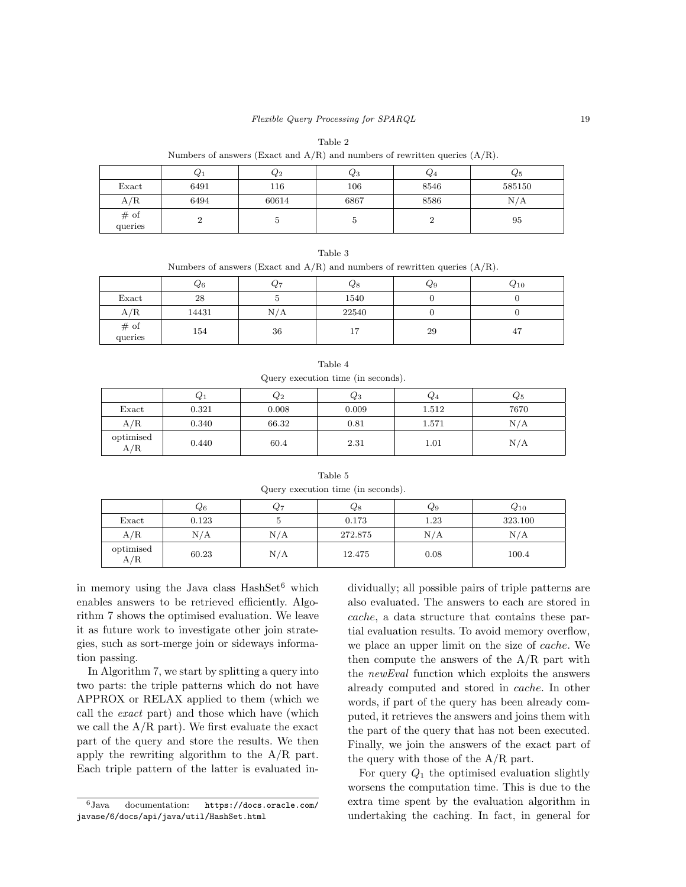Table 2

Numbers of answers (Exact and A/R) and numbers of rewritten queries (A/R).

| | $Q_1$ | $Q_2$ | $Q_3$ | $Q_4$ | $Q_5$ |
|---|---|---|---|---|---|
| Exact | 6491 | 116 | 106 | 8546 | 585150 |
| A/R | 6494 | 60614 | 6867 | 8586 | N/A |
| # of queries | 2 | 5 | 5 | 2 | 95 |

Table 3

Numbers of answers (Exact and A/R) and numbers of rewritten queries (A/R).

| | $Q_6$ | $Q_7$ | $Q_8$ | $Q_9$ | $Q_{10}$ |
|---|---|---|---|---|---|
| Exact | 28 | 5 | 1540 | 0 | 0 |
| A/R | 14431 | N/A | 22540 | 0 | 0 |
| # of queries | 154 | 36 | 17 | 29 | 47 |

Table 4

Query execution time (in seconds).

| | $Q_1$ | $Q_2$ | $Q_3$ | $Q_4$ | $Q_5$ |
|---|---|---|---|---|---|
| Exact | 0.321 | 0.008 | 0.009 | 1.512 | 7670 |
| A/R | 0.340 | 66.32 | 0.81 | 1.571 | N/A |
| optimised A/R | 0.440 | 60.4 | 2.31 | 1.01 | N/A |

Table 5

Query execution time (in seconds).

| | $Q_6$ | $Q_7$ | $Q_8$ | $Q_9$ | $Q_{10}$ |
|---|---|---|---|---|---|
| Exact | 0.123 | 5 | 0.173 | 1.23 | 323.100 |
| A/R | N/A | N/A | 272.875 | N/A | N/A |
| optimised A/R | 60.23 | N/A | 12.475 | 0.08 | 100.4 |

in memory using the Java class HashSet[6] which enables answers to be retrieved efficiently. Algorithm 7 shows the optimised evaluation. We leave it as future work to investigate other join strategies, such as sort-merge join or sideways information passing.

In Algorithm 7, we start by splitting a query into two parts: the triple patterns which do not have APPROX or RELAX applied to them (which we call the *exact* part) and those which have (which we call the A/R part). We first evaluate the exact part of the query and store the results. We then apply the rewriting algorithm to the A/R part. Each triple pattern of the latter is evaluated individually; all possible pairs of triple patterns are also evaluated. The answers to each are stored in *cache*, a data structure that contains these partial evaluation results. To avoid memory overflow, we place an upper limit on the size of *cache*. We then compute the answers of the A/R part with the *newEval* function which exploits the answers already computed and stored in *cache*. In other words, if part of the query has been already computed, it retrieves the answers and joins them with the part of the query that has not been executed. Finally, we join the answers of the exact part of the query with those of the A/R part.

For query $Q_1$ the optimised evaluation slightly worsens the computation time. This is due to the extra time spent by the evaluation algorithm in undertaking the caching. In fact, in general for

[6] Java documentation: `https://docs.oracle.com/javase/6/docs/api/java/util/HashSet.html`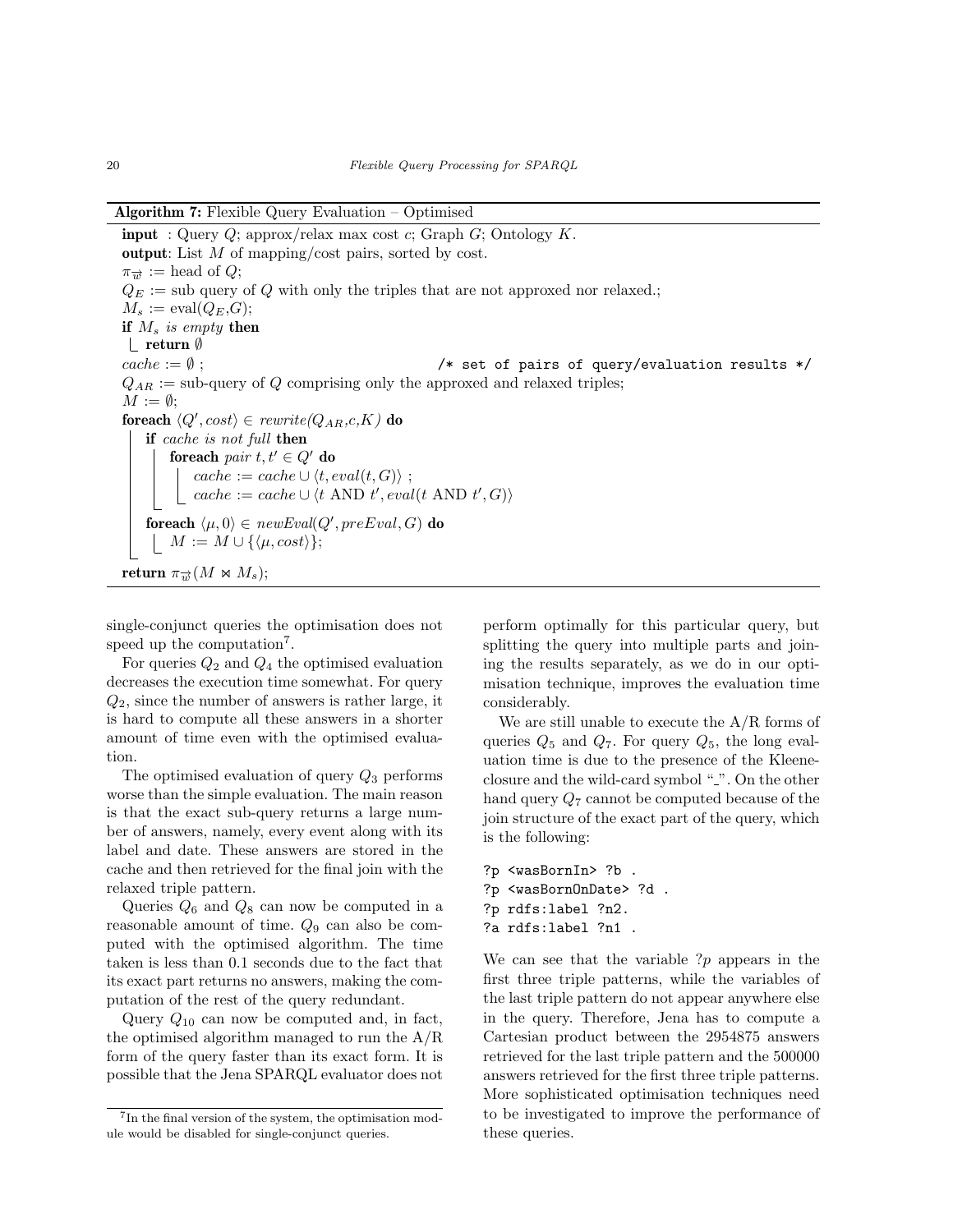**Algorithm 7:** Flexible Query Evaluation – Optimised

**input** : Query $Q$; approx/relax max cost $c$; Graph $G$; Ontology $K$.
**output**: List $M$ of mapping/cost pairs, sorted by cost.
$\pi_{\overrightarrow{w}}$ := head of $Q$;
$Q_E$ := sub query of $Q$ with only the triples that are not approxed nor relaxed.;
$M_s$ := eval($Q_E$,$G$);
**if** $M_s$ *is empty* **then**
  **return** $\emptyset$
$cache := \emptyset$ ;                /* set of pairs of query/evaluation results */
$Q_{AR}$ := sub-query of $Q$ comprising only the approxed and relaxed triples;
$M := \emptyset$;
**foreach** $\langle Q', cost\rangle \in$ *rewrite($Q_{AR}$,c,K)* **do**
  **if** *cache is not full* **then**
    **foreach** *pair* $t, t' \in Q'$ **do**
      $cache := cache \cup \langle t, eval(t,G)\rangle$ ;
      $cache := cache \cup \langle t \text{ AND } t', eval(t \text{ AND } t', G)\rangle$
  **foreach** $\langle \mu, 0\rangle \in$ *newEval($Q'$, preEval, G)* **do**
    $M := M \cup \{\langle \mu, cost\rangle\}$;
**return** $\pi_{\overrightarrow{w}}(M \bowtie M_s)$;

single-conjunct queries the optimisation does not speed up the computation[7].

For queries $Q_2$ and $Q_4$ the optimised evaluation decreases the execution time somewhat. For query $Q_2$, since the number of answers is rather large, it is hard to compute all these answers in a shorter amount of time even with the optimised evaluation.

The optimised evaluation of query $Q_3$ performs worse than the simple evaluation. The main reason is that the exact sub-query returns a large number of answers, namely, every event along with its label and date. These answers are stored in the cache and then retrieved for the final join with the relaxed triple pattern.

Queries $Q_6$ and $Q_8$ can now be computed in a reasonable amount of time. $Q_9$ can also be computed with the optimised algorithm. The time taken is less than 0.1 seconds due to the fact that its exact part returns no answers, making the computation of the rest of the query redundant.

Query $Q_{10}$ can now be computed and, in fact, the optimised algorithm managed to run the A/R form of the query faster than its exact form. It is possible that the Jena SPARQL evaluator does not perform optimally for this particular query, but splitting the query into multiple parts and joining the results separately, as we do in our optimisation technique, improves the evaluation time considerably.

We are still unable to execute the A/R forms of queries $Q_5$ and $Q_7$. For query $Q_5$, the long evaluation time is due to the presence of the Kleene-closure and the wild-card symbol "_". On the other hand query $Q_7$ cannot be computed because of the join structure of the exact part of the query, which is the following:

```
?p <wasBornIn> ?b .
?p <wasBornOnDate> ?d .
?p rdfs:label ?n2.
?a rdfs:label ?n1 .
```

We can see that the variable $?p$ appears in the first three triple patterns, while the variables of the last triple pattern do not appear anywhere else in the query. Therefore, Jena has to compute a Cartesian product between the 2954875 answers retrieved for the last triple pattern and the 500000 answers retrieved for the first three triple patterns. More sophisticated optimisation techniques need to be investigated to improve the performance of these queries.

[7] In the final version of the system, the optimisation module would be disabled for single-conjunct queries.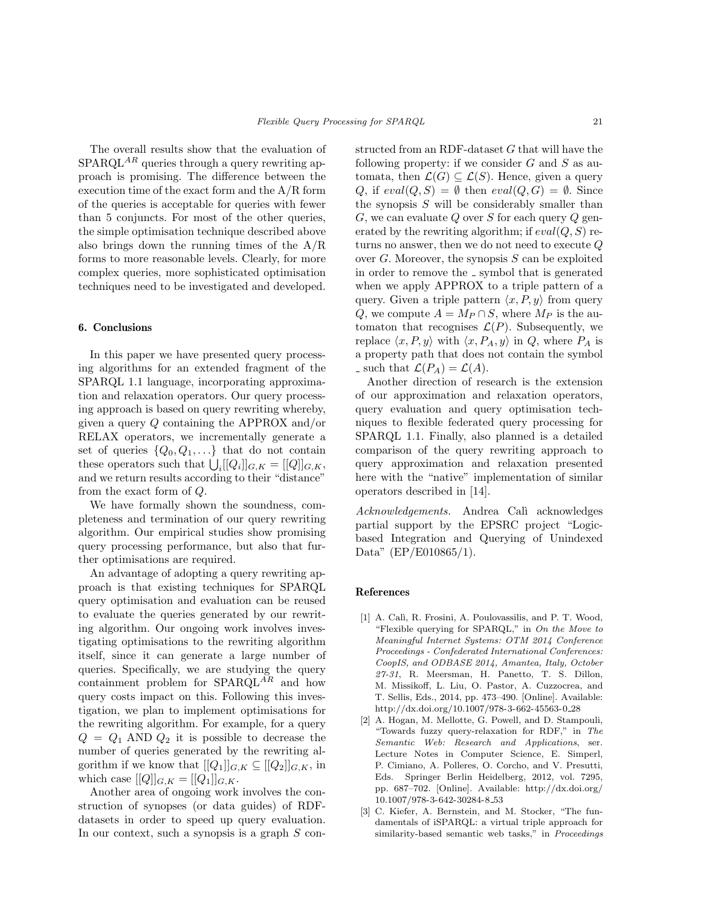The overall results show that the evaluation of SPARQL$^{AR}$ queries through a query rewriting approach is promising. The difference between the execution time of the exact form and the A/R form of the queries is acceptable for queries with fewer than 5 conjuncts. For most of the other queries, the simple optimisation technique described above also brings down the running times of the A/R forms to more reasonable levels. Clearly, for more complex queries, more sophisticated optimisation techniques need to be investigated and developed.

## 6. Conclusions

In this paper we have presented query processing algorithms for an extended fragment of the SPARQL 1.1 language, incorporating approximation and relaxation operators. Our query processing approach is based on query rewriting whereby, given a query $Q$ containing the APPROX and/or RELAX operators, we incrementally generate a set of queries $\{Q_0, Q_1, \dots\}$ that do not contain these operators such that $\bigcup_i [[Q_i]]_{G,K} = [[Q]]_{G,K}$, and we return results according to their "distance" from the exact form of $Q$.

We have formally shown the soundness, completeness and termination of our query rewriting algorithm. Our empirical studies show promising query processing performance, but also that further optimisations are required.

An advantage of adopting a query rewriting approach is that existing techniques for SPARQL query optimisation and evaluation can be reused to evaluate the queries generated by our rewriting algorithm. Our ongoing work involves investigating optimisations to the rewriting algorithm itself, since it can generate a large number of queries. Specifically, we are studying the query containment problem for SPARQL$^{AR}$ and how query costs impact on this. Following this investigation, we plan to implement optimisations for the rewriting algorithm. For example, for a query $Q = Q_1$ AND $Q_2$ it is possible to decrease the number of queries generated by the rewriting algorithm if we know that $[[Q_1]]_{G,K} \subseteq [[Q_2]]_{G,K}$, in which case $[[Q]]_{G,K} = [[Q_1]]_{G,K}$.

Another area of ongoing work involves the construction of synopses (or data guides) of RDF-datasets in order to speed up query evaluation. In our context, such a synopsis is a graph $S$ constructed from an RDF-dataset $G$ that will have the following property: if we consider $G$ and $S$ as automata, then $\mathcal{L}(G) \subseteq \mathcal{L}(S)$. Hence, given a query $Q$, if $eval(Q, S) = \emptyset$ then $eval(Q, G) = \emptyset$. Since the synopsis $S$ will be considerably smaller than $G$, we can evaluate $Q$ over $S$ for each query $Q$ generated by the rewriting algorithm; if $eval(Q, S)$ returns no answer, then we do not need to execute $Q$ over $G$. Moreover, the synopsis $S$ can be exploited in order to remove the $\_$ symbol that is generated when we apply APPROX to a triple pattern of a query. Given a triple pattern $\langle x, P, y \rangle$ from query $Q$, we compute $A = M_P \cap S$, where $M_P$ is the automaton that recognises $\mathcal{L}(P)$. Subsequently, we replace $\langle x, P, y \rangle$ with $\langle x, P_A, y \rangle$ in $Q$, where $P_A$ is a property path that does not contain the symbol $\_$ such that $\mathcal{L}(P_A) = \mathcal{L}(A)$.

Another direction of research is the extension of our approximation and relaxation operators, query evaluation and query optimisation techniques to flexible federated query processing for SPARQL 1.1. Finally, also planned is a detailed comparison of the query rewriting approach to query approximation and relaxation presented here with the "native" implementation of similar operators described in [14].

*Acknowledgements.* Andrea Calì acknowledges partial support by the EPSRC project "Logic-based Integration and Querying of Unindexed Data" (EP/E010865/1).

## References

[1] A. Calì, R. Frosini, A. Poulovassilis, and P. T. Wood, "Flexible querying for SPARQL," in *On the Move to Meaningful Internet Systems: OTM 2014 Conference Proceedings - Confederated International Conferences: CoopIS, and ODBASE 2014, Amantea, Italy, October 27-31*, R. Meersman, H. Panetto, T. S. Dillon, M. Missikoff, L. Liu, O. Pastor, A. Cuzzocrea, and T. Sellis, Eds., 2014, pp. 473–490. [Online]. Available: http://dx.doi.org/10.1007/978-3-662-45563-0_28

[2] A. Hogan, M. Mellotte, G. Powell, and D. Stampouli, "Towards fuzzy query-relaxation for RDF," in *The Semantic Web: Research and Applications*, ser. Lecture Notes in Computer Science, E. Simperl, P. Cimiano, A. Polleres, O. Corcho, and V. Presutti, Eds. Springer Berlin Heidelberg, 2012, vol. 7295, pp. 687–702. [Online]. Available: http://dx.doi.org/10.1007/978-3-642-30284-8_53

[3] C. Kiefer, A. Bernstein, and M. Stocker, "The fundamentals of iSPARQL: a virtual triple approach for similarity-based semantic web tasks," in *Proceedings*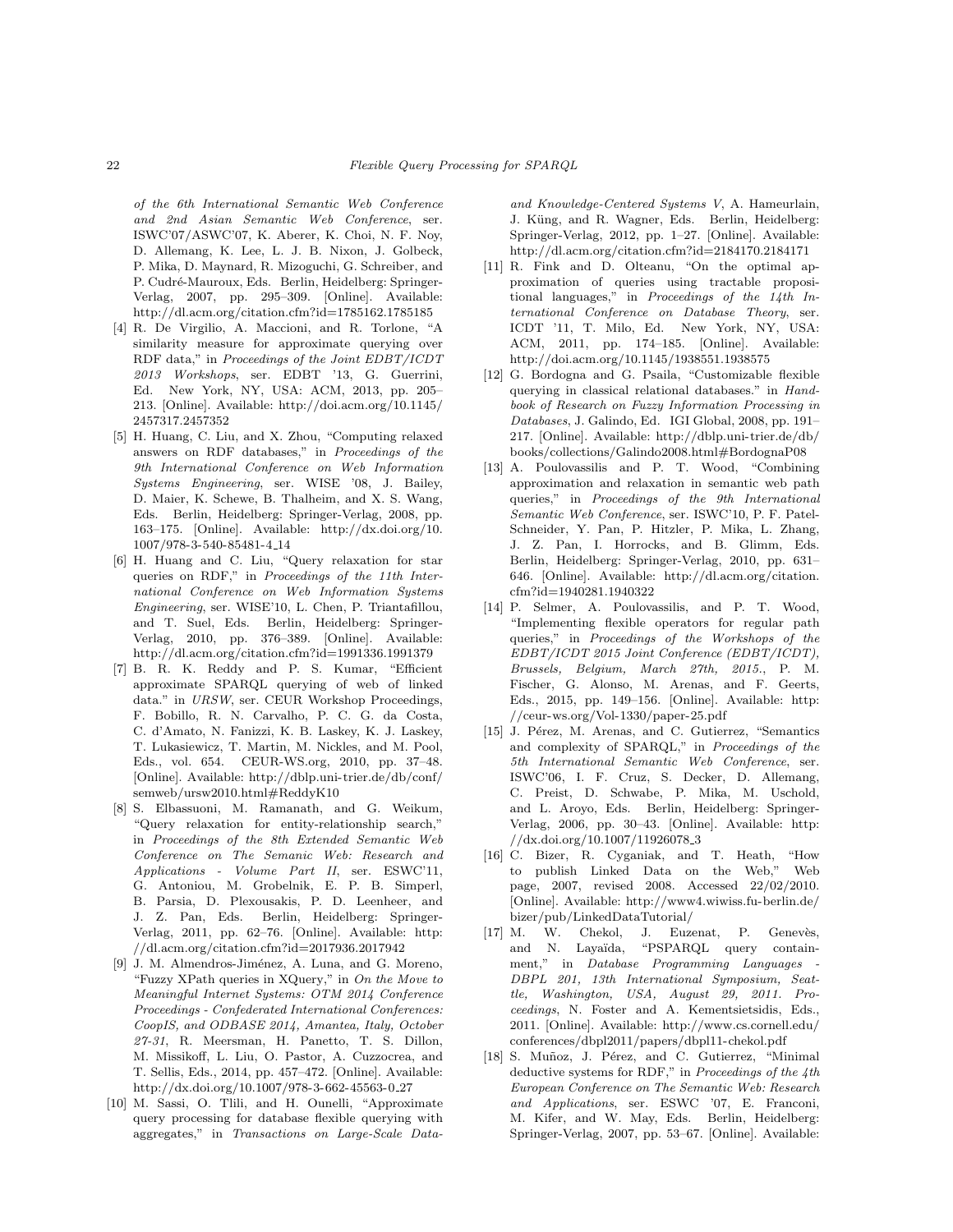of the 6th International Semantic Web Conference and 2nd Asian Semantic Web Conference*, ser. ISWC'07/ASWC'07, K. Aberer, K. Choi, N. F. Noy, D. Allemang, K. Lee, L. J. B. Nixon, J. Golbeck, P. Mika, D. Maynard, R. Mizoguchi, G. Schreiber, and P. Cudré-Mauroux, Eds. Berlin, Heidelberg: Springer-Verlag, 2007, pp. 295–309. [Online]. Available: http://dl.acm.org/citation.cfm?id=1785162.1785185

[4] R. De Virgilio, A. Maccioni, and R. Torlone, "A similarity measure for approximate querying over RDF data," in *Proceedings of the Joint EDBT/ICDT 2013 Workshops*, ser. EDBT '13, G. Guerrini, Ed. New York, NY, USA: ACM, 2013, pp. 205–213. [Online]. Available: http://doi.acm.org/10.1145/2457317.2457352

[5] H. Huang, C. Liu, and X. Zhou, "Computing relaxed answers on RDF databases," in *Proceedings of the 9th International Conference on Web Information Systems Engineering*, ser. WISE '08, J. Bailey, D. Maier, K. Schewe, B. Thalheim, and X. S. Wang, Eds. Berlin, Heidelberg: Springer-Verlag, 2008, pp. 163–175. [Online]. Available: http://dx.doi.org/10.1007/978-3-540-85481-4_14

[6] H. Huang and C. Liu, "Query relaxation for star queries on RDF," in *Proceedings of the 11th International Conference on Web Information Systems Engineering*, ser. WISE'10, L. Chen, P. Triantafillou, and T. Suel, Eds. Berlin, Heidelberg: Springer-Verlag, 2010, pp. 376–389. [Online]. Available: http://dl.acm.org/citation.cfm?id=1991336.1991379

[7] B. R. K. Reddy and P. S. Kumar, "Efficient approximate SPARQL querying of web of linked data." in *URSW*, ser. CEUR Workshop Proceedings, F. Bobillo, R. N. Carvalho, P. C. G. da Costa, C. d'Amato, N. Fanizzi, K. B. Laskey, K. J. Laskey, T. Lukasiewicz, T. Martin, M. Nickles, and M. Pool, Eds., vol. 654. CEUR-WS.org, 2010, pp. 37–48. [Online]. Available: http://dblp.uni-trier.de/db/conf/semweb/ursw2010.html#ReddyK10

[8] S. Elbassuoni, M. Ramanath, and G. Weikum, "Query relaxation for entity-relationship search," in *Proceedings of the 8th Extended Semantic Web Conference on The Semanic Web: Research and Applications - Volume Part II*, ser. ESWC'11, G. Antoniou, M. Grobelnik, E. P. B. Simperl, B. Parsia, D. Plexousakis, P. D. Leenheer, and J. Z. Pan, Eds. Berlin, Heidelberg: Springer-Verlag, 2011, pp. 62–76. [Online]. Available: http://dl.acm.org/citation.cfm?id=2017936.2017942

[9] J. M. Almendros-Jiménez, A. Luna, and G. Moreno, "Fuzzy XPath queries in XQuery," in *On the Move to Meaningful Internet Systems: OTM 2014 Conference Proceedings - Confederated International Conferences: CoopIS, and ODBASE 2014, Amantea, Italy, October 27-31*, R. Meersman, H. Panetto, T. S. Dillon, M. Missikoff, L. Liu, O. Pastor, A. Cuzzocrea, and T. Sellis, Eds., 2014, pp. 457–472. [Online]. Available: http://dx.doi.org/10.1007/978-3-662-45563-0_27

[10] M. Sassi, O. Tlili, and H. Ounelli, "Approximate query processing for database flexible querying with aggregates," in *Transactions on Large-Scale Data- and Knowledge-Centered Systems V*, A. Hameurlain, J. Küng, and R. Wagner, Eds. Berlin, Heidelberg: Springer-Verlag, 2012, pp. 1–27. [Online]. Available: http://dl.acm.org/citation.cfm?id=2184170.2184171

[11] R. Fink and D. Olteanu, "On the optimal approximation of queries using tractable propositional languages," in *Proceedings of the 14th International Conference on Database Theory*, ser. ICDT '11, T. Milo, Ed. New York, NY, USA: ACM, 2011, pp. 174–185. [Online]. Available: http://doi.acm.org/10.1145/1938551.1938575

[12] G. Bordogna and G. Psaila, "Customizable flexible querying in classical relational databases." in *Handbook of Research on Fuzzy Information Processing in Databases*, J. Galindo, Ed. IGI Global, 2008, pp. 191–217. [Online]. Available: http://dblp.uni-trier.de/db/books/collections/Galindo2008.html#BordognaP08

[13] A. Poulovassilis and P. T. Wood, "Combining approximation and relaxation in semantic web path queries," in *Proceedings of the 9th International Semantic Web Conference*, ser. ISWC'10, P. F. Patel-Schneider, Y. Pan, P. Hitzler, P. Mika, L. Zhang, J. Z. Pan, I. Horrocks, and B. Glimm, Eds. Berlin, Heidelberg: Springer-Verlag, 2010, pp. 631–646. [Online]. Available: http://dl.acm.org/citation.cfm?id=1940281.1940322

[14] P. Selmer, A. Poulovassilis, and P. T. Wood, "Implementing flexible operators for regular path queries," in *Proceedings of the Workshops of the EDBT/ICDT 2015 Joint Conference (EDBT/ICDT), Brussels, Belgium, March 27th, 2015.*, P. M. Fischer, G. Alonso, M. Arenas, and F. Geerts, Eds., 2015, pp. 149–156. [Online]. Available: http://ceur-ws.org/Vol-1330/paper-25.pdf

[15] J. Pérez, M. Arenas, and C. Gutierrez, "Semantics and complexity of SPARQL," in *Proceedings of the 5th International Semantic Web Conference*, ser. ISWC'06, I. F. Cruz, S. Decker, D. Allemang, C. Preist, D. Schwabe, P. Mika, M. Uschold, and L. Aroyo, Eds. Berlin, Heidelberg: Springer-Verlag, 2006, pp. 30–43. [Online]. Available: http://dx.doi.org/10.1007/11926078_3

[16] C. Bizer, R. Cyganiak, and T. Heath, "How to publish Linked Data on the Web," Web page, 2007, revised 2008. Accessed 22/02/2010. [Online]. Available: http://www4.wiwiss.fu-berlin.de/bizer/pub/LinkedDataTutorial/

[17] M. W. Chekol, J. Euzenat, P. Genevès, and N. Layaïda, "PSPARQL query containment," in *Database Programming Languages - DBPL 201, 13th International Symposium, Seattle, Washington, USA, August 29, 2011. Proceedings*, N. Foster and A. Kementsietsidis, Eds., 2011. [Online]. Available: http://www.cs.cornell.edu/conferences/dbpl2011/papers/dbpl11-chekol.pdf

[18] S. Muñoz, J. Pérez, and C. Gutierrez, "Minimal deductive systems for RDF," in *Proceedings of the 4th European Conference on The Semantic Web: Research and Applications*, ser. ESWC '07, E. Franconi, M. Kifer, and W. May, Eds. Berlin, Heidelberg: Springer-Verlag, 2007, pp. 53–67. [Online]. Available: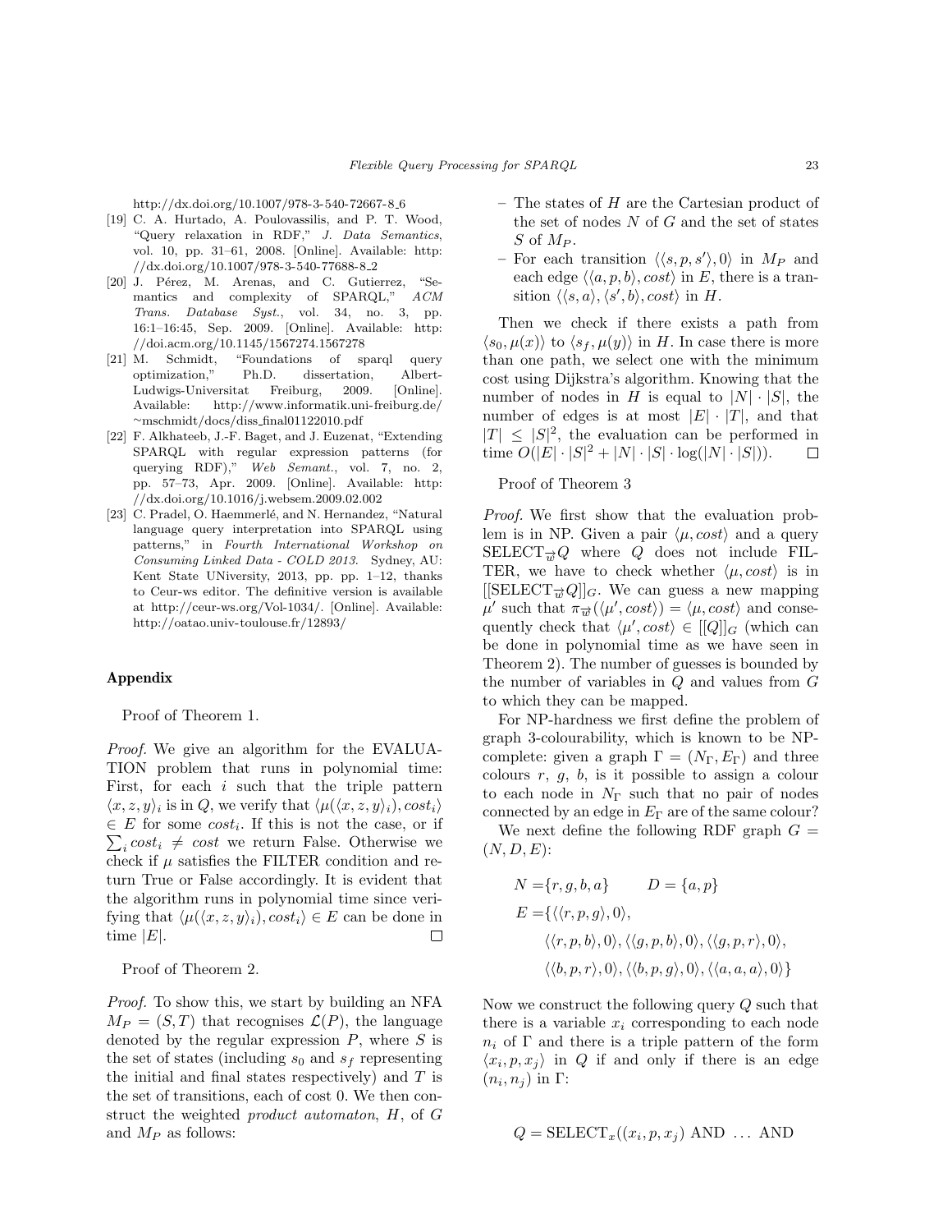http://dx.doi.org/10.1007/978-3-540-72667-8_6

[19] C. A. Hurtado, A. Poulovassilis, and P. T. Wood, "Query relaxation in RDF," *J. Data Semantics*, vol. 10, pp. 31–61, 2008. [Online]. Available: http://dx.doi.org/10.1007/978-3-540-77688-8_2

[20] J. Pérez, M. Arenas, and C. Gutierrez, "Semantics and complexity of SPARQL," *ACM Trans. Database Syst.*, vol. 34, no. 3, pp. 16:1–16:45, Sep. 2009. [Online]. Available: http://doi.acm.org/10.1145/1567274.1567278

[21] M. Schmidt, "Foundations of sparql query optimization," Ph.D. dissertation, Albert-Ludwigs-Universitat Freiburg, 2009. [Online]. Available: http://www.informatik.uni-freiburg.de/~mschmidt/docs/diss_final01122010.pdf

[22] F. Alkhateeb, J.-F. Baget, and J. Euzenat, "Extending SPARQL with regular expression patterns (for querying RDF)," *Web Semant.*, vol. 7, no. 2, pp. 57–73, Apr. 2009. [Online]. Available: http://dx.doi.org/10.1016/j.websem.2009.02.002

[23] C. Pradel, O. Haemmerlé, and N. Hernandez, "Natural language query interpretation into SPARQL using patterns," in *Fourth International Workshop on Consuming Linked Data - COLD 2013*. Sydney, AU: Kent State UNiversity, 2013, pp. pp. 1–12, thanks to Ceur-ws editor. The definitive version is available at http://ceur-ws.org/Vol-1034/. [Online]. Available: http://oatao.univ-toulouse.fr/12893/

## Appendix

Proof of Theorem 1.

*Proof.* We give an algorithm for the EVALUATION problem that runs in polynomial time: First, for each $i$ such that the triple pattern $\langle x, z, y\rangle_i$ is in $Q$, we verify that $\langle \mu(\langle x, z, y\rangle_i), cost_i\rangle \in E$ for some $cost_i$. If this is not the case, or if $\sum_i cost_i \neq cost$ we return False. Otherwise we check if $\mu$ satisfies the FILTER condition and return True or False accordingly. It is evident that the algorithm runs in polynomial time since verifying that $\langle \mu(\langle x, z, y\rangle_i), cost_i\rangle \in E$ can be done in time $|E|$. □

Proof of Theorem 2.

*Proof.* To show this, we start by building an NFA $M_P = (S, T)$ that recognises $\mathcal{L}(P)$, the language denoted by the regular expression $P$, where $S$ is the set of states (including $s_0$ and $s_f$ representing the initial and final states respectively) and $T$ is the set of transitions, each of cost 0. We then construct the weighted *product automaton*, $H$, of $G$ and $M_P$ as follows:

- The states of $H$ are the Cartesian product of the set of nodes $N$ of $G$ and the set of states $S$ of $M_P$.
- For each transition $\langle\langle s, p, s'\rangle, 0\rangle$ in $M_P$ and each edge $\langle\langle a, p, b\rangle, cost\rangle$ in $E$, there is a transition $\langle\langle s, a\rangle, \langle s', b\rangle, cost\rangle$ in $H$.

Then we check if there exists a path from $\langle s_0, \mu(x)\rangle$ to $\langle s_f, \mu(y)\rangle$ in $H$. In case there is more than one path, we select one with the minimum cost using Dijkstra's algorithm. Knowing that the number of nodes in $H$ is equal to $|N| \cdot |S|$, the number of edges is at most $|E| \cdot |T|$, and that $|T| \leq |S|^2$, the evaluation can be performed in time $O(|E| \cdot |S|^2 + |N| \cdot |S| \cdot \log(|N| \cdot |S|))$. □

Proof of Theorem 3

*Proof.* We first show that the evaluation problem is in NP. Given a pair $\langle \mu, cost\rangle$ and a query $\text{SELECT}_{\overrightarrow{w}}Q$ where $Q$ does not include FILTER, we have to check whether $\langle \mu, cost\rangle$ is in $[[\text{SELECT}_{\overrightarrow{w}}Q]]_G$. We can guess a new mapping $\mu'$ such that $\pi_{\overrightarrow{w}}(\langle \mu', cost\rangle) = \langle \mu, cost\rangle$ and consequently check that $\langle \mu', cost\rangle \in [[Q]]_G$ (which can be done in polynomial time as we have seen in Theorem 2). The number of guesses is bounded by the number of variables in $Q$ and values from $G$ to which they can be mapped.

For NP-hardness we first define the problem of graph 3-colourability, which is known to be NP-complete: given a graph $\Gamma = (N_\Gamma, E_\Gamma)$ and three colours $r$, $g$, $b$, is it possible to assign a colour to each node in $N_\Gamma$ such that no pair of nodes connected by an edge in $E_\Gamma$ are of the same colour?

We next define the following RDF graph $G = (N, D, E)$:

$$
\begin{aligned}
N =& \{r, g, b, a\} \qquad D = \{a, p\} \\
E =& \{\langle\langle r, p, g\rangle, 0\rangle, \\
& \langle\langle r, p, b\rangle, 0\rangle, \langle\langle g, p, b\rangle, 0\rangle, \langle\langle g, p, r\rangle, 0\rangle, \\
& \langle\langle b, p, r\rangle, 0\rangle, \langle\langle b, p, g\rangle, 0\rangle, \langle\langle a, a, a\rangle, 0\rangle\}
\end{aligned}
$$

Now we construct the following query $Q$ such that there is a variable $x_i$ corresponding to each node $n_i$ of $\Gamma$ and there is a triple pattern of the form $\langle x_i, p, x_j\rangle$ in $Q$ if and only if there is an edge $(n_i, n_j)$ in $\Gamma$:

$$Q = \text{SELECT}_x((x_i, p, x_j) \text{ AND } \ldots \text{ AND}$$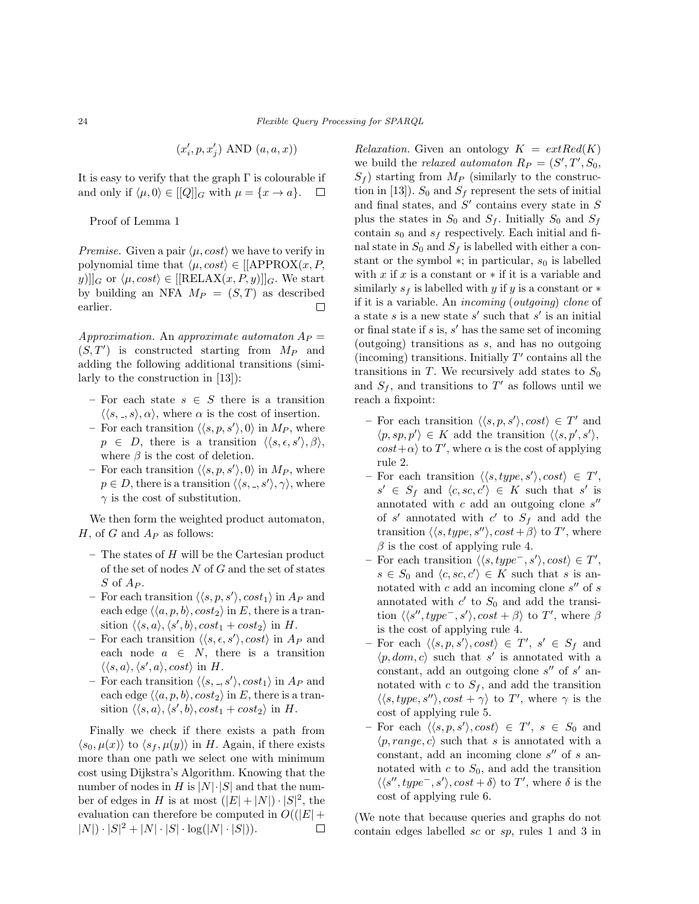$$(x'_i, p, x'_j) \text{ AND } (a, a, x))$$

It is easy to verify that the graph $\Gamma$ is colourable if and only if $\langle \mu, 0 \rangle \in [[Q]]_G$ with $\mu = \{x \to a\}$. $\square$

Proof of Lemma 1

*Premise.* Given a pair $\langle \mu, cost \rangle$ we have to verify in polynomial time that $\langle \mu, cost \rangle \in [[\text{APPROX}(x, P, y)]]_G$ or $\langle \mu, cost \rangle \in [[\text{RELAX}(x, P, y)]]_G$. We start by building an NFA $M_P = (S, T)$ as described earlier. $\square$

*Approximation.* An *approximate automaton* $A_P = (S, T')$ is constructed starting from $M_P$ and adding the following additional transitions (similarly to the construction in [13]):

- For each state $s \in S$ there is a transition $\langle \langle s, \_, s \rangle, \alpha \rangle$, where $\alpha$ is the cost of insertion.
- For each transition $\langle \langle s, p, s' \rangle, 0 \rangle$ in $M_P$, where $p \in D$, there is a transition $\langle \langle s, \epsilon, s' \rangle, \beta \rangle$, where $\beta$ is the cost of deletion.
- For each transition $\langle \langle s, p, s' \rangle, 0 \rangle$ in $M_P$, where $p \in D$, there is a transition $\langle \langle s, \_, s' \rangle, \gamma \rangle$, where $\gamma$ is the cost of substitution.

We then form the weighted product automaton, $H$, of $G$ and $A_P$ as follows:

- The states of $H$ will be the Cartesian product of the set of nodes $N$ of $G$ and the set of states $S$ of $A_P$.
- For each transition $\langle \langle s, p, s' \rangle, cost_1 \rangle$ in $A_P$ and each edge $\langle \langle a, p, b \rangle, cost_2 \rangle$ in $E$, there is a transition $\langle \langle s, a \rangle, \langle s', b \rangle, cost_1 + cost_2 \rangle$ in $H$.
- For each transition $\langle \langle s, \epsilon, s' \rangle, cost \rangle$ in $A_P$ and each node $a \in N$, there is a transition $\langle \langle s, a \rangle, \langle s', a \rangle, cost \rangle$ in $H$.
- For each transition $\langle \langle s, \_, s' \rangle, cost_1 \rangle$ in $A_P$ and each edge $\langle \langle a, p, b \rangle, cost_2 \rangle$ in $E$, there is a transition $\langle \langle s, a \rangle, \langle s', b \rangle, cost_1 + cost_2 \rangle$ in $H$.

Finally we check if there exists a path from $\langle s_0, \mu(x) \rangle$ to $\langle s_f, \mu(y) \rangle$ in $H$. Again, if there exists more than one path we select one with minimum cost using Dijkstra's Algorithm. Knowing that the number of nodes in $H$ is $|N| \cdot |S|$ and that the number of edges in $H$ is at most $(|E| + |N|) \cdot |S|^2$, the evaluation can therefore be computed in $O((|E| + |N|) \cdot |S|^2 + |N| \cdot |S| \cdot \log(|N| \cdot |S|))$. $\square$

*Relaxation.* Given an ontology $K = extRed(K)$ we build the *relaxed automaton* $R_P = (S', T', S_0, S_f)$ starting from $M_P$ (similarly to the construction in [13]). $S_0$ and $S_f$ represent the sets of initial and final states, and $S'$ contains every state in $S$ plus the states in $S_0$ and $S_f$. Initially $S_0$ and $S_f$ contain $s_0$ and $s_f$ respectively. Each initial and final state in $S_0$ and $S_f$ is labelled with either a constant or the symbol $*$; in particular, $s_0$ is labelled with $x$ if $x$ is a constant or $*$ if it is a variable and similarly $s_f$ is labelled with $y$ if $y$ is a constant or $*$ if it is a variable. An *incoming* (*outgoing*) *clone* of a state $s$ is a new state $s'$ such that $s'$ is an initial or final state if $s$ is, $s'$ has the same set of incoming (outgoing) transitions as $s$, and has no outgoing (incoming) transitions. Initially $T'$ contains all the transitions in $T$. We recursively add states to $S_0$ and $S_f$, and transitions to $T'$ as follows until we reach a fixpoint:

- For each transition $\langle \langle s, p, s' \rangle, cost \rangle \in T'$ and $\langle p, sp, p' \rangle \in K$ add the transition $\langle \langle s, p', s' \rangle, cost + \alpha \rangle$ to $T'$, where $\alpha$ is the cost of applying rule 2.
- For each transition $\langle \langle s, type, s' \rangle, cost \rangle \in T'$, $s' \in S_f$ and $\langle c, sc, c' \rangle \in K$ such that $s'$ is annotated with $c$ add an outgoing clone $s''$ of $s'$ annotated with $c'$ to $S_f$ and add the transition $\langle \langle s, type, s'' \rangle, cost + \beta \rangle$ to $T'$, where $\beta$ is the cost of applying rule 4.
- For each transition $\langle \langle s, type^-, s' \rangle, cost \rangle \in T'$, $s \in S_0$ and $\langle c, sc, c' \rangle \in K$ such that $s$ is annotated with $c$ add an incoming clone $s''$ of $s$ annotated with $c'$ to $S_0$ and add the transition $\langle \langle s'', type^-, s' \rangle, cost + \beta \rangle$ to $T'$, where $\beta$ is the cost of applying rule 4.
- For each $\langle \langle s, p, s' \rangle, cost \rangle \in T'$, $s' \in S_f$ and $\langle p, dom, c \rangle$ such that $s'$ is annotated with a constant, add an outgoing clone $s''$ of $s'$ annotated with $c$ to $S_f$, and add the transition $\langle \langle s, type, s'' \rangle, cost + \gamma \rangle$ to $T'$, where $\gamma$ is the cost of applying rule 5.
- For each $\langle \langle s, p, s' \rangle, cost \rangle \in T'$, $s \in S_0$ and $\langle p, range, c \rangle$ such that $s$ is annotated with a constant, add an incoming clone $s''$ of $s$ annotated with $c$ to $S_0$, and add the transition $\langle \langle s'', type^-, s' \rangle, cost + \delta \rangle$ to $T'$, where $\delta$ is the cost of applying rule 6.

(We note that because queries and graphs do not contain edges labelled *sc* or *sp*, rules 1 and 3 in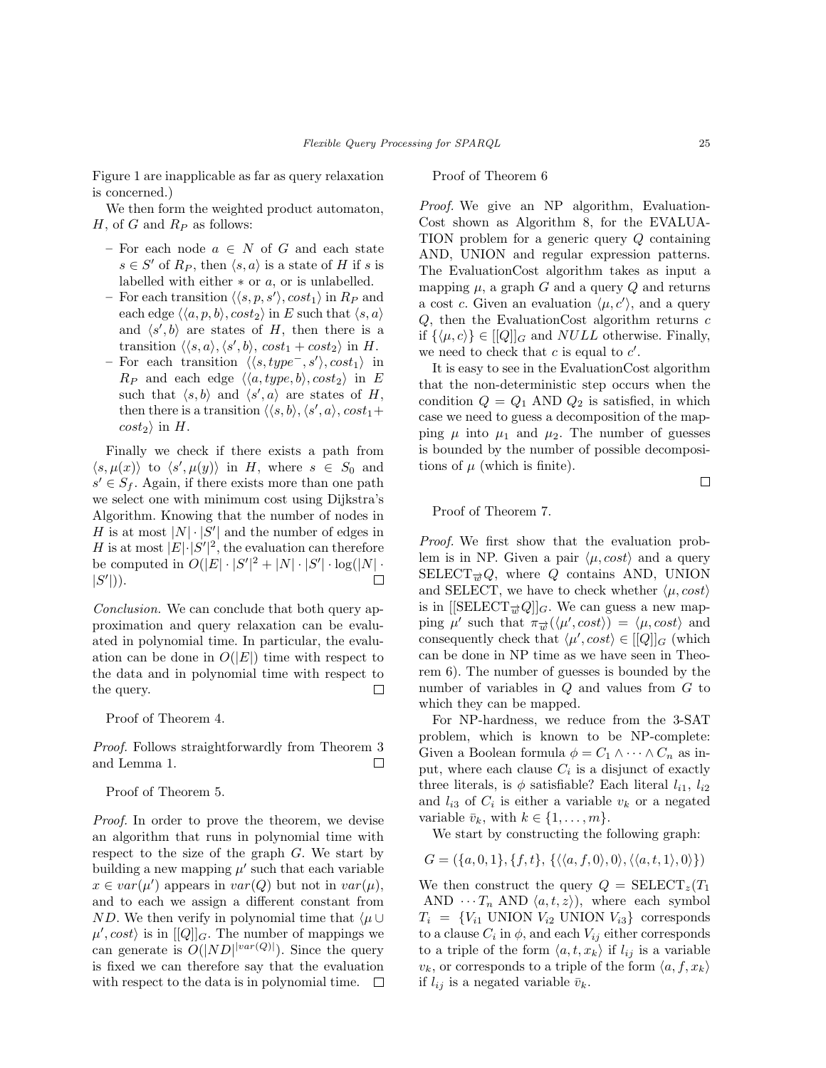Figure 1 are inapplicable as far as query relaxation is concerned.)

We then form the weighted product automaton, $H$, of $G$ and $R_P$ as follows:

- For each node $a \in N$ of $G$ and each state $s \in S'$ of $R_P$, then $\langle s, a\rangle$ is a state of $H$ if $s$ is labelled with either $*$ or $a$, or is unlabelled.
- For each transition $\langle\langle s, p, s'\rangle, cost_1\rangle$ in $R_P$ and each edge $\langle\langle a, p, b\rangle, cost_2\rangle$ in $E$ such that $\langle s, a\rangle$ and $\langle s', b\rangle$ are states of $H$, then there is a transition $\langle\langle s, a\rangle, \langle s', b\rangle, cost_1 + cost_2\rangle$ in $H$.
- For each transition $\langle\langle s, type^{-}, s'\rangle, cost_1\rangle$ in $R_P$ and each edge $\langle\langle a, type, b\rangle, cost_2\rangle$ in $E$ such that $\langle s, b\rangle$ and $\langle s', a\rangle$ are states of $H$, then there is a transition $\langle\langle s, b\rangle, \langle s', a\rangle, cost_1 + cost_2\rangle$ in $H$.

Finally we check if there exists a path from $\langle s, \mu(x)\rangle$ to $\langle s', \mu(y)\rangle$ in $H$, where $s \in S_0$ and $s' \in S_f$. Again, if there exists more than one path we select one with minimum cost using Dijkstra's Algorithm. Knowing that the number of nodes in $H$ is at most $|N| \cdot |S'|$ and the number of edges in $H$ is at most $|E| \cdot |S'|^2$, the evaluation can therefore be computed in $O(|E| \cdot |S'|^2 + |N| \cdot |S'| \cdot \log(|N| \cdot |S'|))$. □

*Conclusion.* We can conclude that both query approximation and query relaxation can be evaluated in polynomial time. In particular, the evaluation can be done in $O(|E|)$ time with respect to the data and in polynomial time with respect to the query. □

Proof of Theorem 4.

*Proof.* Follows straightforwardly from Theorem 3 and Lemma 1. □

Proof of Theorem 5.

*Proof.* In order to prove the theorem, we devise an algorithm that runs in polynomial time with respect to the size of the graph $G$. We start by building a new mapping $\mu'$ such that each variable $x \in var(\mu')$ appears in $var(Q)$ but not in $var(\mu)$, and to each we assign a different constant from $ND$. We then verify in polynomial time that $\langle \mu \cup \mu', cost\rangle$ is in $[[Q]]_G$. The number of mappings we can generate is $O(|ND|^{|var(Q)|})$. Since the query is fixed we can therefore say that the evaluation with respect to the data is in polynomial time. □

Proof of Theorem 6

*Proof.* We give an NP algorithm, EvaluationCost shown as Algorithm 8, for the EVALUATION problem for a generic query $Q$ containing AND, UNION and regular expression patterns. The EvaluationCost algorithm takes as input a mapping $\mu$, a graph $G$ and a query $Q$ and returns a cost $c$. Given an evaluation $\langle \mu, c'\rangle$, and a query $Q$, then the EvaluationCost algorithm returns $c$ if $\{\langle \mu, c\rangle\} \in [[Q]]_G$ and $NULL$ otherwise. Finally, we need to check that $c$ is equal to $c'$.

It is easy to see in the EvaluationCost algorithm that the non-deterministic step occurs when the condition $Q = Q_1$ AND $Q_2$ is satisfied, in which case we need to guess a decomposition of the mapping $\mu$ into $\mu_1$ and $\mu_2$. The number of guesses is bounded by the number of possible decompositions of $\mu$ (which is finite). □

Proof of Theorem 7.

*Proof.* We first show that the evaluation problem is in NP. Given a pair $\langle \mu, cost\rangle$ and a query $\text{SELECT}_{\overrightarrow{w}}Q$, where $Q$ contains AND, UNION and SELECT, we have to check whether $\langle \mu, cost\rangle$ is in $[[\text{SELECT}_{\overrightarrow{w}}Q]]_G$. We can guess a new mapping $\mu'$ such that $\pi_{\overrightarrow{w}}(\langle \mu', cost\rangle) = \langle \mu, cost\rangle$ and consequently check that $\langle \mu', cost\rangle \in [[Q]]_G$ (which can be done in NP time as we have seen in Theorem 6). The number of guesses is bounded by the number of variables in $Q$ and values from $G$ to which they can be mapped.

For NP-hardness, we reduce from the 3-SAT problem, which is known to be NP-complete: Given a Boolean formula $\phi = C_1 \wedge \cdots \wedge C_n$ as input, where each clause $C_i$ is a disjunct of exactly three literals, is $\phi$ satisfiable? Each literal $l_{i1}$, $l_{i2}$ and $l_{i3}$ of $C_i$ is either a variable $v_k$ or a negated variable $\bar{v}_k$, with $k \in \{1, \ldots, m\}$.

We start by constructing the following graph:

$$G = (\{a, 0, 1\}, \{f, t\}, \{\langle\langle a, f, 0\rangle, 0\rangle, \langle\langle a, t, 1\rangle, 0\rangle\})$$

We then construct the query $Q = \text{SELECT}_z(T_1$ AND $\cdots T_n$ AND $\langle a, t, z\rangle)$, where each symbol $T_i = \{V_{i1}$ UNION $V_{i2}$ UNION $V_{i3}\}$ corresponds to a clause $C_i$ in $\phi$, and each $V_{ij}$ either corresponds to a triple of the form $\langle a, t, x_k\rangle$ if $l_{ij}$ is a variable $v_k$, or corresponds to a triple of the form $\langle a, f, x_k\rangle$ if $l_{ij}$ is a negated variable $\bar{v}_k$.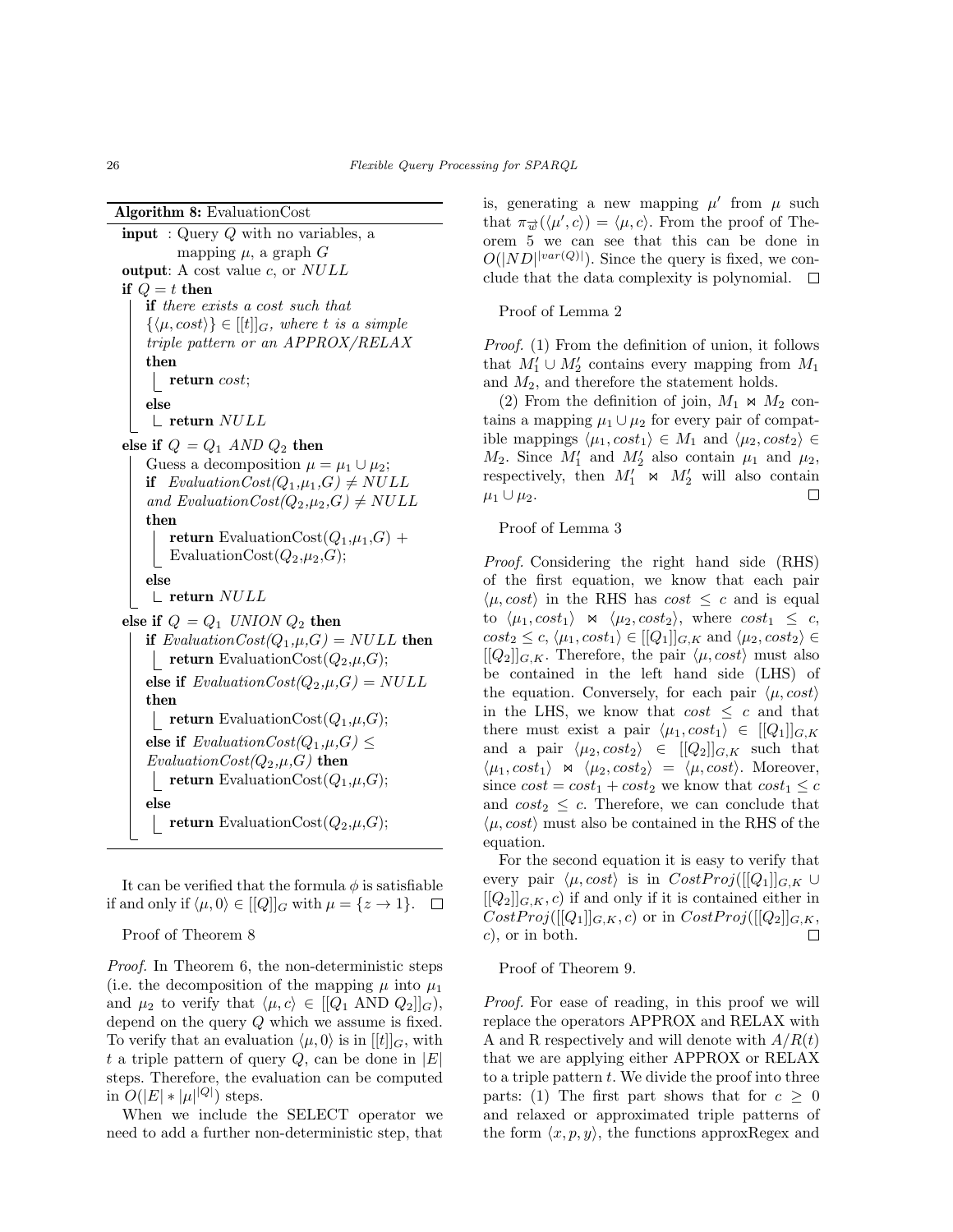**Algorithm 8:** EvaluationCost

```
input : Query Q with no variables, a
        mapping μ, a graph G
output: A cost value c, or NULL
if Q = t then
    if there exists a cost such that
    {⟨μ, cost⟩} ∈ [[t]]_G, where t is a simple
    triple pattern or an APPROX/RELAX
    then
        return cost;
    else
        return NULL
else if Q = Q1 AND Q2 then
    Guess a decomposition μ = μ1 ∪ μ2;
    if EvaluationCost(Q1,μ1,G) ≠ NULL
    and EvaluationCost(Q2,μ2,G) ≠ NULL
    then
        return EvaluationCost(Q1,μ1,G) +
        EvaluationCost(Q2,μ2,G);
    else
        return NULL
else if Q = Q1 UNION Q2 then
    if EvaluationCost(Q1,μ,G) = NULL then
        return EvaluationCost(Q2,μ,G);
    else if EvaluationCost(Q2,μ,G) = NULL
    then
        return EvaluationCost(Q1,μ,G);
    else if EvaluationCost(Q1,μ,G) ≤
    EvaluationCost(Q2,μ,G) then
        return EvaluationCost(Q1,μ,G);
    else
        return EvaluationCost(Q2,μ,G);
```

It can be verified that the formula $\phi$ is satisfiable if and only if $\langle \mu, 0 \rangle \in [[Q]]_G$ with $\mu = \{z \to 1\}$. □

Proof of Theorem 8

*Proof.* In Theorem 6, the non-deterministic steps (i.e. the decomposition of the mapping $\mu$ into $\mu_1$ and $\mu_2$ to verify that $\langle \mu, c \rangle \in [[Q_1 \text{ AND } Q_2]]_G$), depend on the query $Q$ which we assume is fixed. To verify that an evaluation $\langle \mu, 0 \rangle$ is in $[[t]]_G$, with $t$ a triple pattern of query $Q$, can be done in $|E|$ steps. Therefore, the evaluation can be computed in $O(|E| * |\mu|^{|Q|})$ steps.

When we include the SELECT operator we need to add a further non-deterministic step, that is, generating a new mapping $\mu'$ from $\mu$ such that $\pi_{\overrightarrow{w}}(\langle \mu', c \rangle) = \langle \mu, c \rangle$. From the proof of Theorem 5 we can see that this can be done in $O(|ND|^{|var(Q)|})$. Since the query is fixed, we conclude that the data complexity is polynomial. □

Proof of Lemma 2

*Proof.* (1) From the definition of union, it follows that $M'_1 \cup M'_2$ contains every mapping from $M_1$ and $M_2$, and therefore the statement holds.

(2) From the definition of join, $M_1 \bowtie M_2$ contains a mapping $\mu_1 \cup \mu_2$ for every pair of compatible mappings $\langle \mu_1, cost_1 \rangle \in M_1$ and $\langle \mu_2, cost_2 \rangle \in M_2$. Since $M'_1$ and $M'_2$ also contain $\mu_1$ and $\mu_2$, respectively, then $M'_1 \bowtie M'_2$ will also contain $\mu_1 \cup \mu_2$. □

Proof of Lemma 3

*Proof.* Considering the right hand side (RHS) of the first equation, we know that each pair $\langle \mu, cost \rangle$ in the RHS has $cost \leq c$ and is equal to $\langle \mu_1, cost_1 \rangle \bowtie \langle \mu_2, cost_2 \rangle$, where $cost_1 \leq c$, $cost_2 \leq c$, $\langle \mu_1, cost_1 \rangle \in [[Q_1]]_{G,K}$ and $\langle \mu_2, cost_2 \rangle \in [[Q_2]]_{G,K}$. Therefore, the pair $\langle \mu, cost \rangle$ must also be contained in the left hand side (LHS) of the equation. Conversely, for each pair $\langle \mu, cost \rangle$ in the LHS, we know that $cost \leq c$ and that there must exist a pair $\langle \mu_1, cost_1 \rangle \in [[Q_1]]_{G,K}$ and a pair $\langle \mu_2, cost_2 \rangle \in [[Q_2]]_{G,K}$ such that $\langle \mu_1, cost_1 \rangle \bowtie \langle \mu_2, cost_2 \rangle = \langle \mu, cost \rangle$. Moreover, since $cost = cost_1 + cost_2$ we know that $cost_1 \leq c$ and $cost_2 \leq c$. Therefore, we can conclude that $\langle \mu, cost \rangle$ must also be contained in the RHS of the equation.

For the second equation it is easy to verify that every pair $\langle \mu, cost \rangle$ is in $CostProj([[Q_1]]_{G,K} \cup [[Q_2]]_{G,K}, c)$ if and only if it is contained either in $CostProj([[Q_1]]_{G,K}, c)$ or in $CostProj([[Q_2]]_{G,K}, c)$, or in both. □

Proof of Theorem 9.

*Proof.* For ease of reading, in this proof we will replace the operators APPROX and RELAX with A and R respectively and will denote with $A/R(t)$ that we are applying either APPROX or RELAX to a triple pattern $t$. We divide the proof into three parts: (1) The first part shows that for $c \geq 0$ and relaxed or approximated triple patterns of the form $\langle x, p, y \rangle$, the functions approxRegex and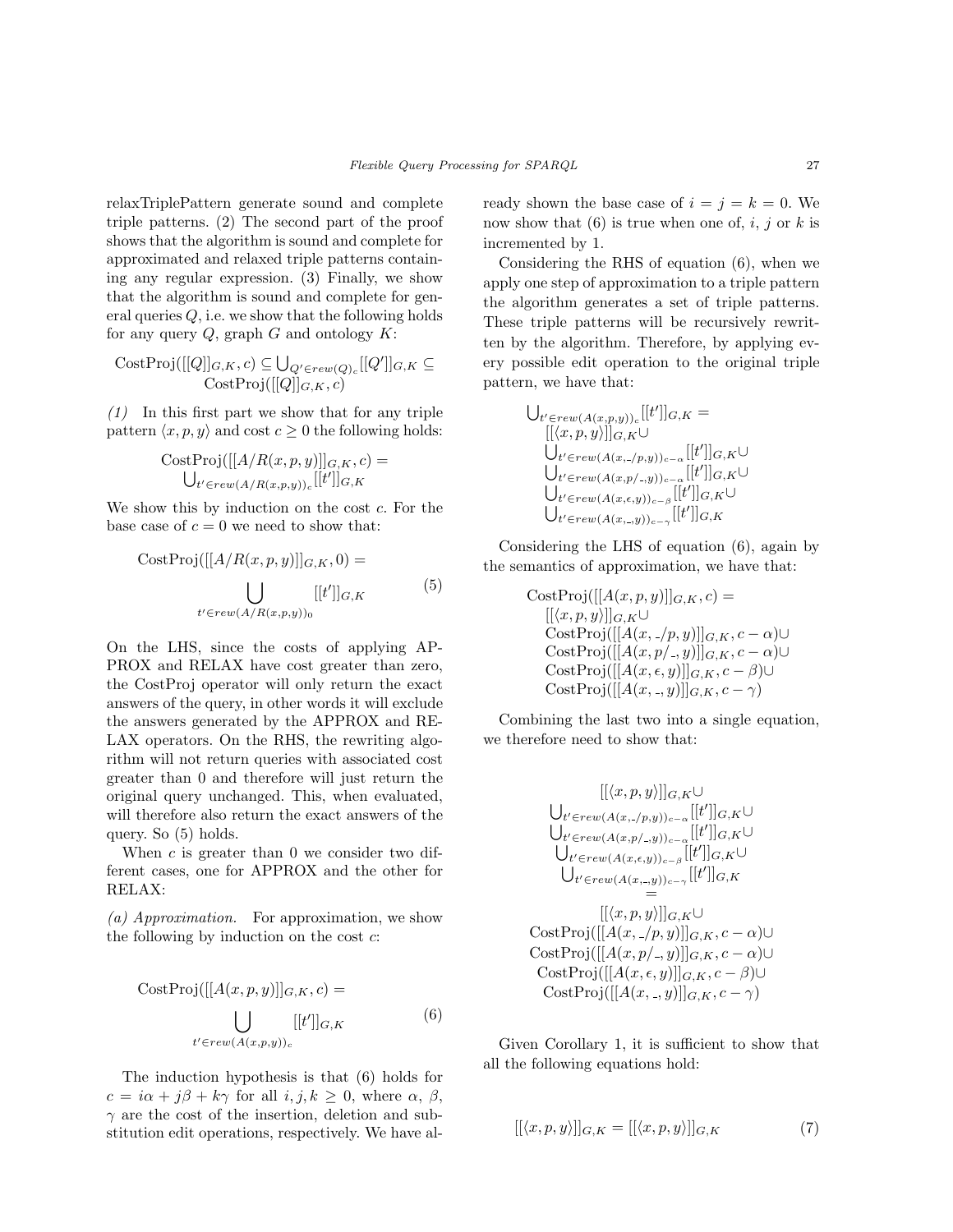relaxTriplePattern generate sound and complete triple patterns. (2) The second part of the proof shows that the algorithm is sound and complete for approximated and relaxed triple patterns containing any regular expression. (3) Finally, we show that the algorithm is sound and complete for general queries $Q$, i.e. we show that the following holds for any query $Q$, graph $G$ and ontology $K$:

$$\text{CostProj}([[Q]]_{G,K}, c) \subseteq \bigcup_{Q' \in rew(Q)_c} [[Q']]_{G,K} \subseteq \text{CostProj}([[Q]]_{G,K}, c)$$

*(1)* In this first part we show that for any triple pattern $\langle x, p, y \rangle$ and cost $c \geq 0$ the following holds:

$$\text{CostProj}([[A/R(x,p,y)]]_{G,K}, c) = \bigcup_{t' \in rew(A/R(x,p,y))_c} [[t']]_{G,K}$$

We show this by induction on the cost $c$. For the base case of $c = 0$ we need to show that:

$$\text{CostProj}([[A/R(x,p,y)]]_{G,K}, 0) = \bigcup_{t' \in rew(A/R(x,p,y))_0} [[t']]_{G,K} \tag{5}$$

On the LHS, since the costs of applying APPROX and RELAX have cost greater than zero, the CostProj operator will only return the exact answers of the query, in other words it will exclude the answers generated by the APPROX and RELAX operators. On the RHS, the rewriting algorithm will not return queries with associated cost greater than 0 and therefore will just return the original query unchanged. This, when evaluated, will therefore also return the exact answers of the query. So (5) holds.

When $c$ is greater than 0 we consider two different cases, one for APPROX and the other for RELAX:

*(a) Approximation.* For approximation, we show the following by induction on the cost $c$:

$$\text{CostProj}([[A(x,p,y)]]_{G,K}, c) = \bigcup_{t' \in rew(A(x,p,y))_c} [[t']]_{G,K} \tag{6}$$

The induction hypothesis is that (6) holds for $c = i\alpha + j\beta + k\gamma$ for all $i, j, k \geq 0$, where $\alpha$, $\beta$, $\gamma$ are the cost of the insertion, deletion and substitution edit operations, respectively. We have already shown the base case of $i = j = k = 0$. We now show that (6) is true when one of, $i$, $j$ or $k$ is incremented by 1.

Considering the RHS of equation (6), when we apply one step of approximation to a triple pattern the algorithm generates a set of triple patterns. These triple patterns will be recursively rewritten by the algorithm. Therefore, by applying every possible edit operation to the original triple pattern, we have that:

$$\begin{aligned}
&\textstyle\bigcup_{t' \in rew(A(x,p,y))_c} [[t']]_{G,K} = \\
&\quad [[\langle x,p,y \rangle]]_{G,K} \cup \\
&\quad \textstyle\bigcup_{t' \in rew(A(x,\_/p,y))_{c-\alpha}} [[t']]_{G,K} \cup \\
&\quad \textstyle\bigcup_{t' \in rew(A(x,p/\_,y))_{c-\alpha}} [[t']]_{G,K} \cup \\
&\quad \textstyle\bigcup_{t' \in rew(A(x,\epsilon,y))_{c-\beta}} [[t']]_{G,K} \cup \\
&\quad \textstyle\bigcup_{t' \in rew(A(x,\_,y))_{c-\gamma}} [[t']]_{G,K}
\end{aligned}$$

Considering the LHS of equation (6), again by the semantics of approximation, we have that:

$$\begin{aligned}
&\text{CostProj}([[A(x,p,y)]]_{G,K}, c) = \\
&\quad [[\langle x,p,y \rangle]]_{G,K} \cup \\
&\quad \text{CostProj}([[A(x,\_/p,y)]]_{G,K}, c-\alpha) \cup \\
&\quad \text{CostProj}([[A(x,p/\_,y)]]_{G,K}, c-\alpha) \cup \\
&\quad \text{CostProj}([[A(x,\epsilon,y)]]_{G,K}, c-\beta) \cup \\
&\quad \text{CostProj}([[A(x,\_,y)]]_{G,K}, c-\gamma)
\end{aligned}$$

Combining the last two into a single equation, we therefore need to show that:

$$\begin{gathered}
[[\langle x,p,y \rangle]]_{G,K} \cup \\
\textstyle\bigcup_{t' \in rew(A(x,\_/p,y))_{c-\alpha}} [[t']]_{G,K} \cup \\
\textstyle\bigcup_{t' \in rew(A(x,p/\_,y))_{c-\alpha}} [[t']]_{G,K} \cup \\
\textstyle\bigcup_{t' \in rew(A(x,\epsilon,y))_{c-\beta}} [[t']]_{G,K} \cup \\
\textstyle\bigcup_{t' \in rew(A(x,\_,y))_{c-\gamma}} [[t']]_{G,K} \\
= \\
[[\langle x,p,y \rangle]]_{G,K} \cup \\
\text{CostProj}([[A(x,\_/p,y)]]_{G,K}, c-\alpha) \cup \\
\text{CostProj}([[A(x,p/\_,y)]]_{G,K}, c-\alpha) \cup \\
\text{CostProj}([[A(x,\epsilon,y)]]_{G,K}, c-\beta) \cup \\
\text{CostProj}([[A(x,\_,y)]]_{G,K}, c-\gamma)
\end{gathered}$$

Given Corollary 1, it is sufficient to show that all the following equations hold:

$$[[\langle x,p,y \rangle]]_{G,K} = [[\langle x,p,y \rangle]]_{G,K} \tag{7}$$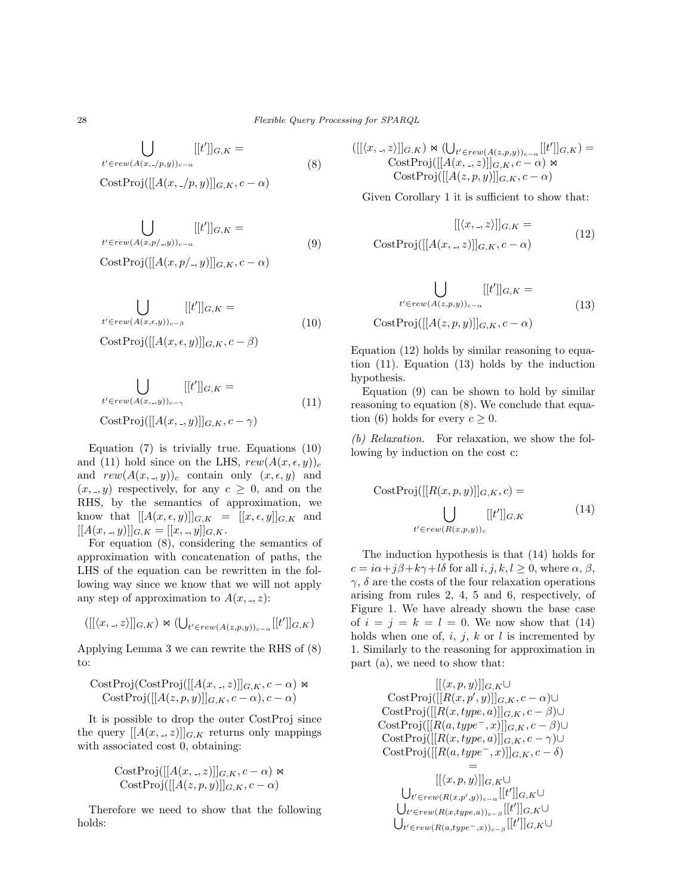$$\bigcup_{t' \in rew(A(x,\_/p,y))_{c-\alpha}} [[t']]_{G,K} = \text{CostProj}([[A(x,\_/p,y)]]_{G,K}, c-\alpha) \tag{8}$$

$$\bigcup_{t' \in rew(A(x,p/\_,y))_{c-\alpha}} [[t']]_{G,K} = \text{CostProj}([[A(x,p/\_,y)]]_{G,K}, c-\alpha) \tag{9}$$

$$\bigcup_{t' \in rew(A(x,\epsilon,y))_{c-\beta}} [[t']]_{G,K} = \text{CostProj}([[A(x,\epsilon,y)]]_{G,K}, c-\beta) \tag{10}$$

$$\bigcup_{t' \in rew(A(x,\_,y))_{c-\gamma}} [[t']]_{G,K} = \text{CostProj}([[A(x,\_,y)]]_{G,K}, c-\gamma) \tag{11}$$

Equation (7) is trivially true. Equations (10) and (11) hold since on the LHS, $rew(A(x,\epsilon,y))_c$ and $rew(A(x,\_,y))_c$ contain only $(x,\epsilon,y)$ and $(x,\_,y)$ respectively, for any $c \geq 0$, and on the RHS, by the semantics of approximation, we know that $[[A(x,\epsilon,y)]]_{G,K} = [[x,\epsilon,y]]_{G,K}$ and $[[A(x,\_,y)]]_{G,K} = [[x,\_,y]]_{G,K}$.

For equation (8), considering the semantics of approximation with concatenation of paths, the LHS of the equation can be rewritten in the following way since we know that we will not apply any step of approximation to $A(x,\_,z)$:

$$([[\langle x,\_,z\rangle]]_{G,K}) \bowtie (\textstyle\bigcup_{t' \in rew(A(z,p,y))_{c-\alpha}} [[t']]_{G,K})$$

Applying Lemma 3 we can rewrite the RHS of (8) to:

$$\text{CostProj}(\text{CostProj}([[A(x,\_,z)]]_{G,K}, c-\alpha) \bowtie \text{CostProj}([[A(z,p,y)]]_{G,K}, c-\alpha), c-\alpha)$$

It is possible to drop the outer CostProj since the query $[[A(x,\_,z)]]_{G,K}$ returns only mappings with associated cost 0, obtaining:

$$\text{CostProj}([[A(x,\_,z)]]_{G,K}, c-\alpha) \bowtie \text{CostProj}([[A(z,p,y)]]_{G,K}, c-\alpha)$$

Therefore we need to show that the following holds:

$$([[\langle x,\_,z\rangle]]_{G,K}) \bowtie (\textstyle\bigcup_{t' \in rew(A(z,p,y))_{c-\alpha}} [[t']]_{G,K}) = \text{CostProj}([[A(x,\_,z)]]_{G,K}, c-\alpha) \bowtie \text{CostProj}([[A(z,p,y)]]_{G,K}, c-\alpha)$$

Given Corollary 1 it is sufficient to show that:

$$[[\langle x,\_,z\rangle]]_{G,K} = \text{CostProj}([[A(x,\_,z)]]_{G,K}, c-\alpha) \tag{12}$$

$$\bigcup_{t' \in rew(A(z,p,y))_{c-\alpha}} [[t']]_{G,K} = \text{CostProj}([[A(z,p,y)]]_{G,K}, c-\alpha) \tag{13}$$

Equation (12) holds by similar reasoning to equation (11). Equation (13) holds by the induction hypothesis.

Equation (9) can be shown to hold by similar reasoning to equation (8). We conclude that equation (6) holds for every $c \geq 0$.

*(b) Relaxation.* For relaxation, we show the following by induction on the cost c:

$$\text{CostProj}([[R(x,p,y)]]_{G,K}, c) = \bigcup_{t' \in rew(R(x,p,y))_c} [[t']]_{G,K} \tag{14}$$

The induction hypothesis is that (14) holds for $c = i\alpha + j\beta + k\gamma + l\delta$ for all $i,j,k,l \geq 0$, where $\alpha$, $\beta$, $\gamma$, $\delta$ are the costs of the four relaxation operations arising from rules 2, 4, 5 and 6, respectively, of Figure 1. We have already shown the base case of $i = j = k = l = 0$. We now show that (14) holds when one of, $i$, $j$, $k$ or $l$ is incremented by 1. Similarly to the reasoning for approximation in part (a), we need to show that:

$$\begin{gathered}
[[\langle x,p,y\rangle]]_{G,K} \cup \\
\text{CostProj}([[R(x,p',y)]]_{G,K}, c-\alpha) \cup \\
\text{CostProj}([[R(x,type,a)]]_{G,K}, c-\beta) \cup \\
\text{CostProj}([[R(a,type^-,x)]]_{G,K}, c-\beta) \cup \\
\text{CostProj}([[R(x,type,a)]]_{G,K}, c-\gamma) \cup \\
\text{CostProj}([[R(a,type^-,x)]]_{G,K}, c-\delta) \\
= \\
[[\langle x,p,y\rangle]]_{G,K} \cup \\
\textstyle\bigcup_{t' \in rew(R(x,p',y))_{c-\alpha}} [[t']]_{G,K} \cup \\
\textstyle\bigcup_{t' \in rew(R(x,type,a))_{c-\beta}} [[t']]_{G,K} \cup \\
\textstyle\bigcup_{t' \in rew(R(a,type^-,x))_{c-\beta}} [[t']]_{G,K} \cup
\end{gathered}$$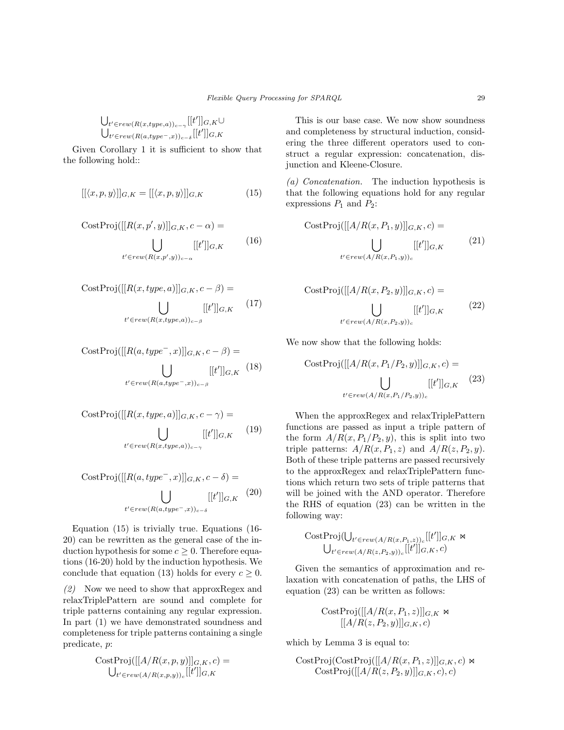$$\bigcup_{t' \in rew(R(x,type,a))_{c-\gamma}} [[t']]_{G,K} \cup \bigcup_{t' \in rew(R(a,type^-,x))_{c-\delta}} [[t']]_{G,K}$$

Given Corollary 1 it is sufficient to show that the following hold::

$$[[\langle x,p,y\rangle]]_{G,K} = [[\langle x,p,y\rangle]]_{G,K} \tag{15}$$

$$\text{CostProj}([[R(x,p',y)]]_{G,K}, c-\alpha) = \bigcup_{t' \in rew(R(x,p',y))_{c-\alpha}} [[t']]_{G,K} \tag{16}$$

$$\text{CostProj}([[R(x,type,a)]]_{G,K}, c-\beta) = \bigcup_{t' \in rew(R(x,type,a))_{c-\beta}} [[t']]_{G,K} \tag{17}$$

$$\text{CostProj}([[R(a,type^-,x)]]_{G,K}, c-\beta) = \bigcup_{t' \in rew(R(a,type^-,x))_{c-\beta}} [[t']]_{G,K} \tag{18}$$

$$\text{CostProj}([[R(x,type,a)]]_{G,K}, c-\gamma) = \bigcup_{t' \in rew(R(x,type,a))_{c-\gamma}} [[t']]_{G,K} \tag{19}$$

$$\text{CostProj}([[R(a,type^-,x)]]_{G,K}, c-\delta) = \bigcup_{t' \in rew(R(a,type^-,x))_{c-\delta}} [[t']]_{G,K} \tag{20}$$

Equation (15) is trivially true. Equations (16-20) can be rewritten as the general case of the induction hypothesis for some $c \geq 0$. Therefore equations (16-20) hold by the induction hypothesis. We conclude that equation (13) holds for every $c \geq 0$.

*(2)* Now we need to show that approxRegex and relaxTriplePattern are sound and complete for triple patterns containing any regular expression. In part (1) we have demonstrated soundness and completeness for triple patterns containing a single predicate, $p$:

$$\text{CostProj}([[A/R(x,p,y)]]_{G,K}, c) = \bigcup_{t' \in rew(A/R(x,p,y))_c} [[t']]_{G,K}$$

This is our base case. We now show soundness and completeness by structural induction, considering the three different operators used to construct a regular expression: concatenation, disjunction and Kleene-Closure.

*(a) Concatenation.* The induction hypothesis is that the following equations hold for any regular expressions $P_1$ and $P_2$:

$$\text{CostProj}([[A/R(x,P_1,y)]]_{G,K}, c) = \bigcup_{t' \in rew(A/R(x,P_1,y))_c} [[t']]_{G,K} \tag{21}$$

$$\text{CostProj}([[A/R(x,P_2,y)]]_{G,K}, c) = \bigcup_{t' \in rew(A/R(x,P_2,y))_c} [[t']]_{G,K} \tag{22}$$

We now show that the following holds:

$$\text{CostProj}([[A/R(x,P_1/P_2,y)]]_{G,K}, c) = \bigcup_{t' \in rew(A/R(x,P_1/P_2,y))_c} [[t']]_{G,K} \tag{23}$$

When the approxRegex and relaxTriplePattern functions are passed as input a triple pattern of the form $A/R(x,P_1/P_2,y)$, this is split into two triple patterns: $A/R(x,P_1,z)$ and $A/R(z,P_2,y)$. Both of these triple patterns are passed recursively to the approxRegex and relaxTriplePattern functions which return two sets of triple patterns that will be joined with the AND operator. Therefore the RHS of equation (23) can be written in the following way:

$$\text{CostProj}\Big(\bigcup_{t' \in rew(A/R(x,P_1,z))_c} [[t']]_{G,K} \bowtie \bigcup_{t' \in rew(A/R(z,P_2,y))_c} [[t']]_{G,K}, c\Big)$$

Given the semantics of approximation and relaxation with concatenation of paths, the LHS of equation (23) can be written as follows:

$$\text{CostProj}([[A/R(x,P_1,z)]]_{G,K} \bowtie [[A/R(z,P_2,y)]]_{G,K}, c)$$

which by Lemma 3 is equal to:

$$\text{CostProj}(\text{CostProj}([[A/R(x,P_1,z)]]_{G,K}, c) \bowtie \text{CostProj}([[A/R(z,P_2,y)]]_{G,K}, c), c)$$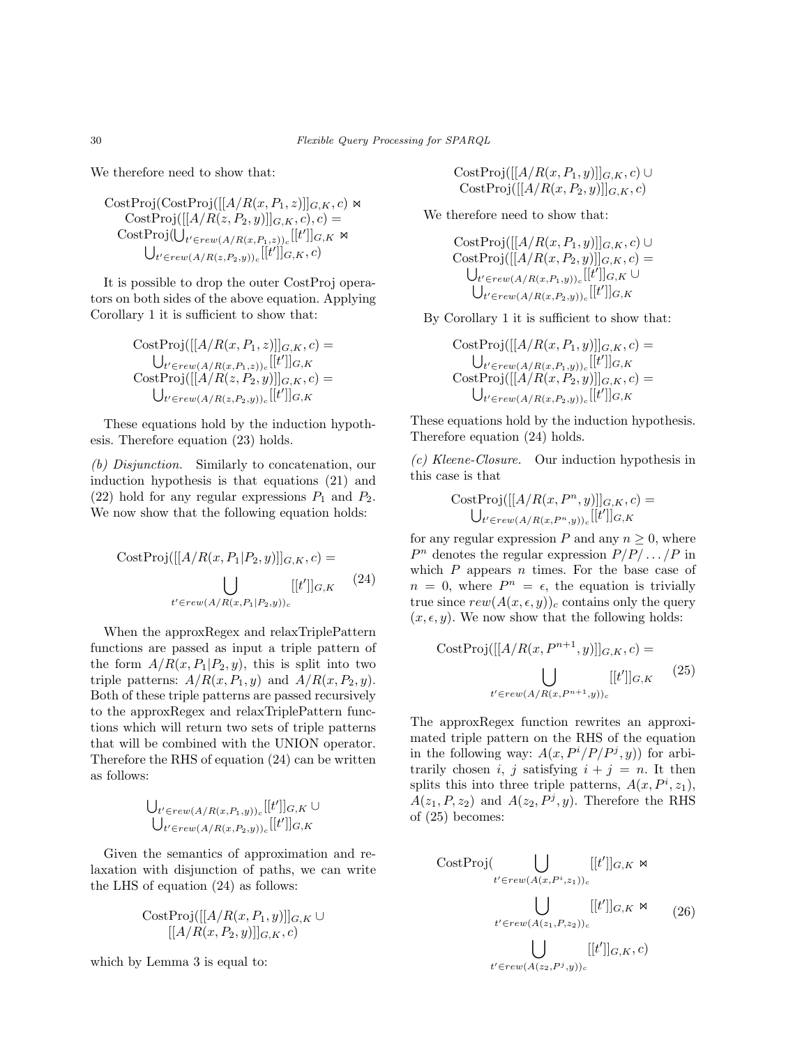We therefore need to show that:

$$\text{CostProj}(\text{CostProj}([[A/R(x,P_1,z)]]_{G,K},c) \bowtie \text{CostProj}([[A/R(z,P_2,y)]]_{G,K},c),c) = \text{CostProj}(\bigcup_{t' \in rew(A/R(x,P_1,z))_c}[[t']]_{G,K} \bowtie \bigcup_{t' \in rew(A/R(z,P_2,y))_c}[[t']]_{G,K},c)$$

It is possible to drop the outer CostProj operators on both sides of the above equation. Applying Corollary 1 it is sufficient to show that:

$$\text{CostProj}([[A/R(x,P_1,z)]]_{G,K},c) = \bigcup_{t' \in rew(A/R(x,P_1,z))_c}[[t']]_{G,K}$$
$$\text{CostProj}([[A/R(z,P_2,y)]]_{G,K},c) = \bigcup_{t' \in rew(A/R(z,P_2,y))_c}[[t']]_{G,K}$$

These equations hold by the induction hypothesis. Therefore equation (23) holds.

*(b) Disjunction.* Similarly to concatenation, our induction hypothesis is that equations (21) and (22) hold for any regular expressions $P_1$ and $P_2$. We now show that the following equation holds:

$$\text{CostProj}([[A/R(x,P_1|P_2,y)]]_{G,K},c) = \bigcup_{t' \in rew(A/R(x,P_1|P_2,y))_c}[[t']]_{G,K} \tag{24}$$

When the approxRegex and relaxTriplePattern functions are passed as input a triple pattern of the form $A/R(x,P_1|P_2,y)$, this is split into two triple patterns: $A/R(x,P_1,y)$ and $A/R(x,P_2,y)$. Both of these triple patterns are passed recursively to the approxRegex and relaxTriplePattern functions which will return two sets of triple patterns that will be combined with the UNION operator. Therefore the RHS of equation (24) can be written as follows:

$$\bigcup_{t' \in rew(A/R(x,P_1,y))_c}[[t']]_{G,K} \cup \bigcup_{t' \in rew(A/R(x,P_2,y))_c}[[t']]_{G,K}$$

Given the semantics of approximation and relaxation with disjunction of paths, we can write the LHS of equation (24) as follows:

$$\text{CostProj}([[A/R(x,P_1,y)]]_{G,K} \cup [[A/R(x,P_2,y)]]_{G,K},c)$$

which by Lemma 3 is equal to:

$$\text{CostProj}([[A/R(x,P_1,y)]]_{G,K},c) \cup \text{CostProj}([[A/R(x,P_2,y)]]_{G,K},c)$$

We therefore need to show that:

$$\text{CostProj}([[A/R(x,P_1,y)]]_{G,K},c) \cup \text{CostProj}([[A/R(x,P_2,y)]]_{G,K},c) = \bigcup_{t' \in rew(A/R(x,P_1,y))_c}[[t']]_{G,K} \cup \bigcup_{t' \in rew(A/R(x,P_2,y))_c}[[t']]_{G,K}$$

By Corollary 1 it is sufficient to show that:

$$\text{CostProj}([[A/R(x,P_1,y)]]_{G,K},c) = \bigcup_{t' \in rew(A/R(x,P_1,y))_c}[[t']]_{G,K}$$
$$\text{CostProj}([[A/R(x,P_2,y)]]_{G,K},c) = \bigcup_{t' \in rew(A/R(x,P_2,y))_c}[[t']]_{G,K}$$

These equations hold by the induction hypothesis. Therefore equation (24) holds.

*(c) Kleene-Closure.* Our induction hypothesis in this case is that

$$\text{CostProj}([[A/R(x,P^n,y)]]_{G,K},c) = \bigcup_{t' \in rew(A/R(x,P^n,y))_c}[[t']]_{G,K}$$

for any regular expression $P$ and any $n \geq 0$, where $P^n$ denotes the regular expression $P/P/\ldots/P$ in which $P$ appears $n$ times. For the base case of $n = 0$, where $P^n = \epsilon$, the equation is trivially true since $rew(A(x,\epsilon,y))_c$ contains only the query $(x,\epsilon,y)$. We now show that the following holds:

$$\text{CostProj}([[A/R(x,P^{n+1},y)]]_{G,K},c) = \bigcup_{t' \in rew(A/R(x,P^{n+1},y))_c}[[t']]_{G,K} \tag{25}$$

The approxRegex function rewrites an approximated triple pattern on the RHS of the equation in the following way: $A(x,P^i/P/P^j,y))$ for arbitrarily chosen $i$, $j$ satisfying $i+j=n$. It then splits this into three triple patterns, $A(x,P^i,z_1)$, $A(z_1,P,z_2)$ and $A(z_2,P^j,y)$. Therefore the RHS of (25) becomes:

$$\text{CostProj}(\bigcup_{t' \in rew(A(x,P^i,z_1))_c}[[t']]_{G,K} \bowtie \bigcup_{t' \in rew(A(z_1,P,z_2))_c}[[t']]_{G,K} \bowtie \bigcup_{t' \in rew(A(z_2,P^j,y))_c}[[t']]_{G,K},c) \tag{26}$$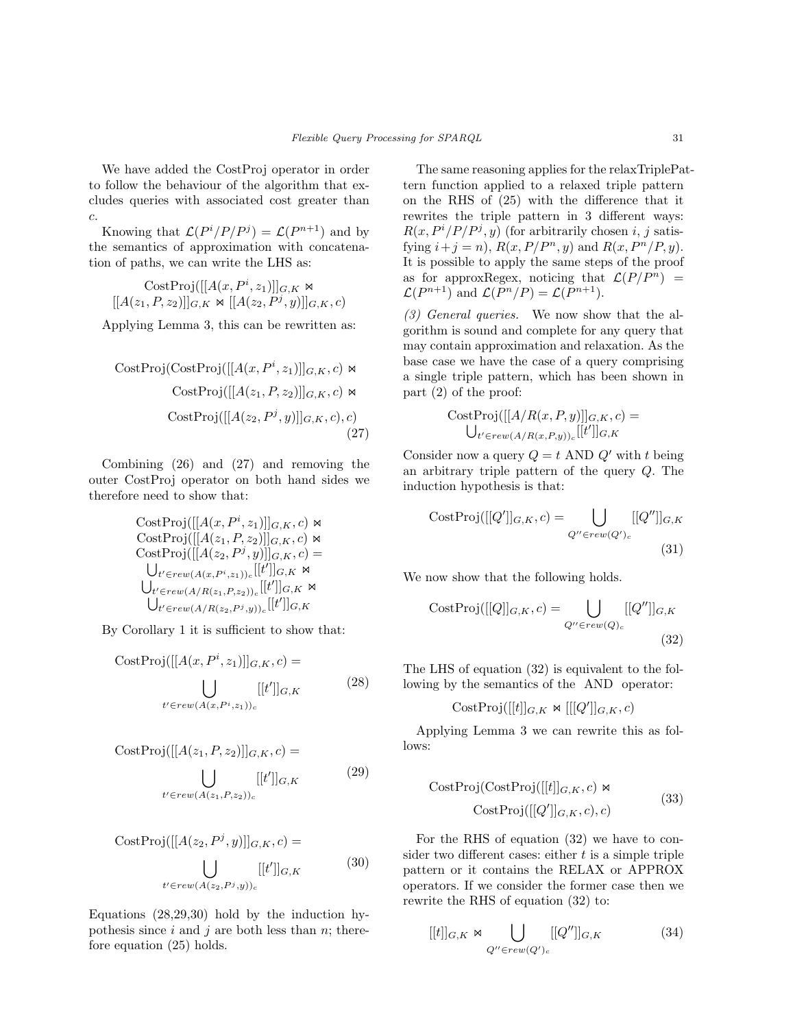We have added the CostProj operator in order to follow the behaviour of the algorithm that excludes queries with associated cost greater than $c$.

Knowing that $\mathcal{L}(P^i/P/P^j) = \mathcal{L}(P^{n+1})$ and by the semantics of approximation with concatenation of paths, we can write the LHS as:

$$\text{CostProj}([[A(x, P^i, z_1)]]_{G,K} \bowtie [[A(z_1, P, z_2)]]_{G,K} \bowtie [[A(z_2, P^j, y)]]_{G,K}, c)$$

Applying Lemma 3, this can be rewritten as:

$$\begin{aligned}\text{CostProj}(&\text{CostProj}([[A(x, P^i, z_1)]]_{G,K}, c) \bowtie \\ &\text{CostProj}([[A(z_1, P, z_2)]]_{G,K}, c) \bowtie \\ &\text{CostProj}([[A(z_2, P^j, y)]]_{G,K}, c), c)\end{aligned} \tag{27}$$

Combining (26) and (27) and removing the outer CostProj operator on both hand sides we therefore need to show that:

$$\begin{gathered}\text{CostProj}([[A(x, P^i, z_1)]]_{G,K}, c) \bowtie \\ \text{CostProj}([[A(z_1, P, z_2)]]_{G,K}, c) \bowtie \\ \text{CostProj}([[A(z_2, P^j, y)]]_{G,K}, c) = \\ \bigcup_{t' \in rew(A(x,P^i,z_1))_c} [[t']]_{G,K} \bowtie \\ \bigcup_{t' \in rew(A/R(z_1,P,z_2))_c} [[t']]_{G,K} \bowtie \\ \bigcup_{t' \in rew(A/R(z_2,P^j,y))_c} [[t']]_{G,K}\end{gathered}$$

By Corollary 1 it is sufficient to show that:

$$\text{CostProj}([[A(x, P^i, z_1)]]_{G,K}, c) = \bigcup_{t' \in rew(A(x,P^i,z_1))_c} [[t']]_{G,K} \tag{28}$$

$$\text{CostProj}([[A(z_1, P, z_2)]]_{G,K}, c) = \bigcup_{t' \in rew(A(z_1,P,z_2))_c} [[t']]_{G,K} \tag{29}$$

$$\text{CostProj}([[A(z_2, P^j, y)]]_{G,K}, c) = \bigcup_{t' \in rew(A(z_2,P^j,y))_c} [[t']]_{G,K} \tag{30}$$

Equations (28,29,30) hold by the induction hypothesis since $i$ and $j$ are both less than $n$; therefore equation (25) holds.

The same reasoning applies for the relaxTriplePattern function applied to a relaxed triple pattern on the RHS of (25) with the difference that it rewrites the triple pattern in 3 different ways: $R(x, P^i/P/P^j, y)$ (for arbitrarily chosen $i$, $j$ satisfying $i+j = n$), $R(x, P/P^n, y)$ and $R(x, P^n/P, y)$. It is possible to apply the same steps of the proof as for approxRegex, noticing that $\mathcal{L}(P/P^n) = \mathcal{L}(P^{n+1})$ and $\mathcal{L}(P^n/P) = \mathcal{L}(P^{n+1})$.

*(3) General queries.* We now show that the algorithm is sound and complete for any query that may contain approximation and relaxation. As the base case we have the case of a query comprising a single triple pattern, which has been shown in part (2) of the proof:

$$\text{CostProj}([[A/R(x, P, y)]]_{G,K}, c) = \bigcup_{t' \in rew(A/R(x,P,y))_c} [[t']]_{G,K}$$

Consider now a query $Q = t$ AND $Q'$ with $t$ being an arbitrary triple pattern of the query $Q$. The induction hypothesis is that:

$$\text{CostProj}([[Q']]_{G,K}, c) = \bigcup_{Q'' \in rew(Q')_c} [[Q'']]_{G,K} \tag{31}$$

We now show that the following holds.

$$\text{CostProj}([[Q]]_{G,K}, c) = \bigcup_{Q'' \in rew(Q)_c} [[Q'']]_{G,K} \tag{32}$$

The LHS of equation (32) is equivalent to the following by the semantics of the AND operator:

$$\text{CostProj}([[t]]_{G,K} \bowtie [[Q']]_{G,K}, c)$$

Applying Lemma 3 we can rewrite this as follows:

$$\begin{aligned}\text{CostProj}(&\text{CostProj}([[t]]_{G,K}, c) \bowtie \\ &\text{CostProj}([[Q']]_{G,K}, c), c)\end{aligned} \tag{33}$$

For the RHS of equation (32) we have to consider two different cases: either $t$ is a simple triple pattern or it contains the RELAX or APPROX operators. If we consider the former case then we rewrite the RHS of equation (32) to:

$$[[t]]_{G,K} \bowtie \bigcup_{Q'' \in rew(Q')_c} [[Q'']]_{G,K} \tag{34}$$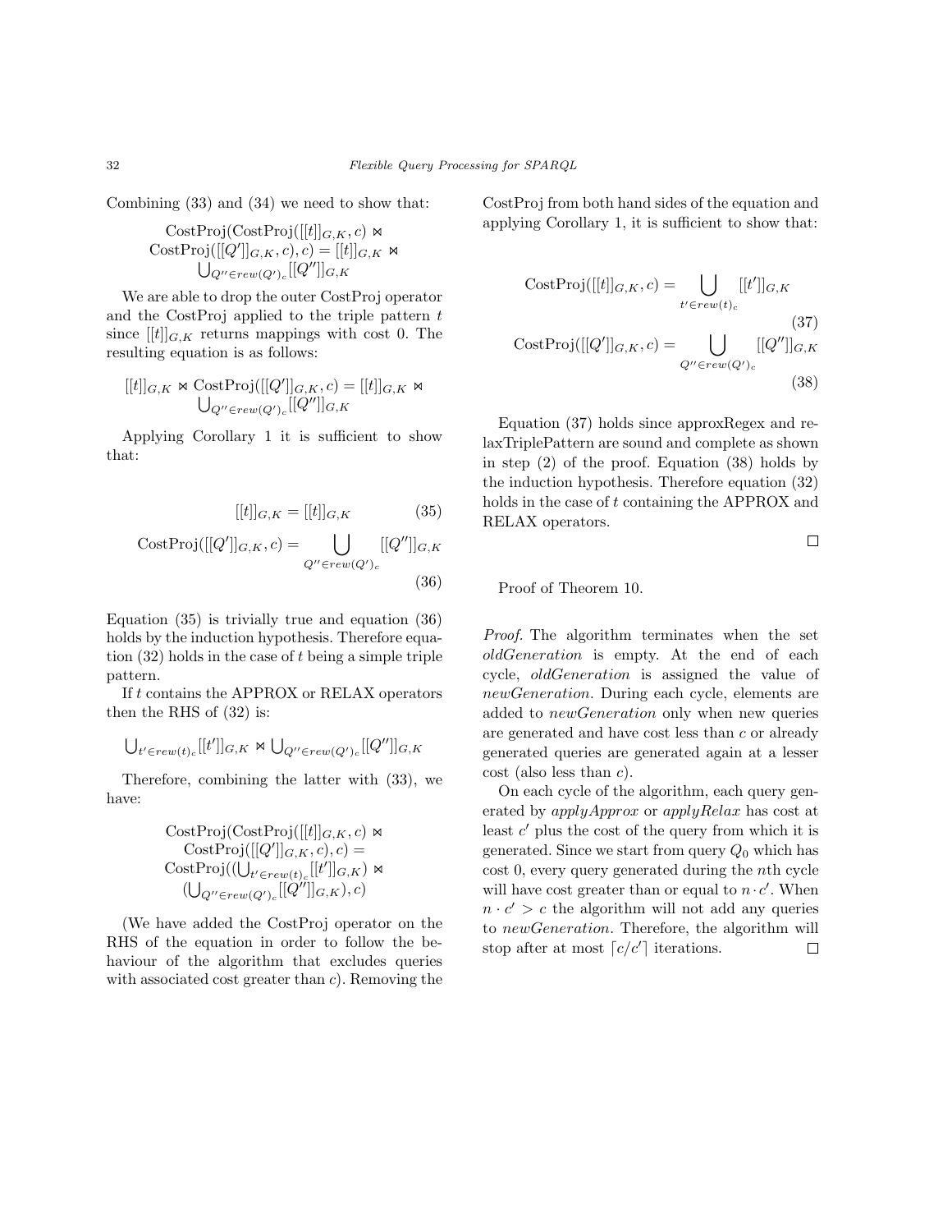Combining (33) and (34) we need to show that:

$$\text{CostProj}(\text{CostProj}([[t]]_{G,K}, c) \bowtie \text{CostProj}([[Q']]_{G,K}, c), c) = [[t]]_{G,K} \bowtie \bigcup_{Q'' \in rew(Q')_c} [[Q'']]_{G,K}$$

We are able to drop the outer CostProj operator and the CostProj applied to the triple pattern $t$ since $[[t]]_{G,K}$ returns mappings with cost 0. The resulting equation is as follows:

$$[[t]]_{G,K} \bowtie \text{CostProj}([[Q']]_{G,K}, c) = [[t]]_{G,K} \bowtie \bigcup_{Q'' \in rew(Q')_c} [[Q'']]_{G,K}$$

Applying Corollary 1 it is sufficient to show that:

$$[[t]]_{G,K} = [[t]]_{G,K} \tag{35}$$

$$\text{CostProj}([[Q']]_{G,K}, c) = \bigcup_{Q'' \in rew(Q')_c} [[Q'']]_{G,K} \tag{36}$$

Equation (35) is trivially true and equation (36) holds by the induction hypothesis. Therefore equation (32) holds in the case of $t$ being a simple triple pattern.

If $t$ contains the APPROX or RELAX operators then the RHS of (32) is:

$$\bigcup_{t' \in rew(t)_c} [[t']]_{G,K} \bowtie \bigcup_{Q'' \in rew(Q')_c} [[Q'']]_{G,K}$$

Therefore, combining the latter with (33), we have:

$$\text{CostProj}(\text{CostProj}([[t]]_{G,K}, c) \bowtie \text{CostProj}([[Q']]_{G,K}, c), c) = \text{CostProj}((\bigcup_{t' \in rew(t)_c} [[t']]_{G,K}) \bowtie (\bigcup_{Q'' \in rew(Q')_c} [[Q'']]_{G,K}), c)$$

(We have added the CostProj operator on the RHS of the equation in order to follow the behaviour of the algorithm that excludes queries with associated cost greater than $c$). Removing the CostProj from both hand sides of the equation and applying Corollary 1, it is sufficient to show that:

$$\text{CostProj}([[t]]_{G,K}, c) = \bigcup_{t' \in rew(t)_c} [[t']]_{G,K} \tag{37}$$

$$\text{CostProj}([[Q']]_{G,K}, c) = \bigcup_{Q'' \in rew(Q')_c} [[Q'']]_{G,K} \tag{38}$$

Equation (37) holds since approxRegex and relaxTriplePattern are sound and complete as shown in step (2) of the proof. Equation (38) holds by the induction hypothesis. Therefore equation (32) holds in the case of $t$ containing the APPROX and RELAX operators. □

Proof of Theorem 10.

*Proof.* The algorithm terminates when the set *oldGeneration* is empty. At the end of each cycle, *oldGeneration* is assigned the value of *newGeneration*. During each cycle, elements are added to *newGeneration* only when new queries are generated and have cost less than $c$ or already generated queries are generated again at a lesser cost (also less than $c$).

On each cycle of the algorithm, each query generated by *applyApprox* or *applyRelax* has cost at least $c'$ plus the cost of the query from which it is generated. Since we start from query $Q_0$ which has cost 0, every query generated during the $n$th cycle will have cost greater than or equal to $n \cdot c'$. When $n \cdot c' > c$ the algorithm will not add any queries to *newGeneration*. Therefore, the algorithm will stop after at most $\lceil c/c' \rceil$ iterations. □